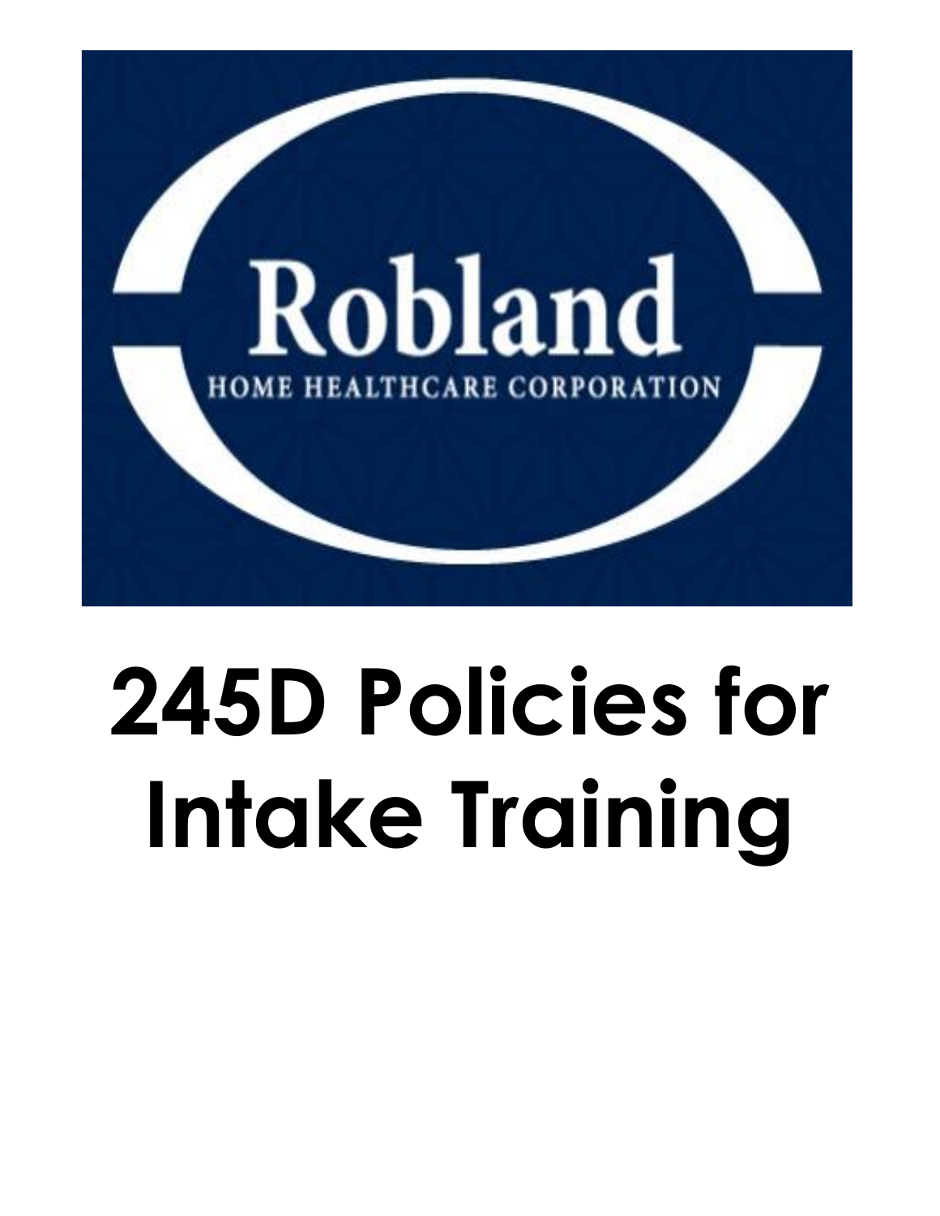Robland

HOME HEALTHCARE CORPORATION

# 245D Policies for Intake Training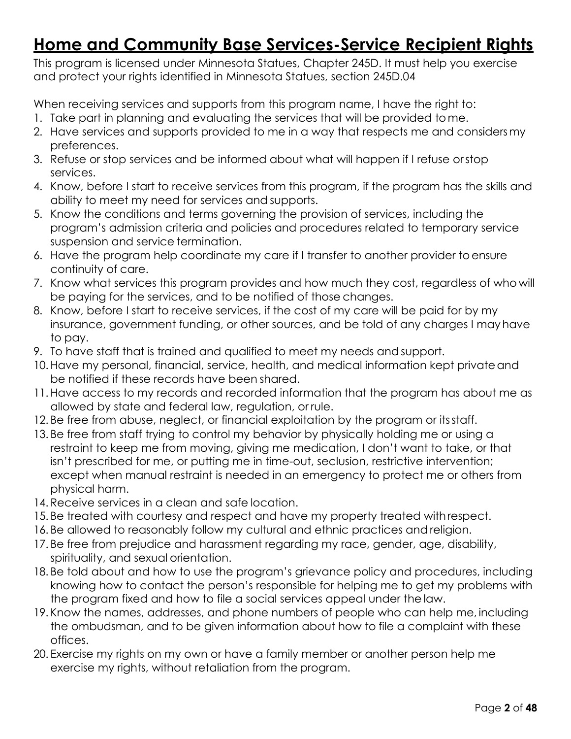# Home and Community Base Services-Service Recipient Rights

This program is licensed under Minnesota Statues, Chapter 245D. It must help you exercise and protect your rights identified in Minnesota Statues, section 245D.04

When receiving services and supports from this program name, I have the right to:

1. Take part in planning and evaluating the services that will be provided to me.
2. Have services and supports provided to me in a way that respects me and considers my preferences.
3. Refuse or stop services and be informed about what will happen if I refuse or stop services.
4. Know, before I start to receive services from this program, if the program has the skills and ability to meet my need for services and supports.
5. Know the conditions and terms governing the provision of services, including the program's admission criteria and policies and procedures related to temporary service suspension and service termination.
6. Have the program help coordinate my care if I transfer to another provider to ensure continuity of care.
7. Know what services this program provides and how much they cost, regardless of who will be paying for the services, and to be notified of those changes.
8. Know, before I start to receive services, if the cost of my care will be paid for by my insurance, government funding, or other sources, and be told of any charges I may have to pay.
9. To have staff that is trained and qualified to meet my needs and support.
10. Have my personal, financial, service, health, and medical information kept private and be notified if these records have been shared.
11. Have access to my records and recorded information that the program has about me as allowed by state and federal law, regulation, or rule.
12. Be free from abuse, neglect, or financial exploitation by the program or its staff.
13. Be free from staff trying to control my behavior by physically holding me or using a restraint to keep me from moving, giving me medication, I don't want to take, or that isn't prescribed for me, or putting me in time-out, seclusion, restrictive intervention; except when manual restraint is needed in an emergency to protect me or others from physical harm.
14. Receive services in a clean and safe location.
15. Be treated with courtesy and respect and have my property treated with respect.
16. Be allowed to reasonably follow my cultural and ethnic practices and religion.
17. Be free from prejudice and harassment regarding my race, gender, age, disability, spirituality, and sexual orientation.
18. Be told about and how to use the program's grievance policy and procedures, including knowing how to contact the person's responsible for helping me to get my problems with the program fixed and how to file a social services appeal under the law.
19. Know the names, addresses, and phone numbers of people who can help me, including the ombudsman, and to be given information about how to file a complaint with these offices.
20. Exercise my rights on my own or have a family member or another person help me exercise my rights, without retaliation from the program.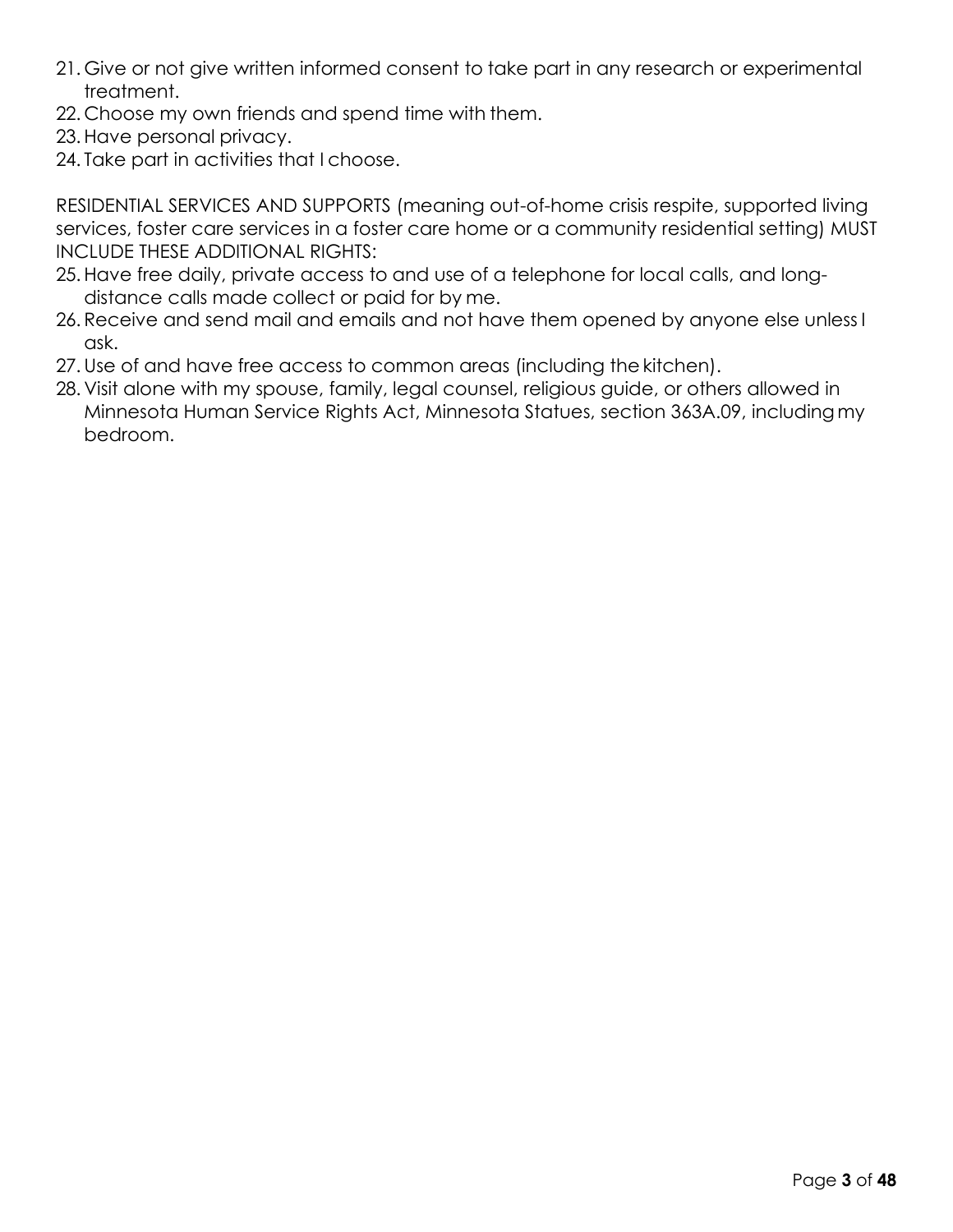21. Give or not give written informed consent to take part in any research or experimental treatment.
22. Choose my own friends and spend time with them.
23. Have personal privacy.
24. Take part in activities that I choose.

RESIDENTIAL SERVICES AND SUPPORTS (meaning out-of-home crisis respite, supported living services, foster care services in a foster care home or a community residential setting) MUST INCLUDE THESE ADDITIONAL RIGHTS:

25. Have free daily, private access to and use of a telephone for local calls, and long-distance calls made collect or paid for by me.
26. Receive and send mail and emails and not have them opened by anyone else unless I ask.
27. Use of and have free access to common areas (including the kitchen).
28. Visit alone with my spouse, family, legal counsel, religious guide, or others allowed in Minnesota Human Service Rights Act, Minnesota Statues, section 363A.09, including my bedroom.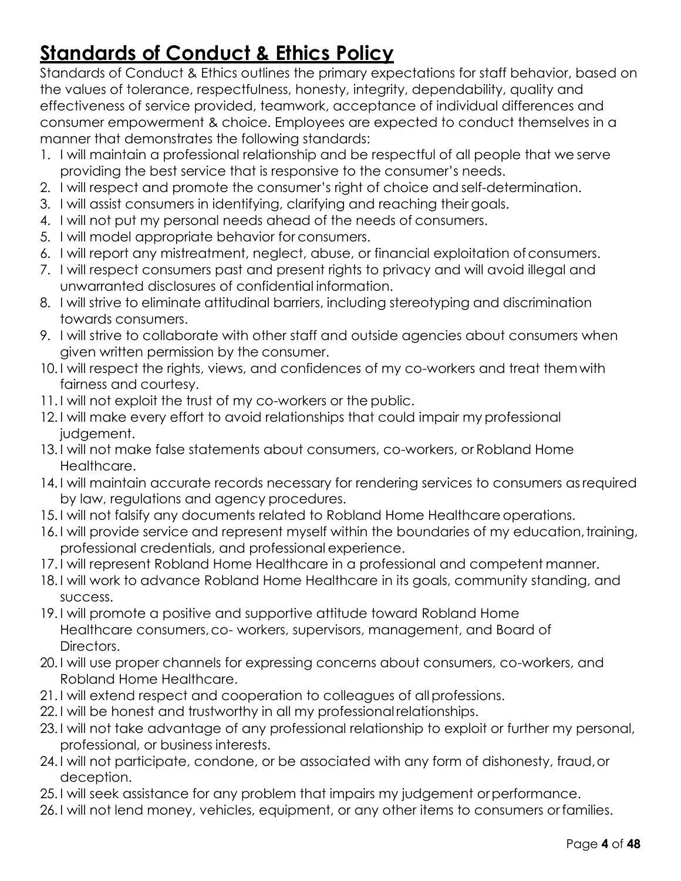# **Standards of Conduct & Ethics Policy**

Standards of Conduct & Ethics outlines the primary expectations for staff behavior, based on the values of tolerance, respectfulness, honesty, integrity, dependability, quality and effectiveness of service provided, teamwork, acceptance of individual differences and consumer empowerment & choice. Employees are expected to conduct themselves in a manner that demonstrates the following standards:

1. I will maintain a professional relationship and be respectful of all people that we serve providing the best service that is responsive to the consumer's needs.
2. I will respect and promote the consumer's right of choice and self-determination.
3. I will assist consumers in identifying, clarifying and reaching their goals.
4. I will not put my personal needs ahead of the needs of consumers.
5. I will model appropriate behavior for consumers.
6. I will report any mistreatment, neglect, abuse, or financial exploitation of consumers.
7. I will respect consumers past and present rights to privacy and will avoid illegal and unwarranted disclosures of confidential information.
8. I will strive to eliminate attitudinal barriers, including stereotyping and discrimination towards consumers.
9. I will strive to collaborate with other staff and outside agencies about consumers when given written permission by the consumer.
10. I will respect the rights, views, and confidences of my co-workers and treat them with fairness and courtesy.
11. I will not exploit the trust of my co-workers or the public.
12. I will make every effort to avoid relationships that could impair my professional judgement.
13. I will not make false statements about consumers, co-workers, or Robland Home Healthcare.
14. I will maintain accurate records necessary for rendering services to consumers as required by law, regulations and agency procedures.
15. I will not falsify any documents related to Robland Home Healthcare operations.
16. I will provide service and represent myself within the boundaries of my education, training, professional credentials, and professional experience.
17. I will represent Robland Home Healthcare in a professional and competent manner.
18. I will work to advance Robland Home Healthcare in its goals, community standing, and success.
19. I will promote a positive and supportive attitude toward Robland Home Healthcare consumers, co- workers, supervisors, management, and Board of Directors.
20. I will use proper channels for expressing concerns about consumers, co-workers, and Robland Home Healthcare.
21. I will extend respect and cooperation to colleagues of all professions.
22. I will be honest and trustworthy in all my professional relationships.
23. I will not take advantage of any professional relationship to exploit or further my personal, professional, or business interests.
24. I will not participate, condone, or be associated with any form of dishonesty, fraud, or deception.
25. I will seek assistance for any problem that impairs my judgement or performance.
26. I will not lend money, vehicles, equipment, or any other items to consumers or families.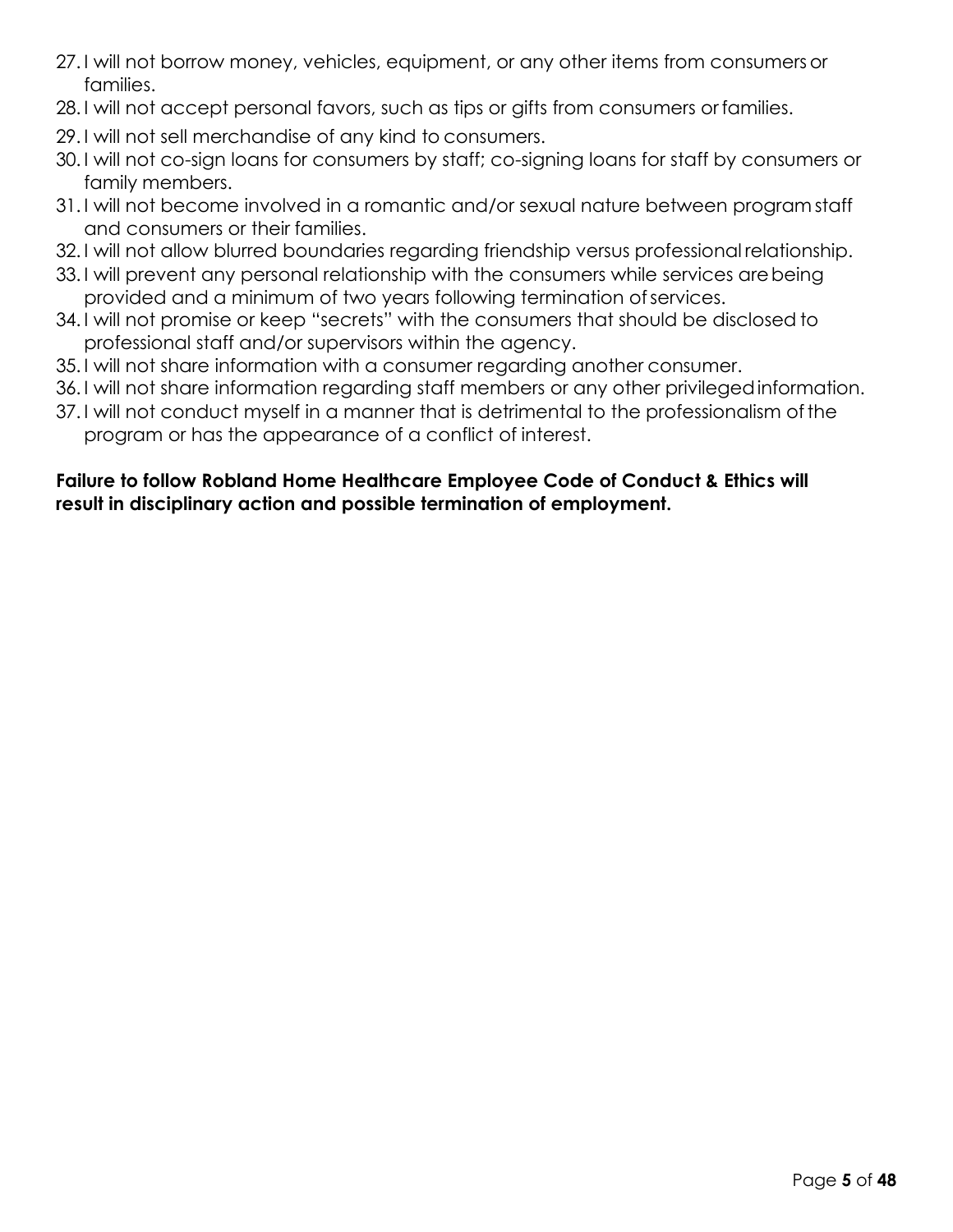27. I will not borrow money, vehicles, equipment, or any other items from consumers or families.
28. I will not accept personal favors, such as tips or gifts from consumers or families.
29. I will not sell merchandise of any kind to consumers.
30. I will not co-sign loans for consumers by staff; co-signing loans for staff by consumers or family members.
31. I will not become involved in a romantic and/or sexual nature between program staff and consumers or their families.
32. I will not allow blurred boundaries regarding friendship versus professional relationship.
33. I will prevent any personal relationship with the consumers while services are being provided and a minimum of two years following termination of services.
34. I will not promise or keep "secrets" with the consumers that should be disclosed to professional staff and/or supervisors within the agency.
35. I will not share information with a consumer regarding another consumer.
36. I will not share information regarding staff members or any other privileged information.
37. I will not conduct myself in a manner that is detrimental to the professionalism of the program or has the appearance of a conflict of interest.

**Failure to follow Robland Home Healthcare Employee Code of Conduct & Ethics will result in disciplinary action and possible termination of employment.**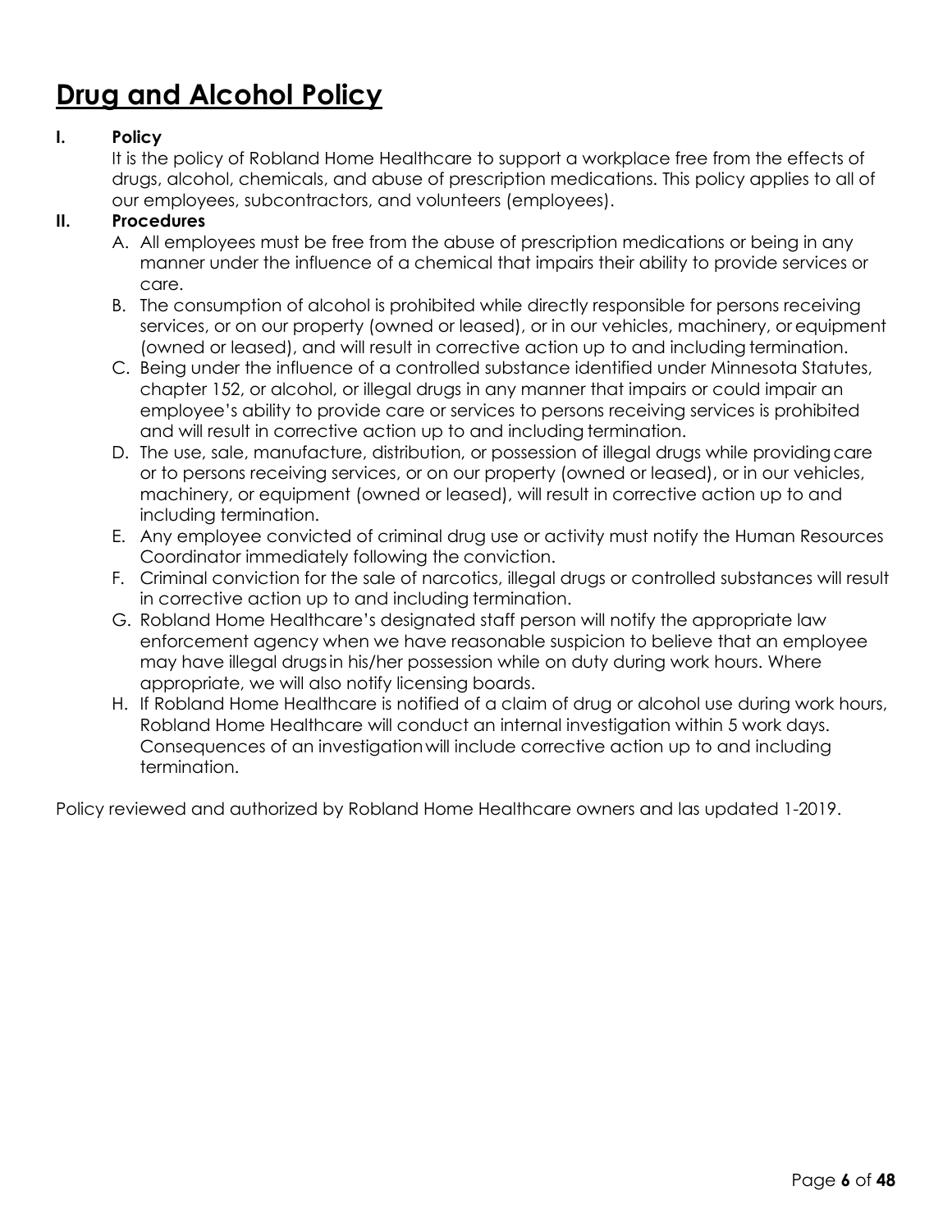# Drug and Alcohol Policy

**I. Policy**

It is the policy of Robland Home Healthcare to support a workplace free from the effects of drugs, alcohol, chemicals, and abuse of prescription medications. This policy applies to all of our employees, subcontractors, and volunteers (employees).

**II. Procedures**

A. All employees must be free from the abuse of prescription medications or being in any manner under the influence of a chemical that impairs their ability to provide services or care.

B. The consumption of alcohol is prohibited while directly responsible for persons receiving services, or on our property (owned or leased), or in our vehicles, machinery, or equipment (owned or leased), and will result in corrective action up to and including termination.

C. Being under the influence of a controlled substance identified under Minnesota Statutes, chapter 152, or alcohol, or illegal drugs in any manner that impairs or could impair an employee's ability to provide care or services to persons receiving services is prohibited and will result in corrective action up to and including termination.

D. The use, sale, manufacture, distribution, or possession of illegal drugs while providing care or to persons receiving services, or on our property (owned or leased), or in our vehicles, machinery, or equipment (owned or leased), will result in corrective action up to and including termination.

E. Any employee convicted of criminal drug use or activity must notify the Human Resources Coordinator immediately following the conviction.

F. Criminal conviction for the sale of narcotics, illegal drugs or controlled substances will result in corrective action up to and including termination.

G. Robland Home Healthcare's designated staff person will notify the appropriate law enforcement agency when we have reasonable suspicion to believe that an employee may have illegal drugs in his/her possession while on duty during work hours. Where appropriate, we will also notify licensing boards.

H. If Robland Home Healthcare is notified of a claim of drug or alcohol use during work hours, Robland Home Healthcare will conduct an internal investigation within 5 work days. Consequences of an investigation will include corrective action up to and including termination.

Policy reviewed and authorized by Robland Home Healthcare owners and las updated 1-2019.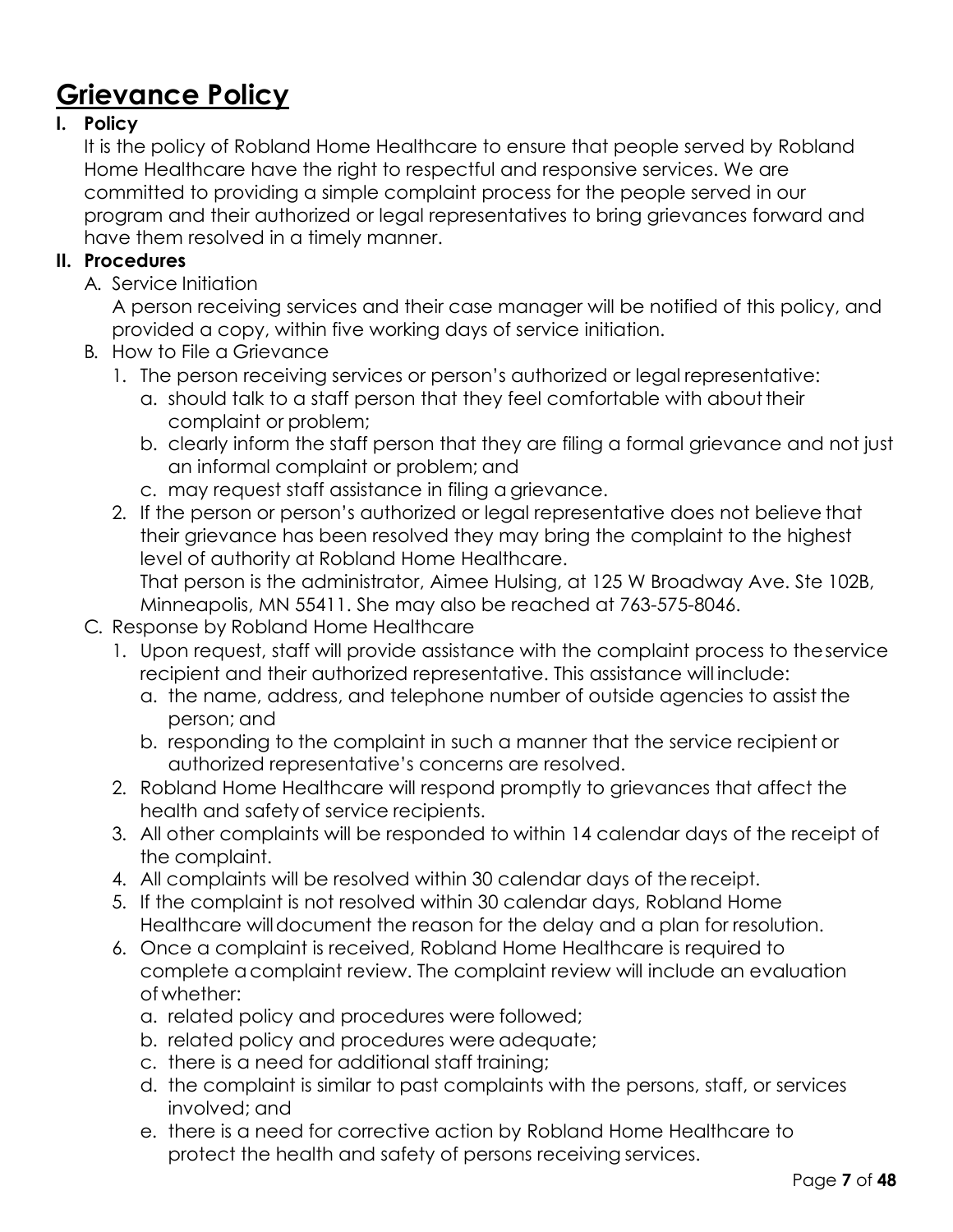# Grievance Policy

**I. Policy**

It is the policy of Robland Home Healthcare to ensure that people served by Robland Home Healthcare have the right to respectful and responsive services. We are committed to providing a simple complaint process for the people served in our program and their authorized or legal representatives to bring grievances forward and have them resolved in a timely manner.

**II. Procedures**

A. Service Initiation

A person receiving services and their case manager will be notified of this policy, and provided a copy, within five working days of service initiation.

B. How to File a Grievance

1. The person receiving services or person's authorized or legal representative:
   a. should talk to a staff person that they feel comfortable with about their complaint or problem;
   b. clearly inform the staff person that they are filing a formal grievance and not just an informal complaint or problem; and
   c. may request staff assistance in filing a grievance.
2. If the person or person's authorized or legal representative does not believe that their grievance has been resolved they may bring the complaint to the highest level of authority at Robland Home Healthcare.
   That person is the administrator, Aimee Hulsing, at 125 W Broadway Ave. Ste 102B, Minneapolis, MN 55411. She may also be reached at 763-575-8046.

C. Response by Robland Home Healthcare

1. Upon request, staff will provide assistance with the complaint process to the service recipient and their authorized representative. This assistance will include:
   a. the name, address, and telephone number of outside agencies to assist the person; and
   b. responding to the complaint in such a manner that the service recipient or authorized representative's concerns are resolved.
2. Robland Home Healthcare will respond promptly to grievances that affect the health and safety of service recipients.
3. All other complaints will be responded to within 14 calendar days of the receipt of the complaint.
4. All complaints will be resolved within 30 calendar days of the receipt.
5. If the complaint is not resolved within 30 calendar days, Robland Home Healthcare will document the reason for the delay and a plan for resolution.
6. Once a complaint is received, Robland Home Healthcare is required to complete a complaint review. The complaint review will include an evaluation of whether:
   a. related policy and procedures were followed;
   b. related policy and procedures were adequate;
   c. there is a need for additional staff training;
   d. the complaint is similar to past complaints with the persons, staff, or services involved; and
   e. there is a need for corrective action by Robland Home Healthcare to protect the health and safety of persons receiving services.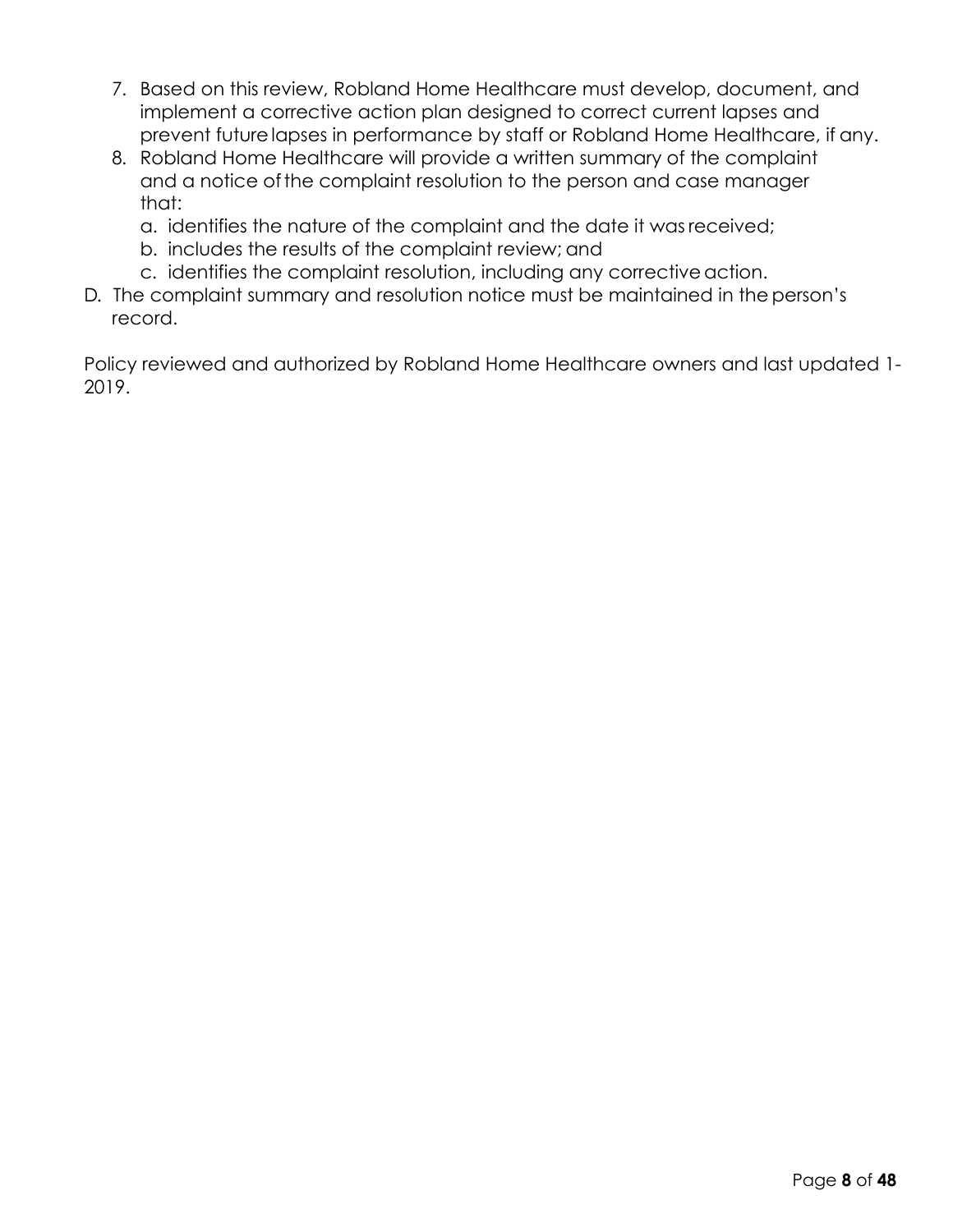7. Based on this review, Robland Home Healthcare must develop, document, and implement a corrective action plan designed to correct current lapses and prevent future lapses in performance by staff or Robland Home Healthcare, if any.
8. Robland Home Healthcare will provide a written summary of the complaint and a notice of the complaint resolution to the person and case manager that:
   a. identifies the nature of the complaint and the date it was received;
   b. includes the results of the complaint review; and
   c. identifies the complaint resolution, including any corrective action.

D. The complaint summary and resolution notice must be maintained in the person's record.

Policy reviewed and authorized by Robland Home Healthcare owners and last updated 1-2019.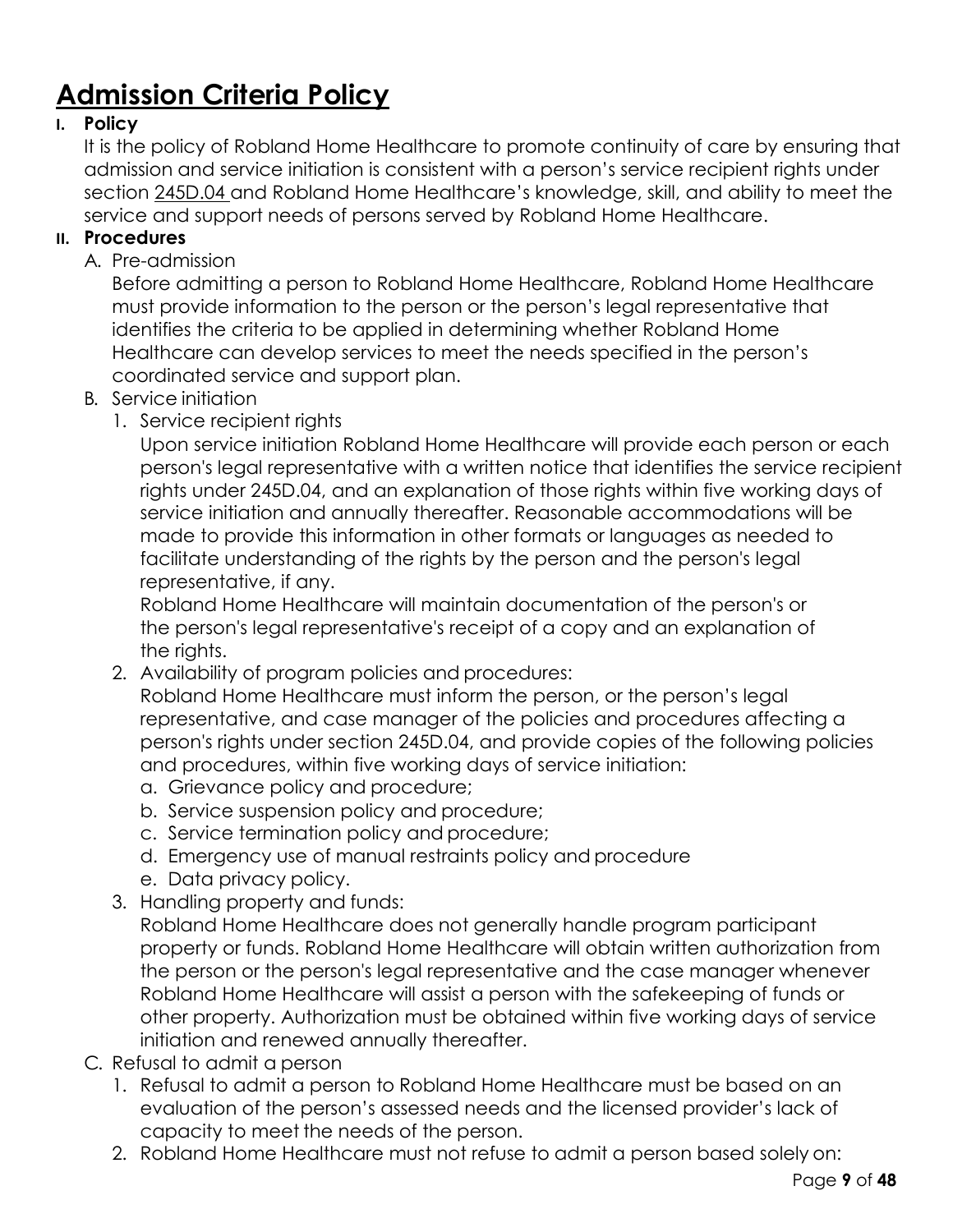# Admission Criteria Policy

## I. Policy

It is the policy of Robland Home Healthcare to promote continuity of care by ensuring that admission and service initiation is consistent with a person's service recipient rights under section 245D.04 and Robland Home Healthcare's knowledge, skill, and ability to meet the service and support needs of persons served by Robland Home Healthcare.

## II. Procedures

A. Pre-admission

Before admitting a person to Robland Home Healthcare, Robland Home Healthcare must provide information to the person or the person's legal representative that identifies the criteria to be applied in determining whether Robland Home Healthcare can develop services to meet the needs specified in the person's coordinated service and support plan.

B. Service initiation

1. Service recipient rights

   Upon service initiation Robland Home Healthcare will provide each person or each person's legal representative with a written notice that identifies the service recipient rights under 245D.04, and an explanation of those rights within five working days of service initiation and annually thereafter. Reasonable accommodations will be made to provide this information in other formats or languages as needed to facilitate understanding of the rights by the person and the person's legal representative, if any.

   Robland Home Healthcare will maintain documentation of the person's or the person's legal representative's receipt of a copy and an explanation of the rights.

2. Availability of program policies and procedures:

   Robland Home Healthcare must inform the person, or the person's legal representative, and case manager of the policies and procedures affecting a person's rights under section 245D.04, and provide copies of the following policies and procedures, within five working days of service initiation:

   a. Grievance policy and procedure;
   b. Service suspension policy and procedure;
   c. Service termination policy and procedure;
   d. Emergency use of manual restraints policy and procedure
   e. Data privacy policy.

3. Handling property and funds:

   Robland Home Healthcare does not generally handle program participant property or funds. Robland Home Healthcare will obtain written authorization from the person or the person's legal representative and the case manager whenever Robland Home Healthcare will assist a person with the safekeeping of funds or other property. Authorization must be obtained within five working days of service initiation and renewed annually thereafter.

C. Refusal to admit a person

1. Refusal to admit a person to Robland Home Healthcare must be based on an evaluation of the person's assessed needs and the licensed provider's lack of capacity to meet the needs of the person.
2. Robland Home Healthcare must not refuse to admit a person based solely on: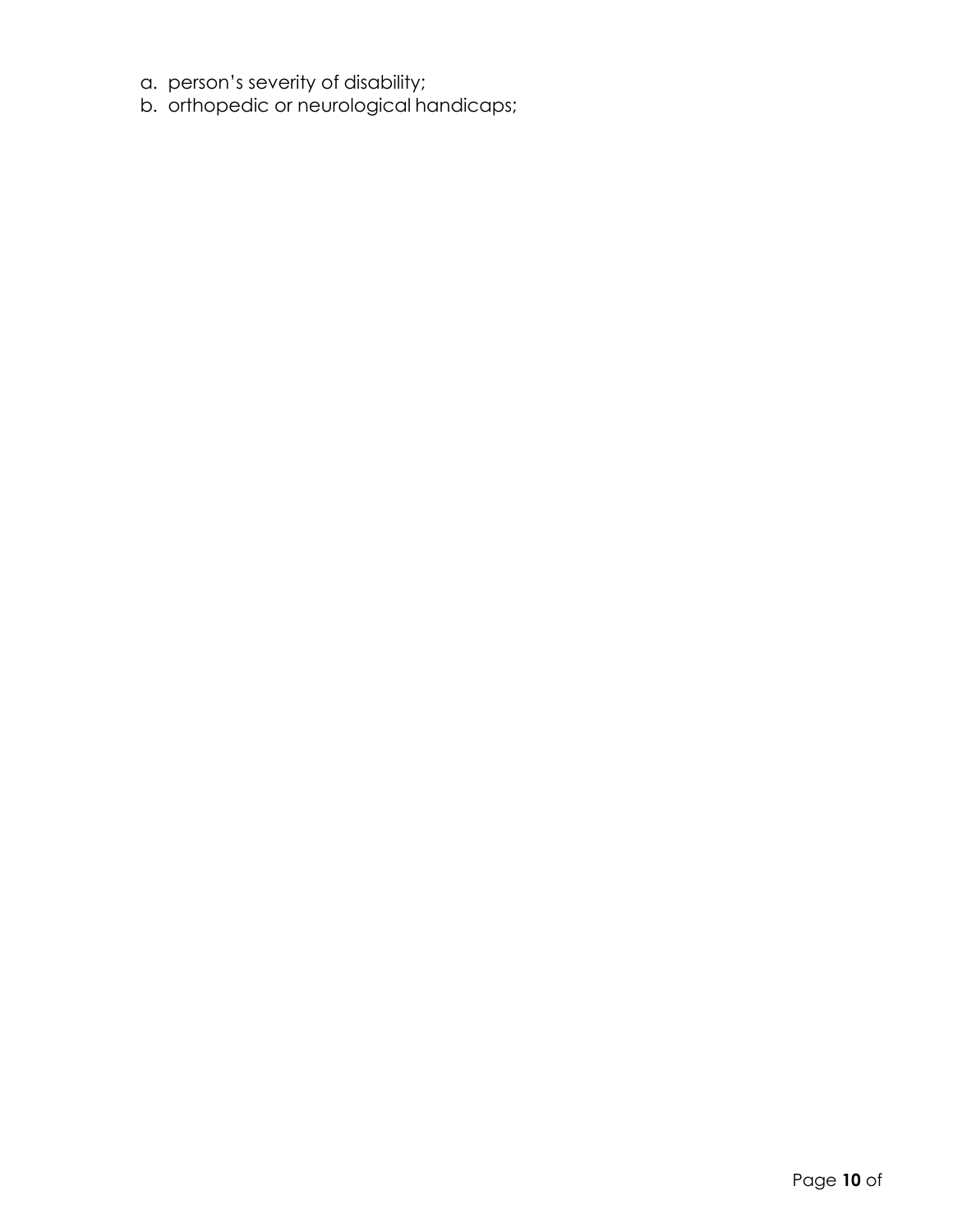a. person's severity of disability;
b. orthopedic or neurological handicaps;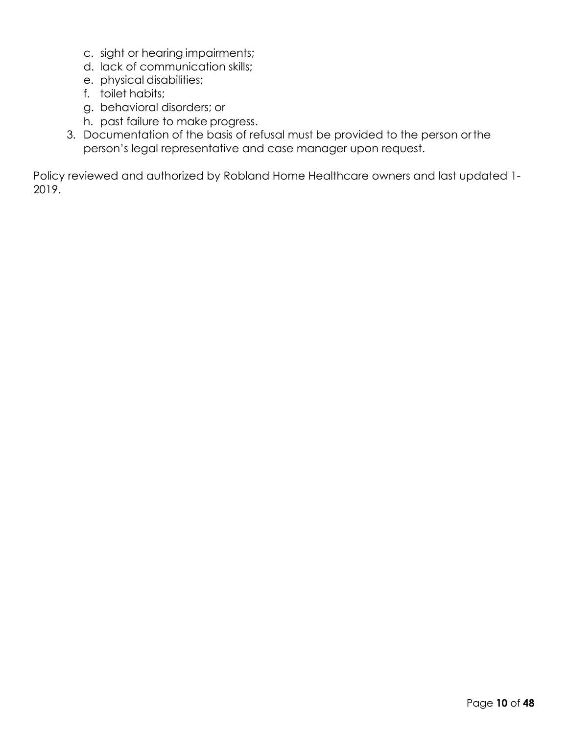c. sight or hearing impairments;
d. lack of communication skills;
e. physical disabilities;
f. toilet habits;
g. behavioral disorders; or
h. past failure to make progress.

3. Documentation of the basis of refusal must be provided to the person or the person's legal representative and case manager upon request.

Policy reviewed and authorized by Robland Home Healthcare owners and last updated 1-2019.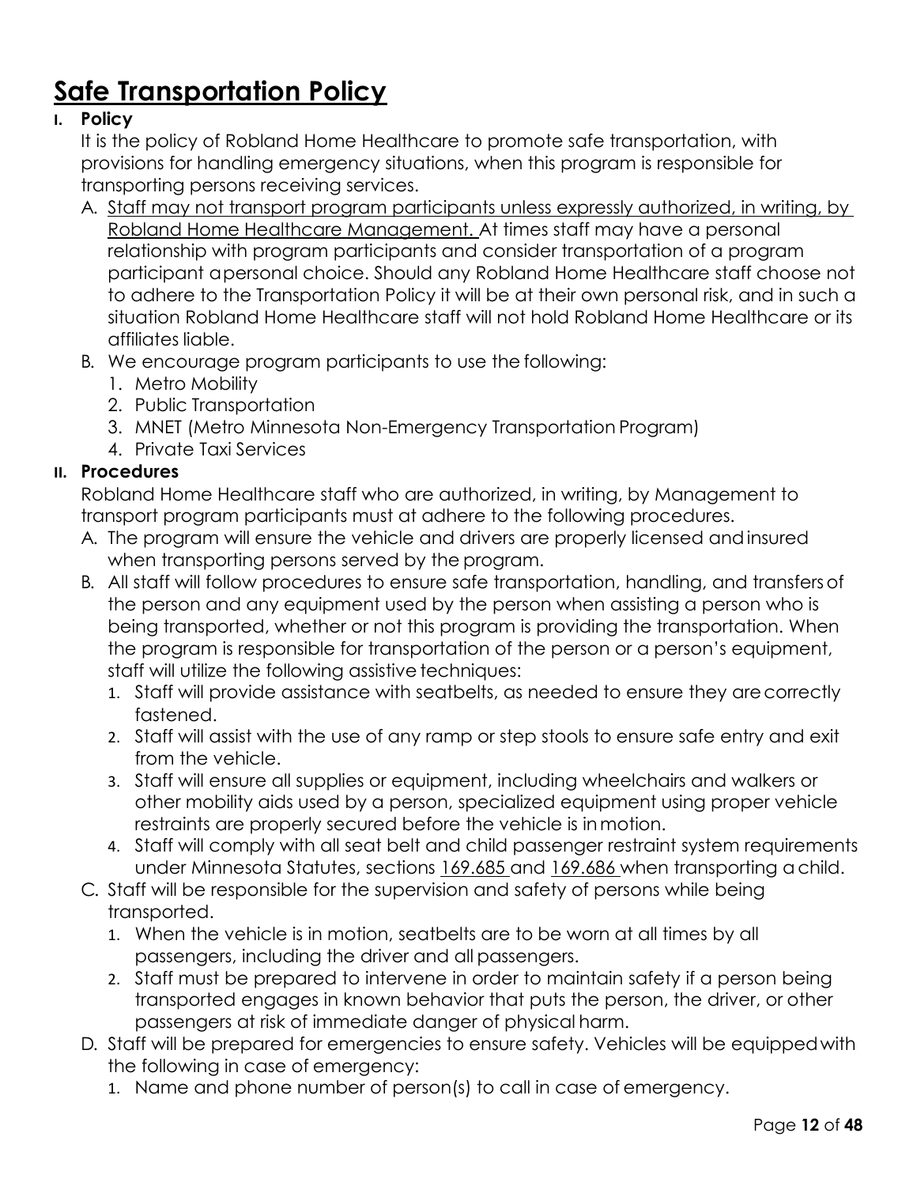# Safe Transportation Policy

**I. Policy**

It is the policy of Robland Home Healthcare to promote safe transportation, with provisions for handling emergency situations, when this program is responsible for transporting persons receiving services.

A. <u>Staff may not transport program participants unless expressly authorized, in writing, by Robland Home Healthcare Management.</u> At times staff may have a personal relationship with program participants and consider transportation of a program participant apersonal choice. Should any Robland Home Healthcare staff choose not to adhere to the Transportation Policy it will be at their own personal risk, and in such a situation Robland Home Healthcare staff will not hold Robland Home Healthcare or its affiliates liable.

B. We encourage program participants to use the following:
   1. Metro Mobility
   2. Public Transportation
   3. MNET (Metro Minnesota Non-Emergency Transportation Program)
   4. Private Taxi Services

**II. Procedures**

Robland Home Healthcare staff who are authorized, in writing, by Management to transport program participants must at adhere to the following procedures.

A. The program will ensure the vehicle and drivers are properly licensed andinsured when transporting persons served by the program.

B. All staff will follow procedures to ensure safe transportation, handling, and transfers of the person and any equipment used by the person when assisting a person who is being transported, whether or not this program is providing the transportation. When the program is responsible for transportation of the person or a person's equipment, staff will utilize the following assistive techniques:
   1. Staff will provide assistance with seatbelts, as needed to ensure they arecorrectly fastened.
   2. Staff will assist with the use of any ramp or step stools to ensure safe entry and exit from the vehicle.
   3. Staff will ensure all supplies or equipment, including wheelchairs and walkers or other mobility aids used by a person, specialized equipment using proper vehicle restraints are properly secured before the vehicle is inmotion.
   4. Staff will comply with all seat belt and child passenger restraint system requirements under Minnesota Statutes, sections <u>169.685</u> and <u>169.686</u> when transporting achild.

C. Staff will be responsible for the supervision and safety of persons while being transported.
   1. When the vehicle is in motion, seatbelts are to be worn at all times by all passengers, including the driver and allpassengers.
   2. Staff must be prepared to intervene in order to maintain safety if a person being transported engages in known behavior that puts the person, the driver, or other passengers at risk of immediate danger of physical harm.

D. Staff will be prepared for emergencies to ensure safety. Vehicles will be equippedwith the following in case of emergency:
   1. Name and phone number of person(s) to call in case of emergency.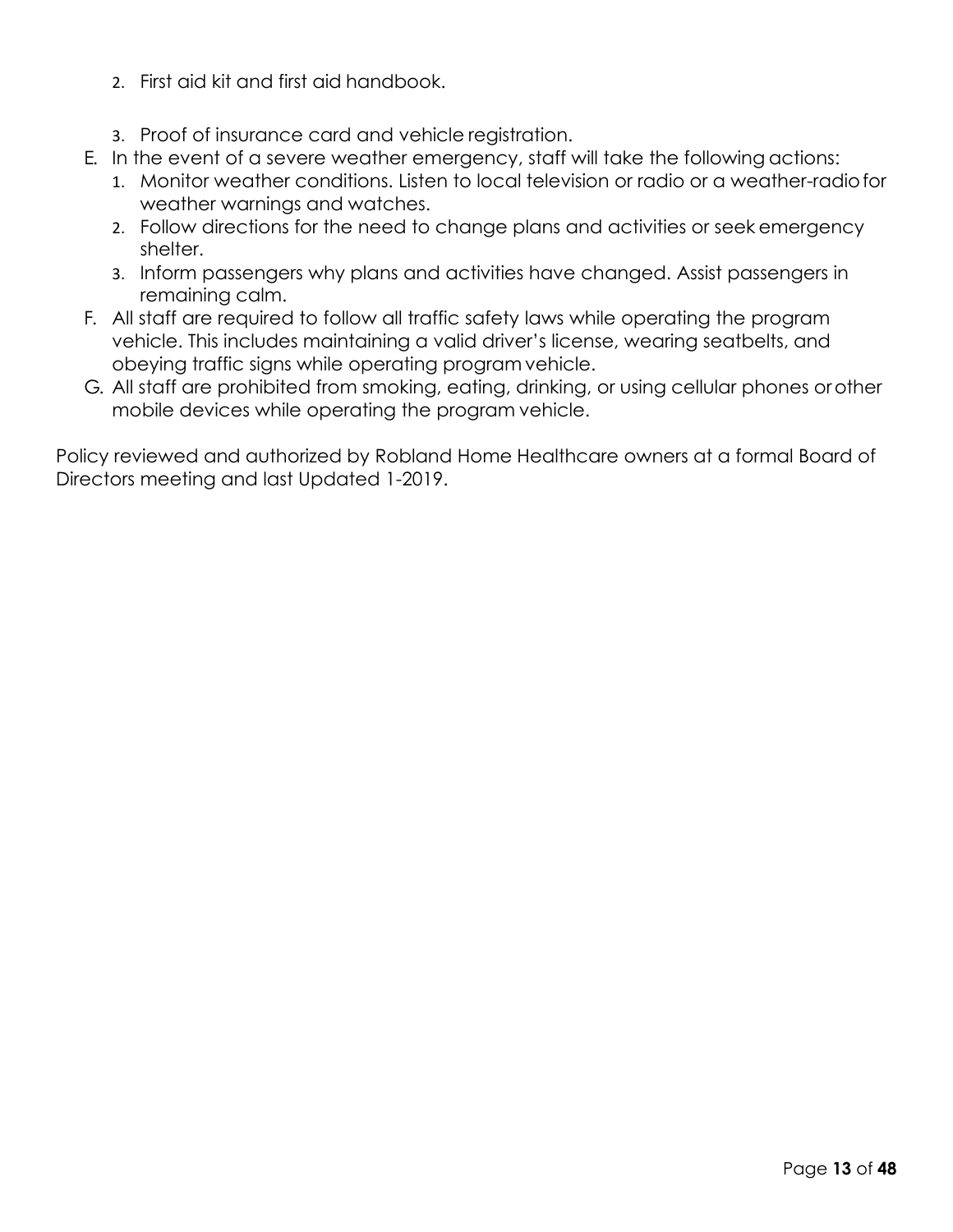2. First aid kit and first aid handbook.

3. Proof of insurance card and vehicle registration.

E. In the event of a severe weather emergency, staff will take the following actions:
   1. Monitor weather conditions. Listen to local television or radio or a weather-radio for weather warnings and watches.
   2. Follow directions for the need to change plans and activities or seek emergency shelter.
   3. Inform passengers why plans and activities have changed. Assist passengers in remaining calm.

F. All staff are required to follow all traffic safety laws while operating the program vehicle. This includes maintaining a valid driver's license, wearing seatbelts, and obeying traffic signs while operating program vehicle.

G. All staff are prohibited from smoking, eating, drinking, or using cellular phones or other mobile devices while operating the program vehicle.

Policy reviewed and authorized by Robland Home Healthcare owners at a formal Board of Directors meeting and last Updated 1-2019.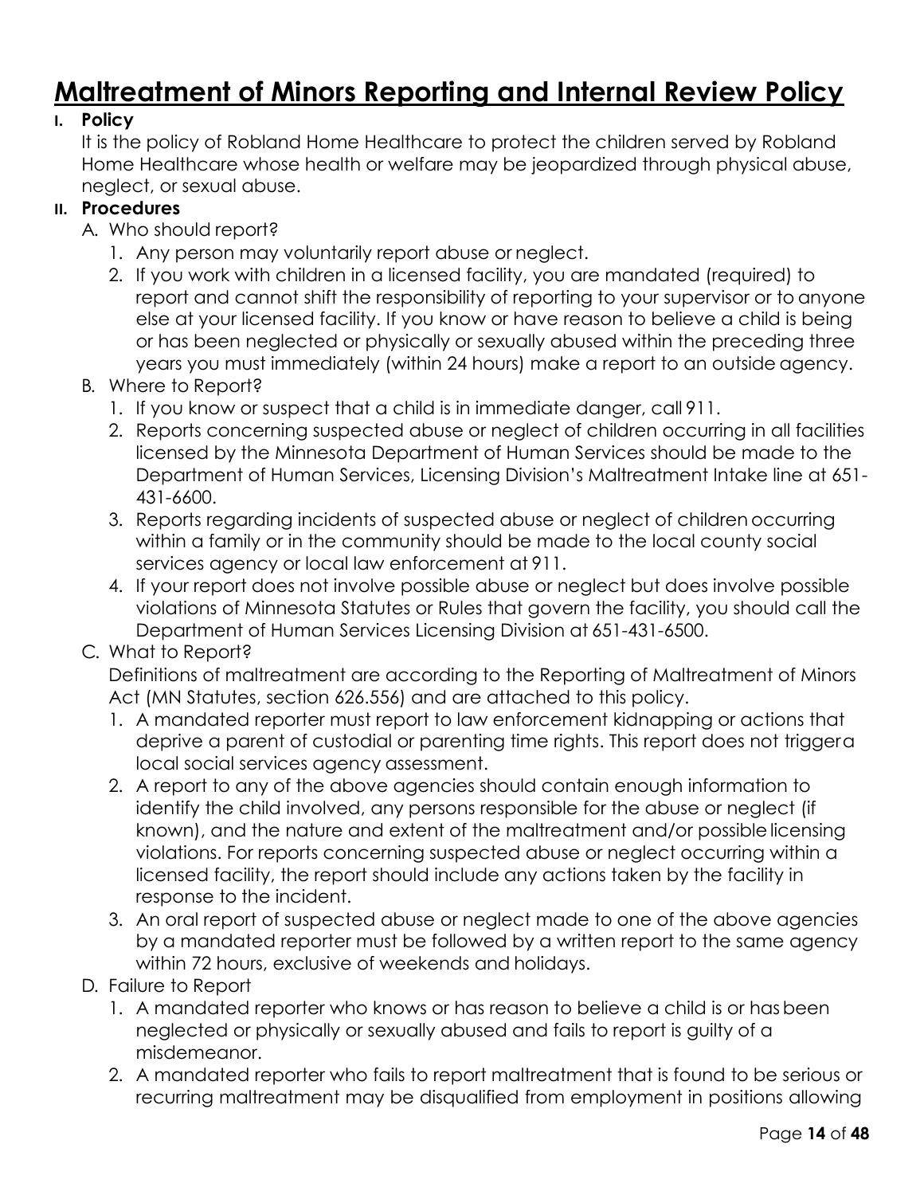# Maltreatment of Minors Reporting and Internal Review Policy

**I. Policy**

It is the policy of Robland Home Healthcare to protect the children served by Robland Home Healthcare whose health or welfare may be jeopardized through physical abuse, neglect, or sexual abuse.

**II. Procedures**

A. Who should report?

1. Any person may voluntarily report abuse or neglect.
2. If you work with children in a licensed facility, you are mandated (required) to report and cannot shift the responsibility of reporting to your supervisor or to anyone else at your licensed facility. If you know or have reason to believe a child is being or has been neglected or physically or sexually abused within the preceding three years you must immediately (within 24 hours) make a report to an outside agency.

B. Where to Report?

1. If you know or suspect that a child is in immediate danger, call 911.
2. Reports concerning suspected abuse or neglect of children occurring in all facilities licensed by the Minnesota Department of Human Services should be made to the Department of Human Services, Licensing Division's Maltreatment Intake line at 651-431-6600.
3. Reports regarding incidents of suspected abuse or neglect of children occurring within a family or in the community should be made to the local county social services agency or local law enforcement at 911.
4. If your report does not involve possible abuse or neglect but does involve possible violations of Minnesota Statutes or Rules that govern the facility, you should call the Department of Human Services Licensing Division at 651-431-6500.

C. What to Report?

Definitions of maltreatment are according to the Reporting of Maltreatment of Minors Act (MN Statutes, section 626.556) and are attached to this policy.

1. A mandated reporter must report to law enforcement kidnapping or actions that deprive a parent of custodial or parenting time rights. This report does not trigger a local social services agency assessment.
2. A report to any of the above agencies should contain enough information to identify the child involved, any persons responsible for the abuse or neglect (if known), and the nature and extent of the maltreatment and/or possible licensing violations. For reports concerning suspected abuse or neglect occurring within a licensed facility, the report should include any actions taken by the facility in response to the incident.
3. An oral report of suspected abuse or neglect made to one of the above agencies by a mandated reporter must be followed by a written report to the same agency within 72 hours, exclusive of weekends and holidays.

D. Failure to Report

1. A mandated reporter who knows or has reason to believe a child is or has been neglected or physically or sexually abused and fails to report is guilty of a misdemeanor.
2. A mandated reporter who fails to report maltreatment that is found to be serious or recurring maltreatment may be disqualified from employment in positions allowing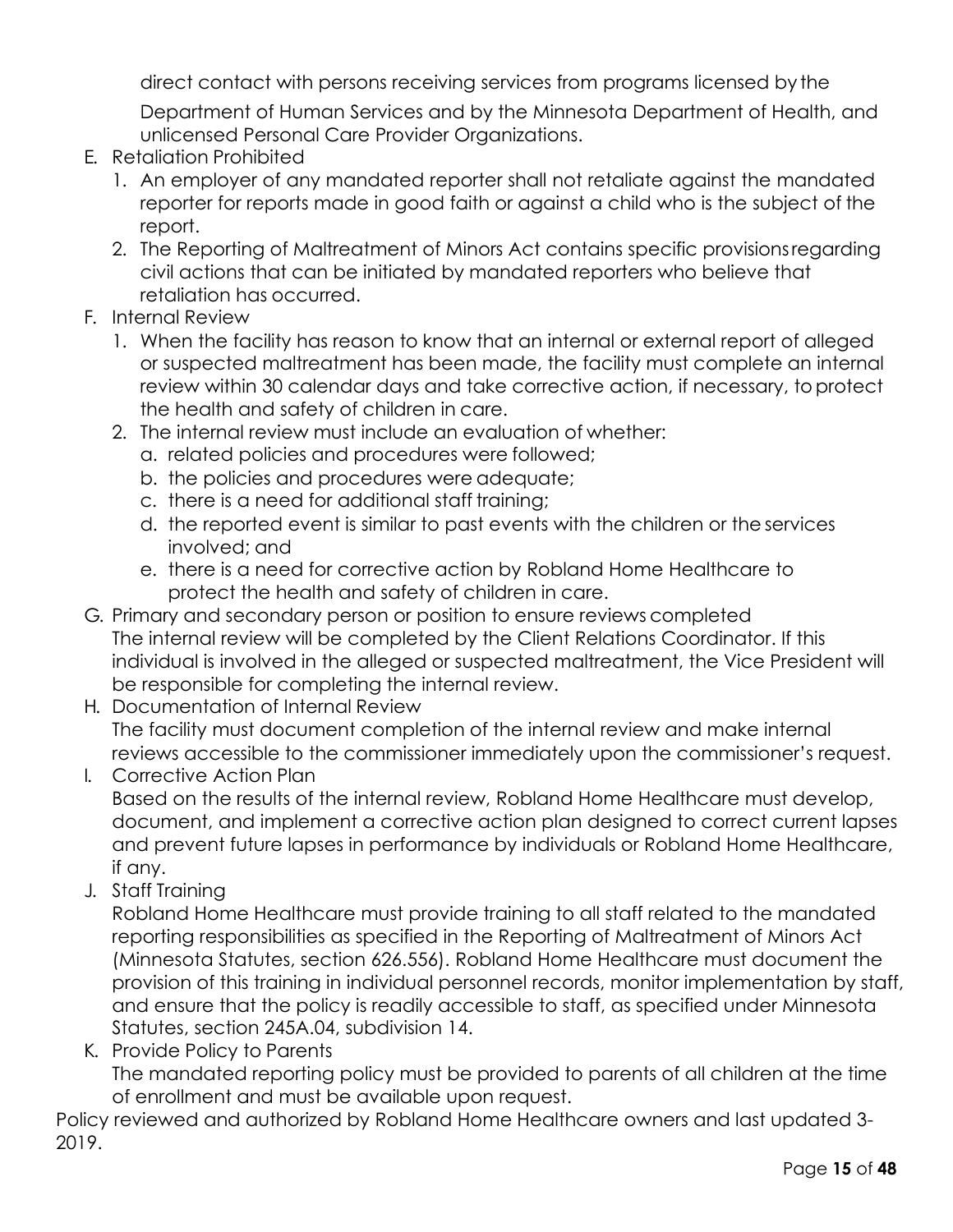direct contact with persons receiving services from programs licensed by the Department of Human Services and by the Minnesota Department of Health, and unlicensed Personal Care Provider Organizations.

E. Retaliation Prohibited
   1. An employer of any mandated reporter shall not retaliate against the mandated reporter for reports made in good faith or against a child who is the subject of the report.
   2. The Reporting of Maltreatment of Minors Act contains specific provisions regarding civil actions that can be initiated by mandated reporters who believe that retaliation has occurred.
F. Internal Review
   1. When the facility has reason to know that an internal or external report of alleged or suspected maltreatment has been made, the facility must complete an internal review within 30 calendar days and take corrective action, if necessary, to protect the health and safety of children in care.
   2. The internal review must include an evaluation of whether:
      a. related policies and procedures were followed;
      b. the policies and procedures were adequate;
      c. there is a need for additional staff training;
      d. the reported event is similar to past events with the children or the services involved; and
      e. there is a need for corrective action by Robland Home Healthcare to protect the health and safety of children in care.
G. Primary and secondary person or position to ensure reviews completed
   The internal review will be completed by the Client Relations Coordinator. If this individual is involved in the alleged or suspected maltreatment, the Vice President will be responsible for completing the internal review.
H. Documentation of Internal Review
   The facility must document completion of the internal review and make internal reviews accessible to the commissioner immediately upon the commissioner's request.
I. Corrective Action Plan
   Based on the results of the internal review, Robland Home Healthcare must develop, document, and implement a corrective action plan designed to correct current lapses and prevent future lapses in performance by individuals or Robland Home Healthcare, if any.
J. Staff Training
   Robland Home Healthcare must provide training to all staff related to the mandated reporting responsibilities as specified in the Reporting of Maltreatment of Minors Act (Minnesota Statutes, section 626.556). Robland Home Healthcare must document the provision of this training in individual personnel records, monitor implementation by staff, and ensure that the policy is readily accessible to staff, as specified under Minnesota Statutes, section 245A.04, subdivision 14.
K. Provide Policy to Parents
   The mandated reporting policy must be provided to parents of all children at the time of enrollment and must be available upon request.

Policy reviewed and authorized by Robland Home Healthcare owners and last updated 3-2019.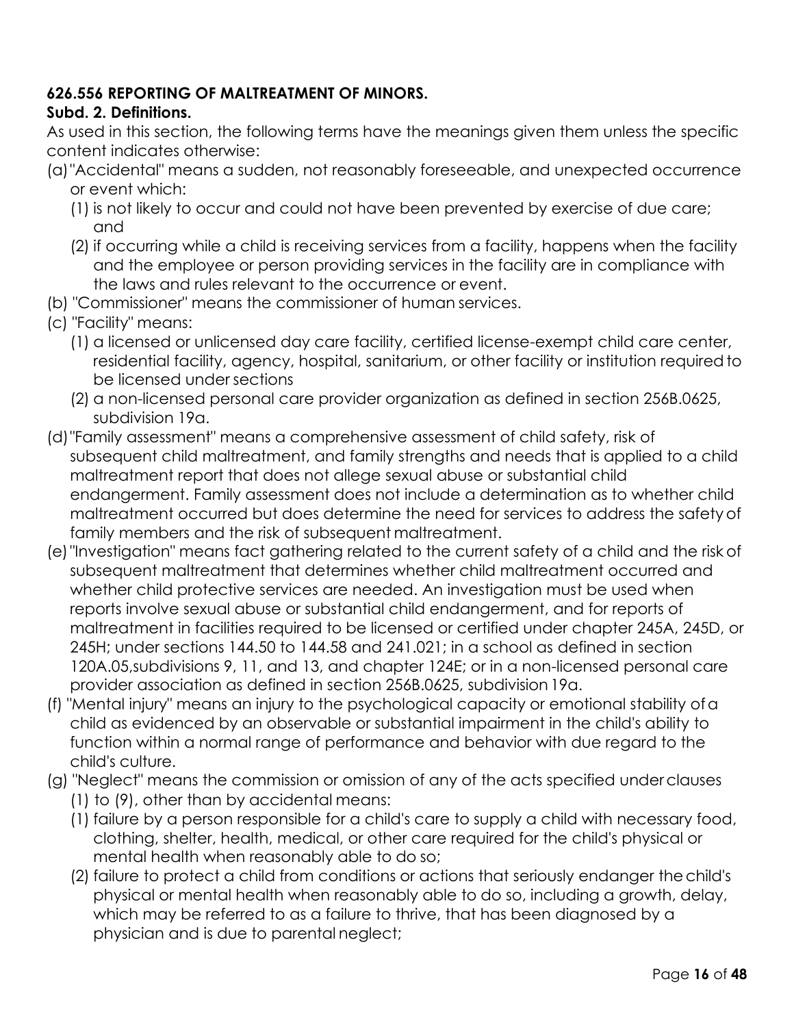**626.556 REPORTING OF MALTREATMENT OF MINORS.**

**Subd. 2. Definitions.**

As used in this section, the following terms have the meanings given them unless the specific content indicates otherwise:

(a) "Accidental" means a sudden, not reasonably foreseeable, and unexpected occurrence or event which:

  (1) is not likely to occur and could not have been prevented by exercise of due care; and

  (2) if occurring while a child is receiving services from a facility, happens when the facility and the employee or person providing services in the facility are in compliance with the laws and rules relevant to the occurrence or event.

(b) "Commissioner" means the commissioner of human services.

(c) "Facility" means:

  (1) a licensed or unlicensed day care facility, certified license-exempt child care center, residential facility, agency, hospital, sanitarium, or other facility or institution required to be licensed under sections

  (2) a non-licensed personal care provider organization as defined in section 256B.0625, subdivision 19a.

(d) "Family assessment" means a comprehensive assessment of child safety, risk of subsequent child maltreatment, and family strengths and needs that is applied to a child maltreatment report that does not allege sexual abuse or substantial child endangerment. Family assessment does not include a determination as to whether child maltreatment occurred but does determine the need for services to address the safety of family members and the risk of subsequent maltreatment.

(e) "Investigation" means fact gathering related to the current safety of a child and the risk of subsequent maltreatment that determines whether child maltreatment occurred and whether child protective services are needed. An investigation must be used when reports involve sexual abuse or substantial child endangerment, and for reports of maltreatment in facilities required to be licensed or certified under chapter 245A, 245D, or 245H; under sections 144.50 to 144.58 and 241.021; in a school as defined in section 120A.05,subdivisions 9, 11, and 13, and chapter 124E; or in a non-licensed personal care provider association as defined in section 256B.0625, subdivision 19a.

(f) "Mental injury" means an injury to the psychological capacity or emotional stability of a child as evidenced by an observable or substantial impairment in the child's ability to function within a normal range of performance and behavior with due regard to the child's culture.

(g) "Neglect" means the commission or omission of any of the acts specified under clauses (1) to (9), other than by accidental means:

  (1) failure by a person responsible for a child's care to supply a child with necessary food, clothing, shelter, health, medical, or other care required for the child's physical or mental health when reasonably able to do so;

  (2) failure to protect a child from conditions or actions that seriously endanger the child's physical or mental health when reasonably able to do so, including a growth, delay, which may be referred to as a failure to thrive, that has been diagnosed by a physician and is due to parental neglect;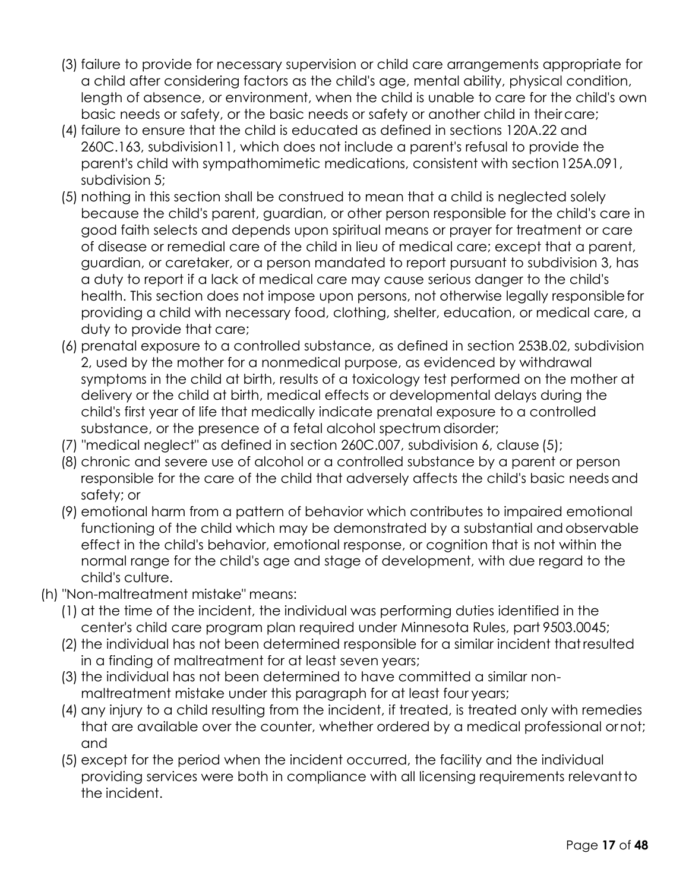(3) failure to provide for necessary supervision or child care arrangements appropriate for a child after considering factors as the child's age, mental ability, physical condition, length of absence, or environment, when the child is unable to care for the child's own basic needs or safety, or the basic needs or safety or another child in their care;
(4) failure to ensure that the child is educated as defined in sections 120A.22 and 260C.163, subdivision11, which does not include a parent's refusal to provide the parent's child with sympathomimetic medications, consistent with section 125A.091, subdivision 5;
(5) nothing in this section shall be construed to mean that a child is neglected solely because the child's parent, guardian, or other person responsible for the child's care in good faith selects and depends upon spiritual means or prayer for treatment or care of disease or remedial care of the child in lieu of medical care; except that a parent, guardian, or caretaker, or a person mandated to report pursuant to subdivision 3, has a duty to report if a lack of medical care may cause serious danger to the child's health. This section does not impose upon persons, not otherwise legally responsible for providing a child with necessary food, clothing, shelter, education, or medical care, a duty to provide that care;
(6) prenatal exposure to a controlled substance, as defined in section 253B.02, subdivision 2, used by the mother for a nonmedical purpose, as evidenced by withdrawal symptoms in the child at birth, results of a toxicology test performed on the mother at delivery or the child at birth, medical effects or developmental delays during the child's first year of life that medically indicate prenatal exposure to a controlled substance, or the presence of a fetal alcohol spectrum disorder;
(7) "medical neglect" as defined in section 260C.007, subdivision 6, clause (5);
(8) chronic and severe use of alcohol or a controlled substance by a parent or person responsible for the care of the child that adversely affects the child's basic needs and safety; or
(9) emotional harm from a pattern of behavior which contributes to impaired emotional functioning of the child which may be demonstrated by a substantial and observable effect in the child's behavior, emotional response, or cognition that is not within the normal range for the child's age and stage of development, with due regard to the child's culture.

(h) "Non-maltreatment mistake" means:
(1) at the time of the incident, the individual was performing duties identified in the center's child care program plan required under Minnesota Rules, part 9503.0045;
(2) the individual has not been determined responsible for a similar incident that resulted in a finding of maltreatment for at least seven years;
(3) the individual has not been determined to have committed a similar non-maltreatment mistake under this paragraph for at least four years;
(4) any injury to a child resulting from the incident, if treated, is treated only with remedies that are available over the counter, whether ordered by a medical professional or not; and
(5) except for the period when the incident occurred, the facility and the individual providing services were both in compliance with all licensing requirements relevant to the incident.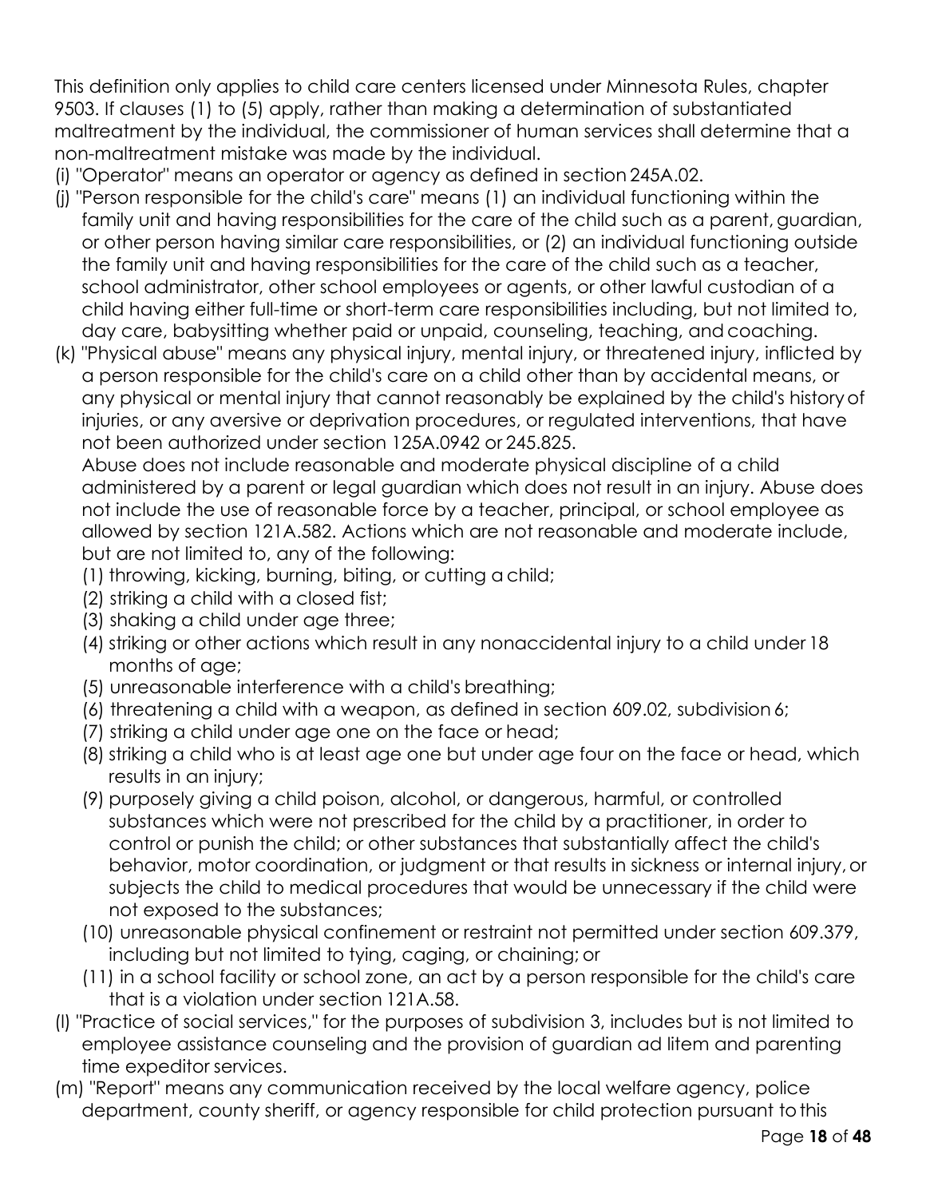This definition only applies to child care centers licensed under Minnesota Rules, chapter 9503. If clauses (1) to (5) apply, rather than making a determination of substantiated maltreatment by the individual, the commissioner of human services shall determine that a non-maltreatment mistake was made by the individual.

(i) "Operator" means an operator or agency as defined in section 245A.02.

(j) "Person responsible for the child's care" means (1) an individual functioning within the family unit and having responsibilities for the care of the child such as a parent, guardian, or other person having similar care responsibilities, or (2) an individual functioning outside the family unit and having responsibilities for the care of the child such as a teacher, school administrator, other school employees or agents, or other lawful custodian of a child having either full-time or short-term care responsibilities including, but not limited to, day care, babysitting whether paid or unpaid, counseling, teaching, and coaching.

(k) "Physical abuse" means any physical injury, mental injury, or threatened injury, inflicted by a person responsible for the child's care on a child other than by accidental means, or any physical or mental injury that cannot reasonably be explained by the child's history of injuries, or any aversive or deprivation procedures, or regulated interventions, that have not been authorized under section 125A.0942 or 245.825.

Abuse does not include reasonable and moderate physical discipline of a child administered by a parent or legal guardian which does not result in an injury. Abuse does not include the use of reasonable force by a teacher, principal, or school employee as allowed by section 121A.582. Actions which are not reasonable and moderate include, but are not limited to, any of the following:

(1) throwing, kicking, burning, biting, or cutting a child;

(2) striking a child with a closed fist;

(3) shaking a child under age three;

(4) striking or other actions which result in any nonaccidental injury to a child under 18 months of age;

(5) unreasonable interference with a child's breathing;

(6) threatening a child with a weapon, as defined in section 609.02, subdivision 6;

(7) striking a child under age one on the face or head;

(8) striking a child who is at least age one but under age four on the face or head, which results in an injury;

(9) purposely giving a child poison, alcohol, or dangerous, harmful, or controlled substances which were not prescribed for the child by a practitioner, in order to control or punish the child; or other substances that substantially affect the child's behavior, motor coordination, or judgment or that results in sickness or internal injury, or subjects the child to medical procedures that would be unnecessary if the child were not exposed to the substances;

(10) unreasonable physical confinement or restraint not permitted under section 609.379, including but not limited to tying, caging, or chaining; or

(11) in a school facility or school zone, an act by a person responsible for the child's care that is a violation under section 121A.58.

(l) "Practice of social services," for the purposes of subdivision 3, includes but is not limited to employee assistance counseling and the provision of guardian ad litem and parenting time expeditor services.

(m) "Report" means any communication received by the local welfare agency, police department, county sheriff, or agency responsible for child protection pursuant to this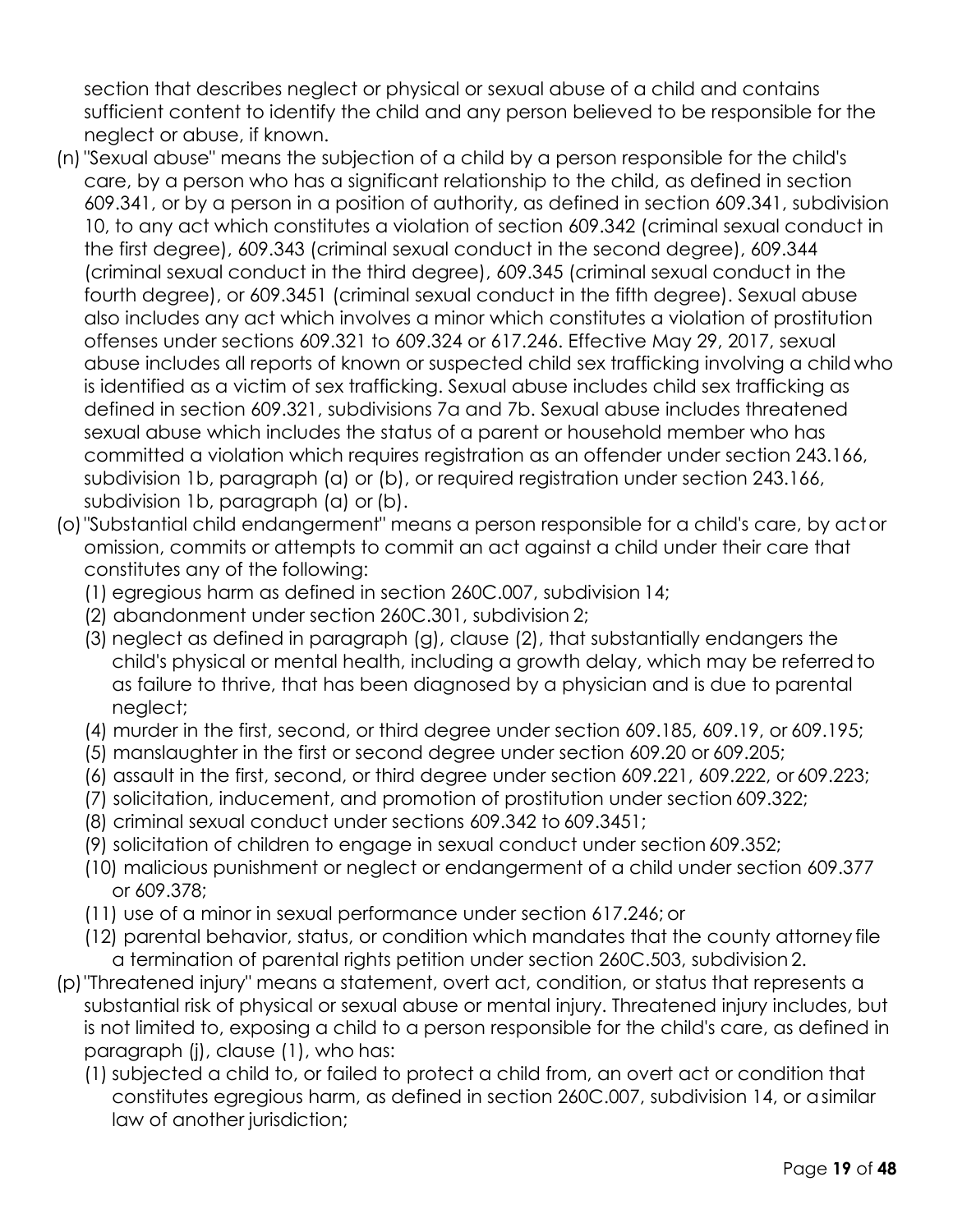section that describes neglect or physical or sexual abuse of a child and contains sufficient content to identify the child and any person believed to be responsible for the neglect or abuse, if known.

(n) "Sexual abuse" means the subjection of a child by a person responsible for the child's care, by a person who has a significant relationship to the child, as defined in section 609.341, or by a person in a position of authority, as defined in section 609.341, subdivision 10, to any act which constitutes a violation of section 609.342 (criminal sexual conduct in the first degree), 609.343 (criminal sexual conduct in the second degree), 609.344 (criminal sexual conduct in the third degree), 609.345 (criminal sexual conduct in the fourth degree), or 609.3451 (criminal sexual conduct in the fifth degree). Sexual abuse also includes any act which involves a minor which constitutes a violation of prostitution offenses under sections 609.321 to 609.324 or 617.246. Effective May 29, 2017, sexual abuse includes all reports of known or suspected child sex trafficking involving a child who is identified as a victim of sex trafficking. Sexual abuse includes child sex trafficking as defined in section 609.321, subdivisions 7a and 7b. Sexual abuse includes threatened sexual abuse which includes the status of a parent or household member who has committed a violation which requires registration as an offender under section 243.166, subdivision 1b, paragraph (a) or (b), or required registration under section 243.166, subdivision 1b, paragraph (a) or (b).

(o) "Substantial child endangerment" means a person responsible for a child's care, by act or omission, commits or attempts to commit an act against a child under their care that constitutes any of the following:

  (1) egregious harm as defined in section 260C.007, subdivision 14;
  (2) abandonment under section 260C.301, subdivision 2;
  (3) neglect as defined in paragraph (g), clause (2), that substantially endangers the child's physical or mental health, including a growth delay, which may be referred to as failure to thrive, that has been diagnosed by a physician and is due to parental neglect;
  (4) murder in the first, second, or third degree under section 609.185, 609.19, or 609.195;
  (5) manslaughter in the first or second degree under section 609.20 or 609.205;
  (6) assault in the first, second, or third degree under section 609.221, 609.222, or 609.223;
  (7) solicitation, inducement, and promotion of prostitution under section 609.322;
  (8) criminal sexual conduct under sections 609.342 to 609.3451;
  (9) solicitation of children to engage in sexual conduct under section 609.352;
  (10) malicious punishment or neglect or endangerment of a child under section 609.377 or 609.378;
  (11) use of a minor in sexual performance under section 617.246; or
  (12) parental behavior, status, or condition which mandates that the county attorney file a termination of parental rights petition under section 260C.503, subdivision 2.

(p) "Threatened injury" means a statement, overt act, condition, or status that represents a substantial risk of physical or sexual abuse or mental injury. Threatened injury includes, but is not limited to, exposing a child to a person responsible for the child's care, as defined in paragraph (j), clause (1), who has:

  (1) subjected a child to, or failed to protect a child from, an overt act or condition that constitutes egregious harm, as defined in section 260C.007, subdivision 14, or a similar law of another jurisdiction;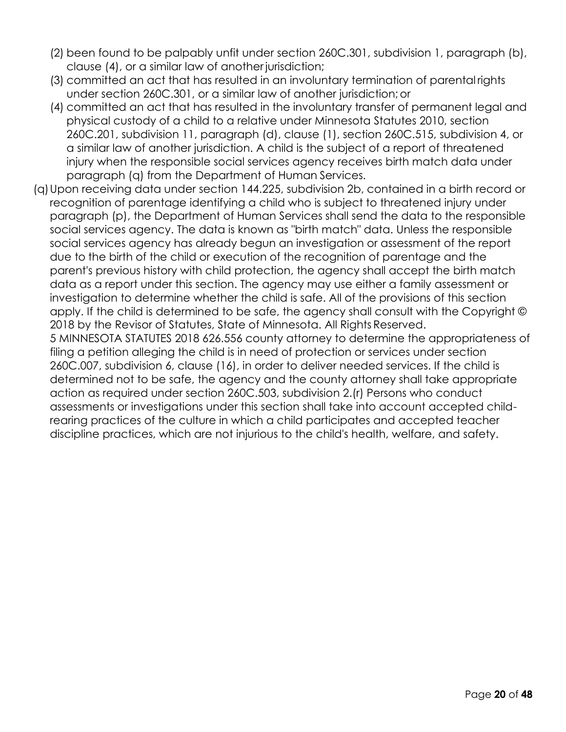(2) been found to be palpably unfit under section 260C.301, subdivision 1, paragraph (b), clause (4), or a similar law of another jurisdiction;

(3) committed an act that has resulted in an involuntary termination of parental rights under section 260C.301, or a similar law of another jurisdiction; or

(4) committed an act that has resulted in the involuntary transfer of permanent legal and physical custody of a child to a relative under Minnesota Statutes 2010, section 260C.201, subdivision 11, paragraph (d), clause (1), section 260C.515, subdivision 4, or a similar law of another jurisdiction. A child is the subject of a report of threatened injury when the responsible social services agency receives birth match data under paragraph (q) from the Department of Human Services.

(q) Upon receiving data under section 144.225, subdivision 2b, contained in a birth record or recognition of parentage identifying a child who is subject to threatened injury under paragraph (p), the Department of Human Services shall send the data to the responsible social services agency. The data is known as "birth match" data. Unless the responsible social services agency has already begun an investigation or assessment of the report due to the birth of the child or execution of the recognition of parentage and the parent's previous history with child protection, the agency shall accept the birth match data as a report under this section. The agency may use either a family assessment or investigation to determine whether the child is safe. All of the provisions of this section apply. If the child is determined to be safe, the agency shall consult with the Copyright © 2018 by the Revisor of Statutes, State of Minnesota. All Rights Reserved.
5 MINNESOTA STATUTES 2018 626.556 county attorney to determine the appropriateness of filing a petition alleging the child is in need of protection or services under section 260C.007, subdivision 6, clause (16), in order to deliver needed services. If the child is determined not to be safe, the agency and the county attorney shall take appropriate action as required under section 260C.503, subdivision 2.(r) Persons who conduct assessments or investigations under this section shall take into account accepted child-rearing practices of the culture in which a child participates and accepted teacher discipline practices, which are not injurious to the child's health, welfare, and safety.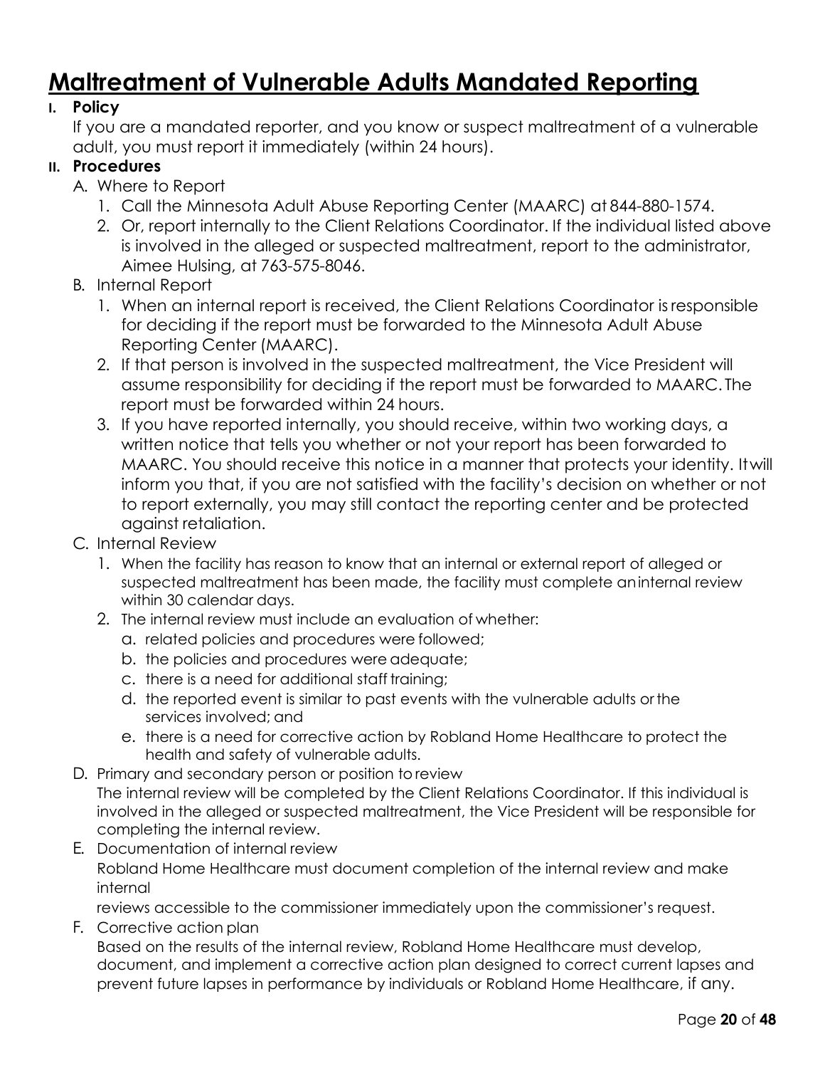# Maltreatment of Vulnerable Adults Mandated Reporting

**I. Policy**

If you are a mandated reporter, and you know or suspect maltreatment of a vulnerable adult, you must report it immediately (within 24 hours).

**II. Procedures**

A. Where to Report

1. Call the Minnesota Adult Abuse Reporting Center (MAARC) at 844-880-1574.
2. Or, report internally to the Client Relations Coordinator. If the individual listed above is involved in the alleged or suspected maltreatment, report to the administrator, Aimee Hulsing, at 763-575-8046.

B. Internal Report

1. When an internal report is received, the Client Relations Coordinator is responsible for deciding if the report must be forwarded to the Minnesota Adult Abuse Reporting Center (MAARC).
2. If that person is involved in the suspected maltreatment, the Vice President will assume responsibility for deciding if the report must be forwarded to MAARC. The report must be forwarded within 24 hours.
3. If you have reported internally, you should receive, within two working days, a written notice that tells you whether or not your report has been forwarded to MAARC. You should receive this notice in a manner that protects your identity. It will inform you that, if you are not satisfied with the facility's decision on whether or not to report externally, you may still contact the reporting center and be protected against retaliation.

C. Internal Review

1. When the facility has reason to know that an internal or external report of alleged or suspected maltreatment has been made, the facility must complete an internal review within 30 calendar days.
2. The internal review must include an evaluation of whether:
   a. related policies and procedures were followed;
   b. the policies and procedures were adequate;
   c. there is a need for additional staff training;
   d. the reported event is similar to past events with the vulnerable adults or the services involved; and
   e. there is a need for corrective action by Robland Home Healthcare to protect the health and safety of vulnerable adults.

D. Primary and secondary person or position to review

The internal review will be completed by the Client Relations Coordinator. If this individual is involved in the alleged or suspected maltreatment, the Vice President will be responsible for completing the internal review.

E. Documentation of internal review

Robland Home Healthcare must document completion of the internal review and make internal reviews accessible to the commissioner immediately upon the commissioner's request.

F. Corrective action plan

Based on the results of the internal review, Robland Home Healthcare must develop, document, and implement a corrective action plan designed to correct current lapses and prevent future lapses in performance by individuals or Robland Home Healthcare, if any.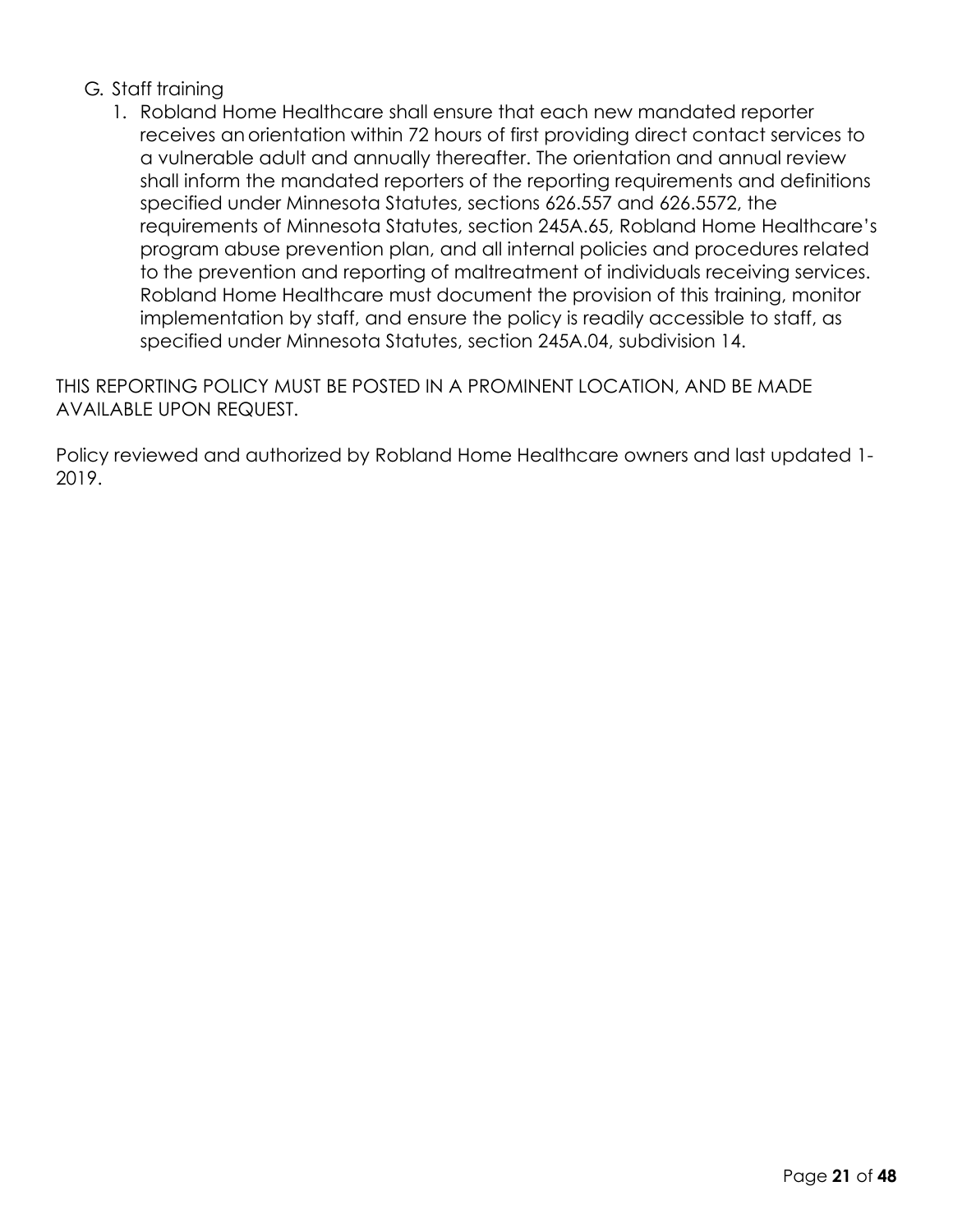G. Staff training

1. Robland Home Healthcare shall ensure that each new mandated reporter receives an orientation within 72 hours of first providing direct contact services to a vulnerable adult and annually thereafter. The orientation and annual review shall inform the mandated reporters of the reporting requirements and definitions specified under Minnesota Statutes, sections 626.557 and 626.5572, the requirements of Minnesota Statutes, section 245A.65, Robland Home Healthcare's program abuse prevention plan, and all internal policies and procedures related to the prevention and reporting of maltreatment of individuals receiving services. Robland Home Healthcare must document the provision of this training, monitor implementation by staff, and ensure the policy is readily accessible to staff, as specified under Minnesota Statutes, section 245A.04, subdivision 14.

THIS REPORTING POLICY MUST BE POSTED IN A PROMINENT LOCATION, AND BE MADE AVAILABLE UPON REQUEST.

Policy reviewed and authorized by Robland Home Healthcare owners and last updated 1-2019.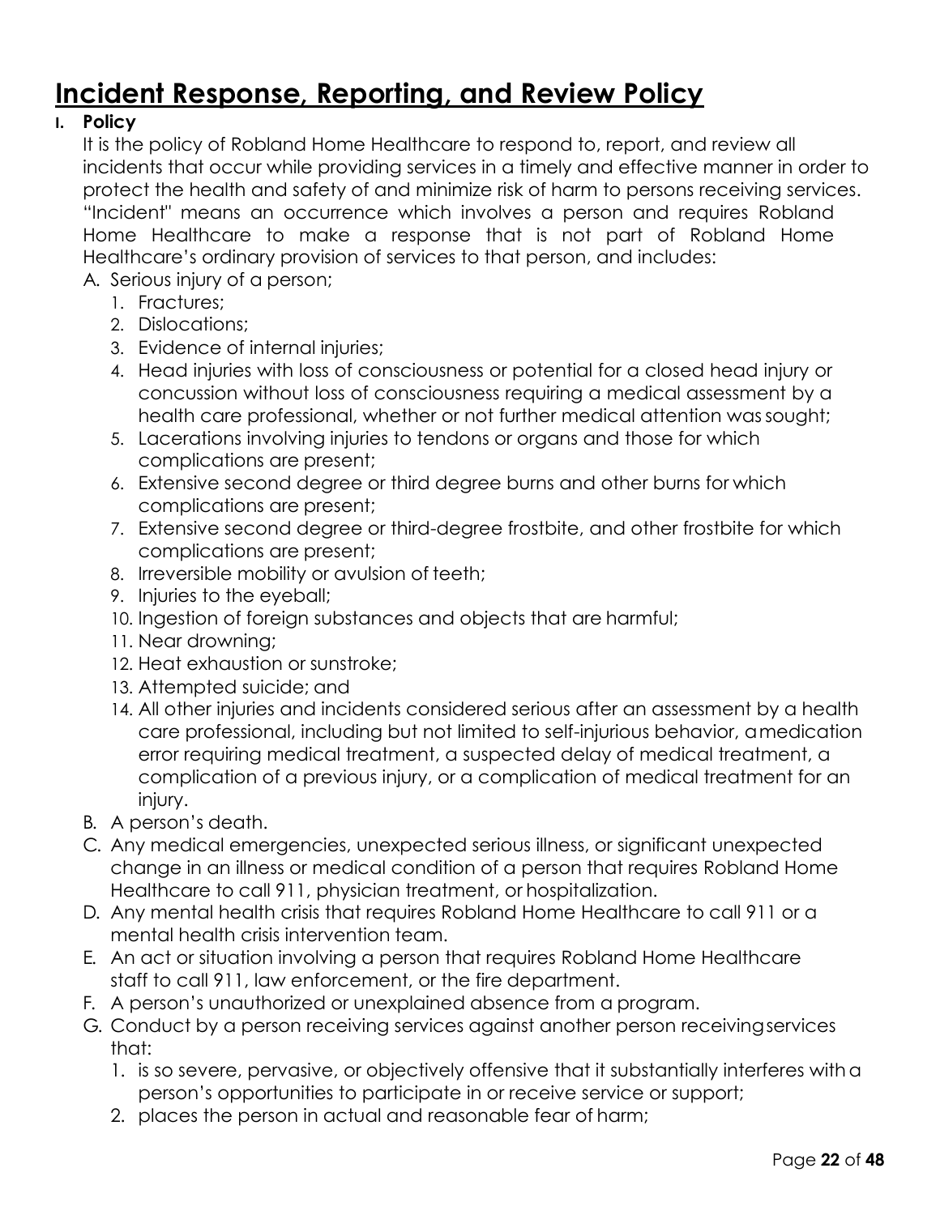# Incident Response, Reporting, and Review Policy

**I. Policy**

It is the policy of Robland Home Healthcare to respond to, report, and review all incidents that occur while providing services in a timely and effective manner in order to protect the health and safety of and minimize risk of harm to persons receiving services. "Incident" means an occurrence which involves a person and requires Robland Home Healthcare to make a response that is not part of Robland Home Healthcare's ordinary provision of services to that person, and includes:

A. Serious injury of a person;
   1. Fractures;
   2. Dislocations;
   3. Evidence of internal injuries;
   4. Head injuries with loss of consciousness or potential for a closed head injury or concussion without loss of consciousness requiring a medical assessment by a health care professional, whether or not further medical attention was sought;
   5. Lacerations involving injuries to tendons or organs and those for which complications are present;
   6. Extensive second degree or third degree burns and other burns for which complications are present;
   7. Extensive second degree or third-degree frostbite, and other frostbite for which complications are present;
   8. Irreversible mobility or avulsion of teeth;
   9. Injuries to the eyeball;
   10. Ingestion of foreign substances and objects that are harmful;
   11. Near drowning;
   12. Heat exhaustion or sunstroke;
   13. Attempted suicide; and
   14. All other injuries and incidents considered serious after an assessment by a health care professional, including but not limited to self-injurious behavior, a medication error requiring medical treatment, a suspected delay of medical treatment, a complication of a previous injury, or a complication of medical treatment for an injury.

B. A person's death.

C. Any medical emergencies, unexpected serious illness, or significant unexpected change in an illness or medical condition of a person that requires Robland Home Healthcare to call 911, physician treatment, or hospitalization.

D. Any mental health crisis that requires Robland Home Healthcare to call 911 or a mental health crisis intervention team.

E. An act or situation involving a person that requires Robland Home Healthcare staff to call 911, law enforcement, or the fire department.

F. A person's unauthorized or unexplained absence from a program.

G. Conduct by a person receiving services against another person receiving services that:
   1. is so severe, pervasive, or objectively offensive that it substantially interferes with a person's opportunities to participate in or receive service or support;
   2. places the person in actual and reasonable fear of harm;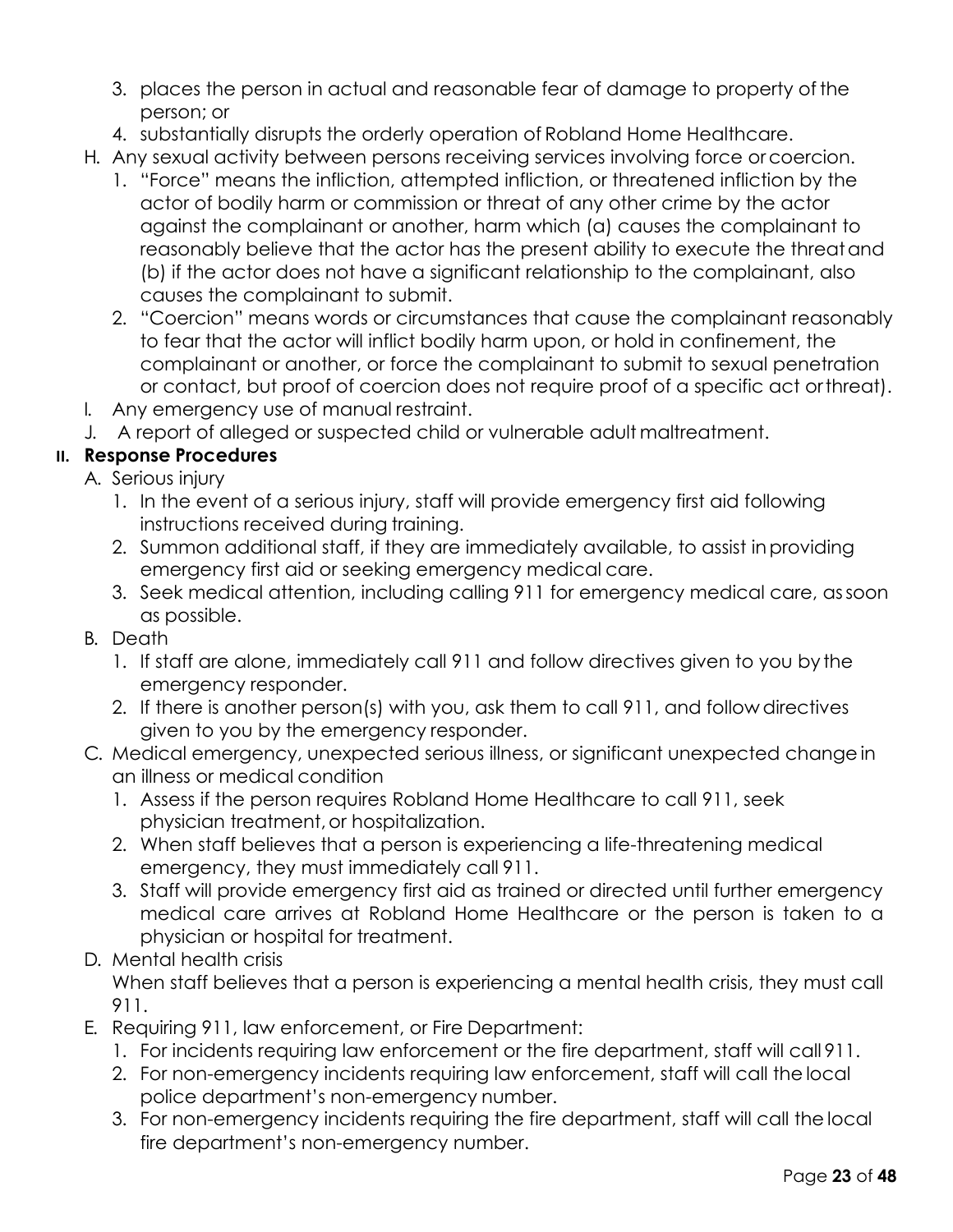3. places the person in actual and reasonable fear of damage to property of the person; or
4. substantially disrupts the orderly operation of Robland Home Healthcare.

H. Any sexual activity between persons receiving services involving force or coercion.
   1. "Force" means the infliction, attempted infliction, or threatened infliction by the actor of bodily harm or commission or threat of any other crime by the actor against the complainant or another, harm which (a) causes the complainant to reasonably believe that the actor has the present ability to execute the threat and (b) if the actor does not have a significant relationship to the complainant, also causes the complainant to submit.
   2. "Coercion" means words or circumstances that cause the complainant reasonably to fear that the actor will inflict bodily harm upon, or hold in confinement, the complainant or another, or force the complainant to submit to sexual penetration or contact, but proof of coercion does not require proof of a specific act or threat).

I. Any emergency use of manual restraint.

J. A report of alleged or suspected child or vulnerable adult maltreatment.

## II. Response Procedures

A. Serious injury
   1. In the event of a serious injury, staff will provide emergency first aid following instructions received during training.
   2. Summon additional staff, if they are immediately available, to assist in providing emergency first aid or seeking emergency medical care.
   3. Seek medical attention, including calling 911 for emergency medical care, as soon as possible.

B. Death
   1. If staff are alone, immediately call 911 and follow directives given to you by the emergency responder.
   2. If there is another person(s) with you, ask them to call 911, and follow directives given to you by the emergency responder.

C. Medical emergency, unexpected serious illness, or significant unexpected change in an illness or medical condition
   1. Assess if the person requires Robland Home Healthcare to call 911, seek physician treatment, or hospitalization.
   2. When staff believes that a person is experiencing a life-threatening medical emergency, they must immediately call 911.
   3. Staff will provide emergency first aid as trained or directed until further emergency medical care arrives at Robland Home Healthcare or the person is taken to a physician or hospital for treatment.

D. Mental health crisis

   When staff believes that a person is experiencing a mental health crisis, they must call 911.

E. Requiring 911, law enforcement, or Fire Department:
   1. For incidents requiring law enforcement or the fire department, staff will call 911.
   2. For non-emergency incidents requiring law enforcement, staff will call the local police department's non-emergency number.
   3. For non-emergency incidents requiring the fire department, staff will call the local fire department's non-emergency number.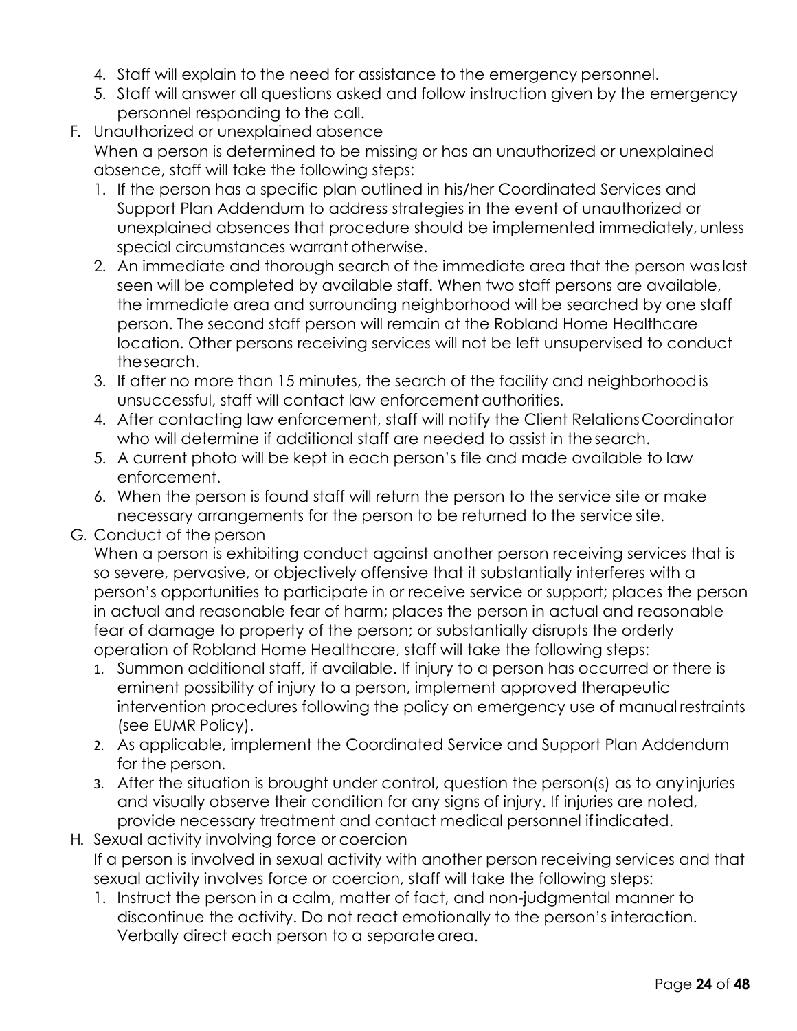4. Staff will explain to the need for assistance to the emergency personnel.
5. Staff will answer all questions asked and follow instruction given by the emergency personnel responding to the call.

F. Unauthorized or unexplained absence

When a person is determined to be missing or has an unauthorized or unexplained absence, staff will take the following steps:

1. If the person has a specific plan outlined in his/her Coordinated Services and Support Plan Addendum to address strategies in the event of unauthorized or unexplained absences that procedure should be implemented immediately, unless special circumstances warrant otherwise.
2. An immediate and thorough search of the immediate area that the person was last seen will be completed by available staff. When two staff persons are available, the immediate area and surrounding neighborhood will be searched by one staff person. The second staff person will remain at the Robland Home Healthcare location. Other persons receiving services will not be left unsupervised to conduct the search.
3. If after no more than 15 minutes, the search of the facility and neighborhood is unsuccessful, staff will contact law enforcement authorities.
4. After contacting law enforcement, staff will notify the Client Relations Coordinator who will determine if additional staff are needed to assist in the search.
5. A current photo will be kept in each person's file and made available to law enforcement.
6. When the person is found staff will return the person to the service site or make necessary arrangements for the person to be returned to the service site.

G. Conduct of the person

When a person is exhibiting conduct against another person receiving services that is so severe, pervasive, or objectively offensive that it substantially interferes with a person's opportunities to participate in or receive service or support; places the person in actual and reasonable fear of harm; places the person in actual and reasonable fear of damage to property of the person; or substantially disrupts the orderly operation of Robland Home Healthcare, staff will take the following steps:

1. Summon additional staff, if available. If injury to a person has occurred or there is eminent possibility of injury to a person, implement approved therapeutic intervention procedures following the policy on emergency use of manual restraints (see EUMR Policy).
2. As applicable, implement the Coordinated Service and Support Plan Addendum for the person.
3. After the situation is brought under control, question the person(s) as to any injuries and visually observe their condition for any signs of injury. If injuries are noted, provide necessary treatment and contact medical personnel if indicated.

H. Sexual activity involving force or coercion

If a person is involved in sexual activity with another person receiving services and that sexual activity involves force or coercion, staff will take the following steps:

1. Instruct the person in a calm, matter of fact, and non-judgmental manner to discontinue the activity. Do not react emotionally to the person's interaction. Verbally direct each person to a separate area.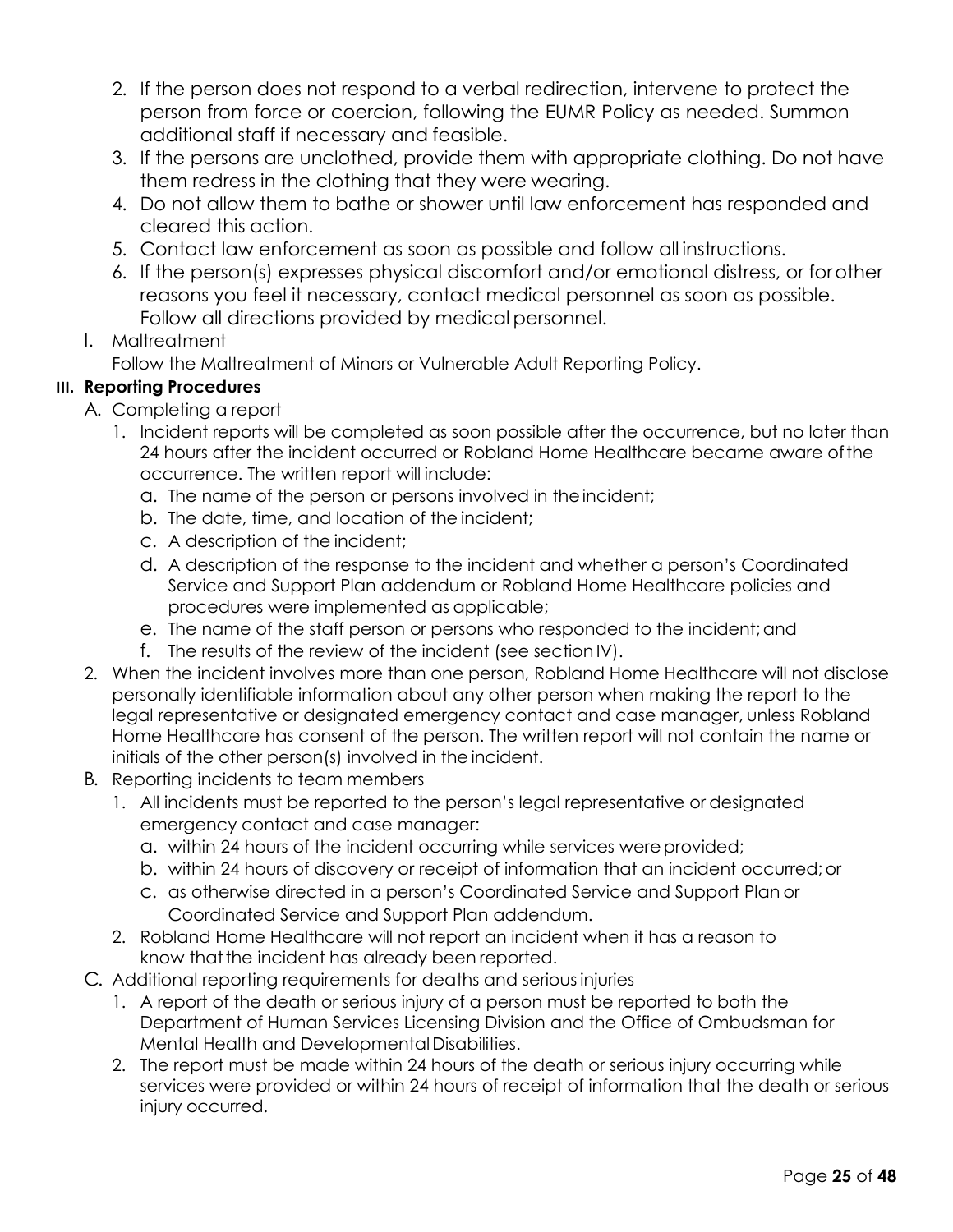2. If the person does not respond to a verbal redirection, intervene to protect the person from force or coercion, following the EUMR Policy as needed. Summon additional staff if necessary and feasible.
3. If the persons are unclothed, provide them with appropriate clothing. Do not have them redress in the clothing that they were wearing.
4. Do not allow them to bathe or shower until law enforcement has responded and cleared this action.
5. Contact law enforcement as soon as possible and follow all instructions.
6. If the person(s) expresses physical discomfort and/or emotional distress, or for other reasons you feel it necessary, contact medical personnel as soon as possible. Follow all directions provided by medical personnel.

I. Maltreatment

Follow the Maltreatment of Minors or Vulnerable Adult Reporting Policy.

### III. Reporting Procedures

A. Completing a report

1. Incident reports will be completed as soon possible after the occurrence, but no later than 24 hours after the incident occurred or Robland Home Healthcare became aware of the occurrence. The written report will include:
   a. The name of the person or persons involved in the incident;
   b. The date, time, and location of the incident;
   c. A description of the incident;
   d. A description of the response to the incident and whether a person's Coordinated Service and Support Plan addendum or Robland Home Healthcare policies and procedures were implemented as applicable;
   e. The name of the staff person or persons who responded to the incident; and
   f. The results of the review of the incident (see section IV).
2. When the incident involves more than one person, Robland Home Healthcare will not disclose personally identifiable information about any other person when making the report to the legal representative or designated emergency contact and case manager, unless Robland Home Healthcare has consent of the person. The written report will not contain the name or initials of the other person(s) involved in the incident.

B. Reporting incidents to team members

1. All incidents must be reported to the person's legal representative or designated emergency contact and case manager:
   a. within 24 hours of the incident occurring while services were provided;
   b. within 24 hours of discovery or receipt of information that an incident occurred; or
   c. as otherwise directed in a person's Coordinated Service and Support Plan or Coordinated Service and Support Plan addendum.
2. Robland Home Healthcare will not report an incident when it has a reason to know that the incident has already been reported.

C. Additional reporting requirements for deaths and serious injuries

1. A report of the death or serious injury of a person must be reported to both the Department of Human Services Licensing Division and the Office of Ombudsman for Mental Health and Developmental Disabilities.
2. The report must be made within 24 hours of the death or serious injury occurring while services were provided or within 24 hours of receipt of information that the death or serious injury occurred.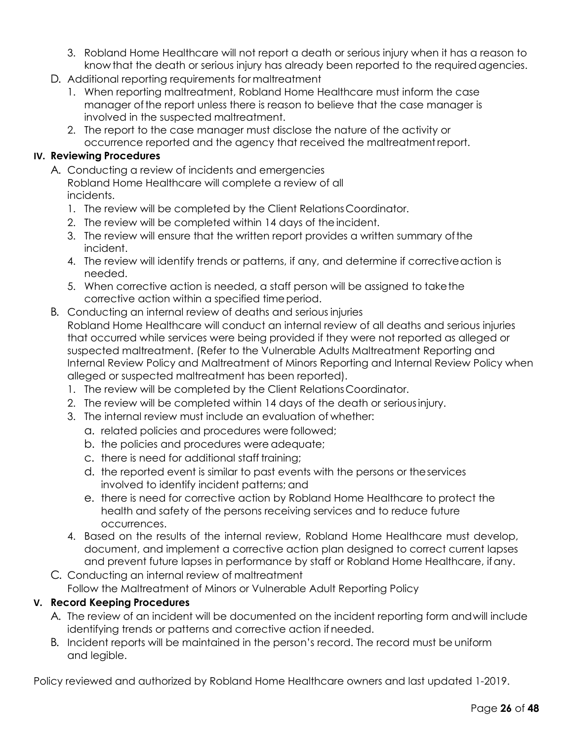3. Robland Home Healthcare will not report a death or serious injury when it has a reason to know that the death or serious injury has already been reported to the required agencies.

D. Additional reporting requirements for maltreatment
   1. When reporting maltreatment, Robland Home Healthcare must inform the case manager of the report unless there is reason to believe that the case manager is involved in the suspected maltreatment.
   2. The report to the case manager must disclose the nature of the activity or occurrence reported and the agency that received the maltreatment report.

### IV. Reviewing Procedures

A. Conducting a review of incidents and emergencies
   Robland Home Healthcare will complete a review of all incidents.
   1. The review will be completed by the Client Relations Coordinator.
   2. The review will be completed within 14 days of the incident.
   3. The review will ensure that the written report provides a written summary of the incident.
   4. The review will identify trends or patterns, if any, and determine if corrective action is needed.
   5. When corrective action is needed, a staff person will be assigned to take the corrective action within a specified time period.

B. Conducting an internal review of deaths and serious injuries
   Robland Home Healthcare will conduct an internal review of all deaths and serious injuries that occurred while services were being provided if they were not reported as alleged or suspected maltreatment. (Refer to the Vulnerable Adults Maltreatment Reporting and Internal Review Policy and Maltreatment of Minors Reporting and Internal Review Policy when alleged or suspected maltreatment has been reported).
   1. The review will be completed by the Client Relations Coordinator.
   2. The review will be completed within 14 days of the death or serious injury.
   3. The internal review must include an evaluation of whether:
      a. related policies and procedures were followed;
      b. the policies and procedures were adequate;
      c. there is need for additional staff training;
      d. the reported event is similar to past events with the persons or the services involved to identify incident patterns; and
      e. there is need for corrective action by Robland Home Healthcare to protect the health and safety of the persons receiving services and to reduce future occurrences.
   4. Based on the results of the internal review, Robland Home Healthcare must develop, document, and implement a corrective action plan designed to correct current lapses and prevent future lapses in performance by staff or Robland Home Healthcare, if any.

C. Conducting an internal review of maltreatment
   Follow the Maltreatment of Minors or Vulnerable Adult Reporting Policy

### V. Record Keeping Procedures

A. The review of an incident will be documented on the incident reporting form and will include identifying trends or patterns and corrective action if needed.

B. Incident reports will be maintained in the person's record. The record must be uniform and legible.

Policy reviewed and authorized by Robland Home Healthcare owners and last updated 1-2019.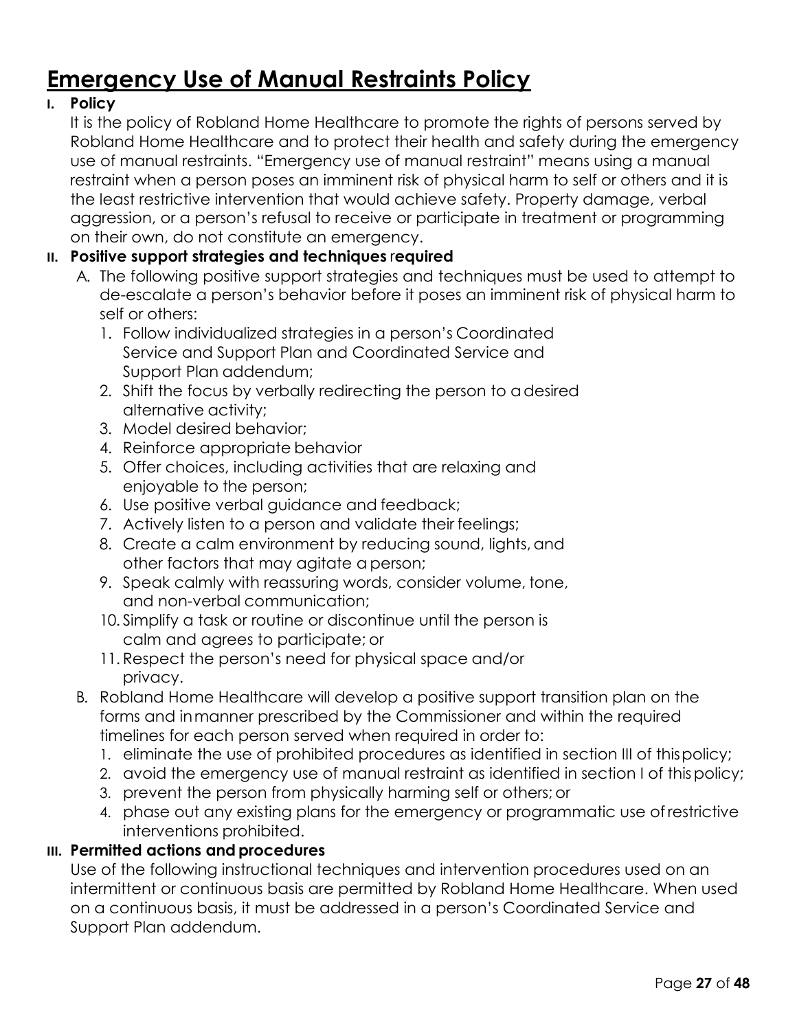# Emergency Use of Manual Restraints Policy

**I. Policy**

It is the policy of Robland Home Healthcare to promote the rights of persons served by Robland Home Healthcare and to protect their health and safety during the emergency use of manual restraints. "Emergency use of manual restraint" means using a manual restraint when a person poses an imminent risk of physical harm to self or others and it is the least restrictive intervention that would achieve safety. Property damage, verbal aggression, or a person's refusal to receive or participate in treatment or programming on their own, do not constitute an emergency.

**II. Positive support strategies and techniques required**

A. The following positive support strategies and techniques must be used to attempt to de-escalate a person's behavior before it poses an imminent risk of physical harm to self or others:

1. Follow individualized strategies in a person's Coordinated Service and Support Plan and Coordinated Service and Support Plan addendum;
2. Shift the focus by verbally redirecting the person to a desired alternative activity;
3. Model desired behavior;
4. Reinforce appropriate behavior
5. Offer choices, including activities that are relaxing and enjoyable to the person;
6. Use positive verbal guidance and feedback;
7. Actively listen to a person and validate their feelings;
8. Create a calm environment by reducing sound, lights, and other factors that may agitate a person;
9. Speak calmly with reassuring words, consider volume, tone, and non-verbal communication;
10. Simplify a task or routine or discontinue until the person is calm and agrees to participate; or
11. Respect the person's need for physical space and/or privacy.

B. Robland Home Healthcare will develop a positive support transition plan on the forms and in manner prescribed by the Commissioner and within the required timelines for each person served when required in order to:

1. eliminate the use of prohibited procedures as identified in section III of this policy;
2. avoid the emergency use of manual restraint as identified in section I of this policy;
3. prevent the person from physically harming self or others; or
4. phase out any existing plans for the emergency or programmatic use of restrictive interventions prohibited.

**III. Permitted actions and procedures**

Use of the following instructional techniques and intervention procedures used on an intermittent or continuous basis are permitted by Robland Home Healthcare. When used on a continuous basis, it must be addressed in a person's Coordinated Service and Support Plan addendum.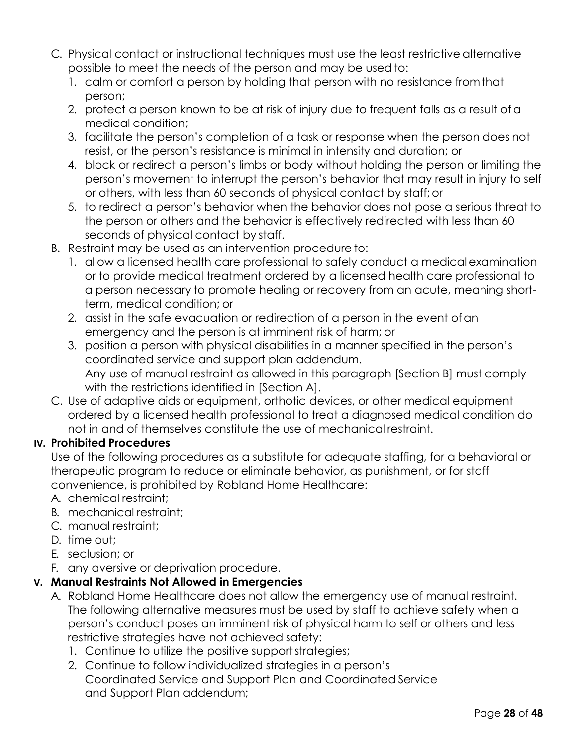C. Physical contact or instructional techniques must use the least restrictive alternative possible to meet the needs of the person and may be used to:
   1. calm or comfort a person by holding that person with no resistance from that person;
   2. protect a person known to be at risk of injury due to frequent falls as a result of a medical condition;
   3. facilitate the person's completion of a task or response when the person does not resist, or the person's resistance is minimal in intensity and duration; or
   4. block or redirect a person's limbs or body without holding the person or limiting the person's movement to interrupt the person's behavior that may result in injury to self or others, with less than 60 seconds of physical contact by staff; or
   5. to redirect a person's behavior when the behavior does not pose a serious threat to the person or others and the behavior is effectively redirected with less than 60 seconds of physical contact by staff.

B. Restraint may be used as an intervention procedure to:
   1. allow a licensed health care professional to safely conduct a medical examination or to provide medical treatment ordered by a licensed health care professional to a person necessary to promote healing or recovery from an acute, meaning short-term, medical condition; or
   2. assist in the safe evacuation or redirection of a person in the event of an emergency and the person is at imminent risk of harm; or
   3. position a person with physical disabilities in a manner specified in the person's coordinated service and support plan addendum.

   Any use of manual restraint as allowed in this paragraph [Section B] must comply with the restrictions identified in [Section A].

C. Use of adaptive aids or equipment, orthotic devices, or other medical equipment ordered by a licensed health professional to treat a diagnosed medical condition do not in and of themselves constitute the use of mechanical restraint.

## IV. Prohibited Procedures

Use of the following procedures as a substitute for adequate staffing, for a behavioral or therapeutic program to reduce or eliminate behavior, as punishment, or for staff convenience, is prohibited by Robland Home Healthcare:

A. chemical restraint;
B. mechanical restraint;
C. manual restraint;
D. time out;
E. seclusion; or
F. any aversive or deprivation procedure.

## V. Manual Restraints Not Allowed in Emergencies

A. Robland Home Healthcare does not allow the emergency use of manual restraint. The following alternative measures must be used by staff to achieve safety when a person's conduct poses an imminent risk of physical harm to self or others and less restrictive strategies have not achieved safety:
   1. Continue to utilize the positive support strategies;
   2. Continue to follow individualized strategies in a person's Coordinated Service and Support Plan and Coordinated Service and Support Plan addendum;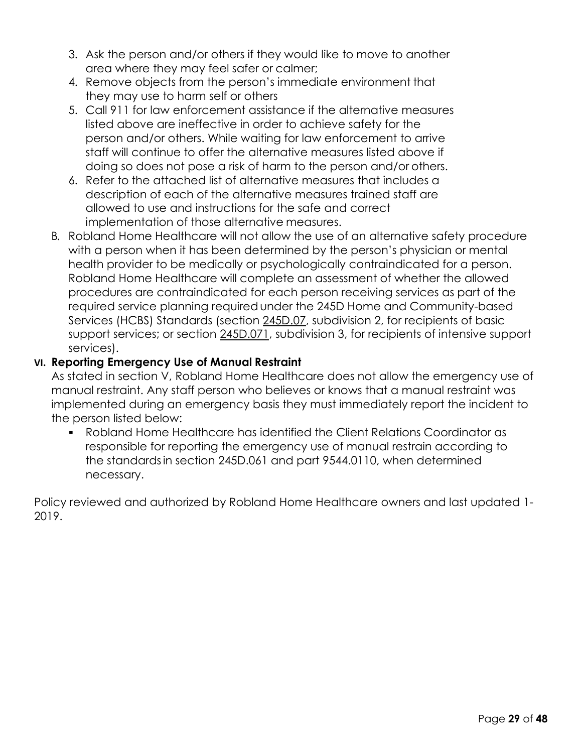3. Ask the person and/or others if they would like to move to another area where they may feel safer or calmer;
4. Remove objects from the person's immediate environment that they may use to harm self or others
5. Call 911 for law enforcement assistance if the alternative measures listed above are ineffective in order to achieve safety for the person and/or others. While waiting for law enforcement to arrive staff will continue to offer the alternative measures listed above if doing so does not pose a risk of harm to the person and/or others.
6. Refer to the attached list of alternative measures that includes a description of each of the alternative measures trained staff are allowed to use and instructions for the safe and correct implementation of those alternative measures.

B. Robland Home Healthcare will not allow the use of an alternative safety procedure with a person when it has been determined by the person's physician or mental health provider to be medically or psychologically contraindicated for a person. Robland Home Healthcare will complete an assessment of whether the allowed procedures are contraindicated for each person receiving services as part of the required service planning required under the 245D Home and Community-based Services (HCBS) Standards (section 245D.07, subdivision 2, for recipients of basic support services; or section 245D.071, subdivision 3, for recipients of intensive support services).

## VI. Reporting Emergency Use of Manual Restraint

As stated in section V, Robland Home Healthcare does not allow the emergency use of manual restraint. Any staff person who believes or knows that a manual restraint was implemented during an emergency basis they must immediately report the incident to the person listed below:

- Robland Home Healthcare has identified the Client Relations Coordinator as responsible for reporting the emergency use of manual restrain according to the standards in section 245D.061 and part 9544.0110, when determined necessary.

Policy reviewed and authorized by Robland Home Healthcare owners and last updated 1-2019.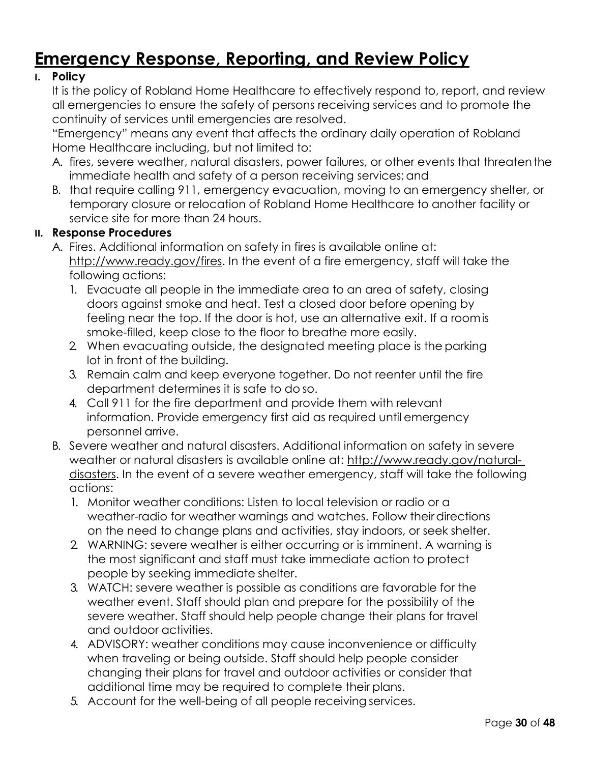# Emergency Response, Reporting, and Review Policy

**I. Policy**

It is the policy of Robland Home Healthcare to effectively respond to, report, and review all emergencies to ensure the safety of persons receiving services and to promote the continuity of services until emergencies are resolved.

"Emergency" means any event that affects the ordinary daily operation of Robland Home Healthcare including, but not limited to:

A. fires, severe weather, natural disasters, power failures, or other events that threaten the immediate health and safety of a person receiving services; and

B. that require calling 911, emergency evacuation, moving to an emergency shelter, or temporary closure or relocation of Robland Home Healthcare to another facility or service site for more than 24 hours.

**II. Response Procedures**

A. Fires. Additional information on safety in fires is available online at: http://www.ready.gov/fires. In the event of a fire emergency, staff will take the following actions:

1. Evacuate all people in the immediate area to an area of safety, closing doors against smoke and heat. Test a closed door before opening by feeling near the top. If the door is hot, use an alternative exit. If a room is smoke-filled, keep close to the floor to breathe more easily.
2. When evacuating outside, the designated meeting place is the parking lot in front of the building.
3. Remain calm and keep everyone together. Do not reenter until the fire department determines it is safe to do so.
4. Call 911 for the fire department and provide them with relevant information. Provide emergency first aid as required until emergency personnel arrive.

B. Severe weather and natural disasters. Additional information on safety in severe weather or natural disasters is available online at: http://www.ready.gov/natural-disasters. In the event of a severe weather emergency, staff will take the following actions:

1. Monitor weather conditions: Listen to local television or radio or a weather-radio for weather warnings and watches. Follow their directions on the need to change plans and activities, stay indoors, or seek shelter.
2. WARNING: severe weather is either occurring or is imminent. A warning is the most significant and staff must take immediate action to protect people by seeking immediate shelter.
3. WATCH: severe weather is possible as conditions are favorable for the weather event. Staff should plan and prepare for the possibility of the severe weather. Staff should help people change their plans for travel and outdoor activities.
4. ADVISORY: weather conditions may cause inconvenience or difficulty when traveling or being outside. Staff should help people consider changing their plans for travel and outdoor activities or consider that additional time may be required to complete their plans.
5. Account for the well-being of all people receiving services.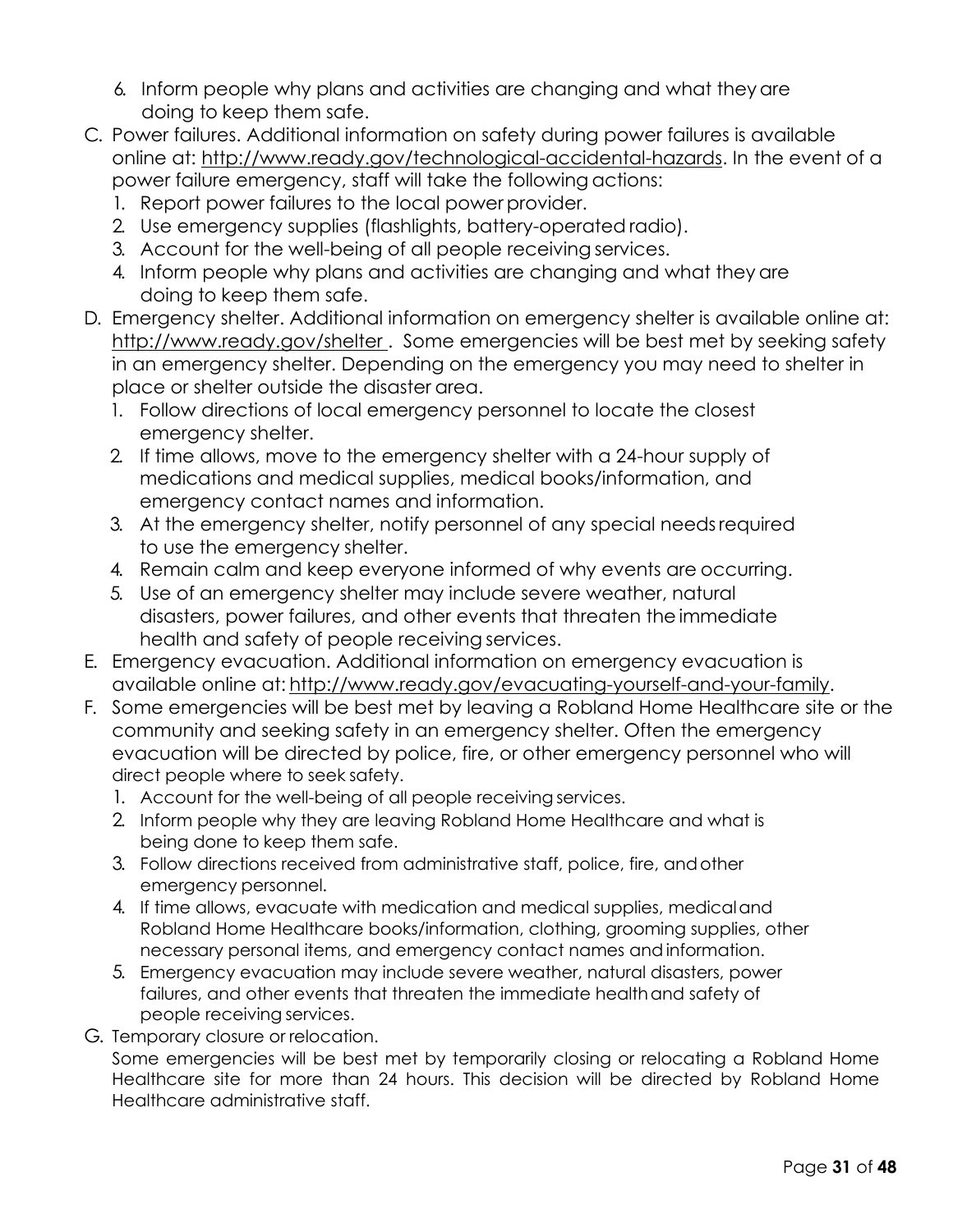6. Inform people why plans and activities are changing and what they are doing to keep them safe.

C. Power failures. Additional information on safety during power failures is available online at: http://www.ready.gov/technological-accidental-hazards. In the event of a power failure emergency, staff will take the following actions:
   1. Report power failures to the local power provider.
   2. Use emergency supplies (flashlights, battery-operated radio).
   3. Account for the well-being of all people receiving services.
   4. Inform people why plans and activities are changing and what they are doing to keep them safe.

D. Emergency shelter. Additional information on emergency shelter is available online at: http://www.ready.gov/shelter . Some emergencies will be best met by seeking safety in an emergency shelter. Depending on the emergency you may need to shelter in place or shelter outside the disaster area.
   1. Follow directions of local emergency personnel to locate the closest emergency shelter.
   2. If time allows, move to the emergency shelter with a 24-hour supply of medications and medical supplies, medical books/information, and emergency contact names and information.
   3. At the emergency shelter, notify personnel of any special needs required to use the emergency shelter.
   4. Remain calm and keep everyone informed of why events are occurring.
   5. Use of an emergency shelter may include severe weather, natural disasters, power failures, and other events that threaten the immediate health and safety of people receiving services.

E. Emergency evacuation. Additional information on emergency evacuation is available online at: http://www.ready.gov/evacuating-yourself-and-your-family.

F. Some emergencies will be best met by leaving a Robland Home Healthcare site or the community and seeking safety in an emergency shelter. Often the emergency evacuation will be directed by police, fire, or other emergency personnel who will direct people where to seek safety.
   1. Account for the well-being of all people receiving services.
   2. Inform people why they are leaving Robland Home Healthcare and what is being done to keep them safe.
   3. Follow directions received from administrative staff, police, fire, and other emergency personnel.
   4. If time allows, evacuate with medication and medical supplies, medical and Robland Home Healthcare books/information, clothing, grooming supplies, other necessary personal items, and emergency contact names and information.
   5. Emergency evacuation may include severe weather, natural disasters, power failures, and other events that threaten the immediate health and safety of people receiving services.

G. Temporary closure or relocation.

   Some emergencies will be best met by temporarily closing or relocating a Robland Home Healthcare site for more than 24 hours. This decision will be directed by Robland Home Healthcare administrative staff.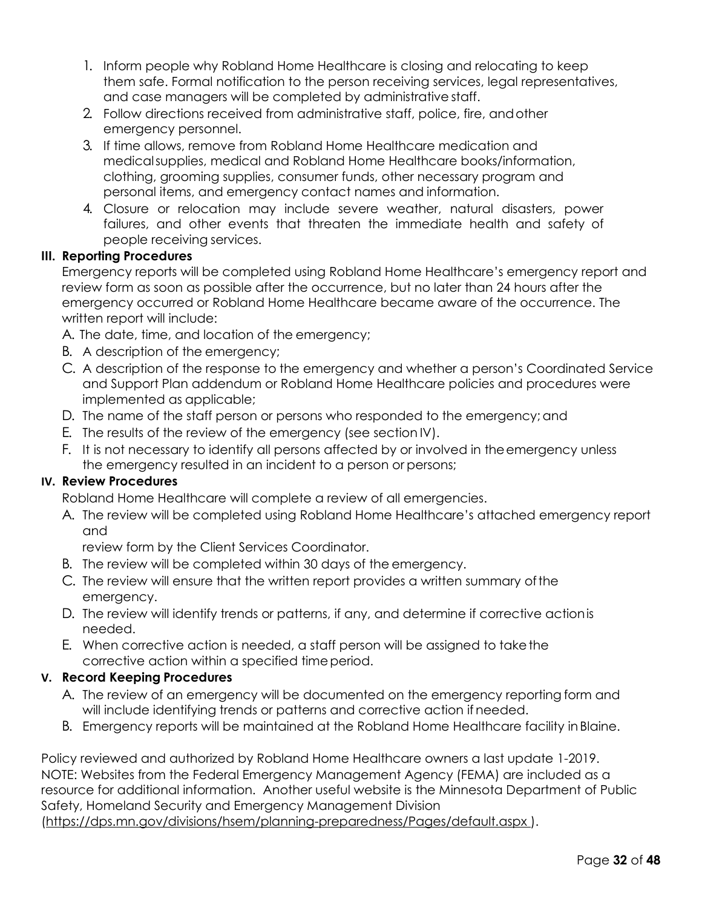1. Inform people why Robland Home Healthcare is closing and relocating to keep them safe. Formal notification to the person receiving services, legal representatives, and case managers will be completed by administrative staff.
2. Follow directions received from administrative staff, police, fire, and other emergency personnel.
3. If time allows, remove from Robland Home Healthcare medication and medical supplies, medical and Robland Home Healthcare books/information, clothing, grooming supplies, consumer funds, other necessary program and personal items, and emergency contact names and information.
4. Closure or relocation may include severe weather, natural disasters, power failures, and other events that threaten the immediate health and safety of people receiving services.

**III. Reporting Procedures**

Emergency reports will be completed using Robland Home Healthcare's emergency report and review form as soon as possible after the occurrence, but no later than 24 hours after the emergency occurred or Robland Home Healthcare became aware of the occurrence. The written report will include:

A. The date, time, and location of the emergency;
B. A description of the emergency;
C. A description of the response to the emergency and whether a person's Coordinated Service and Support Plan addendum or Robland Home Healthcare policies and procedures were implemented as applicable;
D. The name of the staff person or persons who responded to the emergency; and
E. The results of the review of the emergency (see section IV).
F. It is not necessary to identify all persons affected by or involved in the emergency unless the emergency resulted in an incident to a person or persons;

**IV. Review Procedures**

Robland Home Healthcare will complete a review of all emergencies.

A. The review will be completed using Robland Home Healthcare's attached emergency report and review form by the Client Services Coordinator.
B. The review will be completed within 30 days of the emergency.
C. The review will ensure that the written report provides a written summary of the emergency.
D. The review will identify trends or patterns, if any, and determine if corrective action is needed.
E. When corrective action is needed, a staff person will be assigned to take the corrective action within a specified time period.

**V. Record Keeping Procedures**

A. The review of an emergency will be documented on the emergency reporting form and will include identifying trends or patterns and corrective action if needed.
B. Emergency reports will be maintained at the Robland Home Healthcare facility in Blaine.

Policy reviewed and authorized by Robland Home Healthcare owners a last update 1-2019.
NOTE: Websites from the Federal Emergency Management Agency (FEMA) are included as a resource for additional information. Another useful website is the Minnesota Department of Public Safety, Homeland Security and Emergency Management Division (https://dps.mn.gov/divisions/hsem/planning-preparedness/Pages/default.aspx ).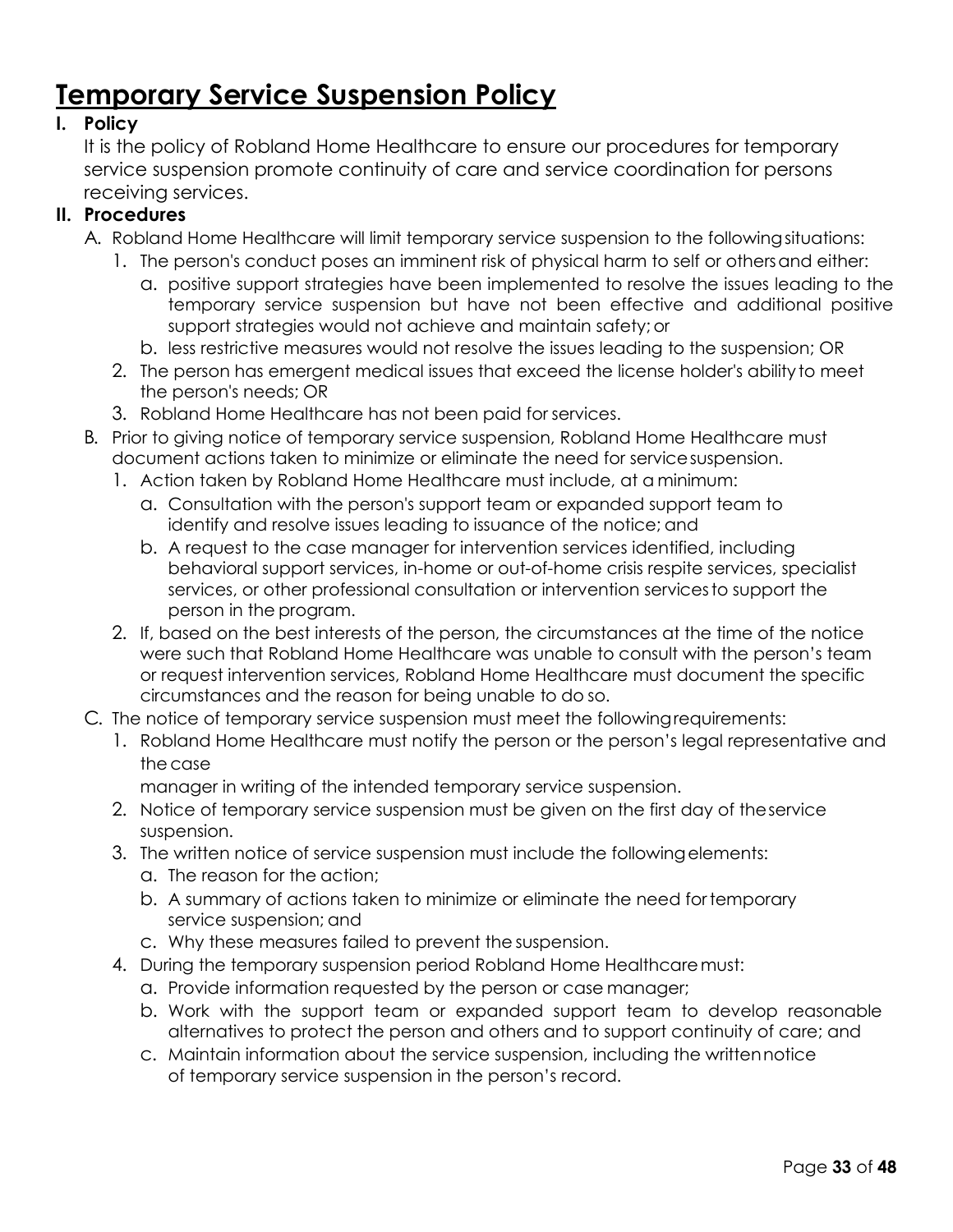# Temporary Service Suspension Policy

## I. Policy

It is the policy of Robland Home Healthcare to ensure our procedures for temporary service suspension promote continuity of care and service coordination for persons receiving services.

## II. Procedures

A. Robland Home Healthcare will limit temporary service suspension to the following situations:

1. The person's conduct poses an imminent risk of physical harm to self or others and either:
   a. positive support strategies have been implemented to resolve the issues leading to the temporary service suspension but have not been effective and additional positive support strategies would not achieve and maintain safety; or
   b. less restrictive measures would not resolve the issues leading to the suspension; OR
2. The person has emergent medical issues that exceed the license holder's ability to meet the person's needs; OR
3. Robland Home Healthcare has not been paid for services.

B. Prior to giving notice of temporary service suspension, Robland Home Healthcare must document actions taken to minimize or eliminate the need for service suspension.

1. Action taken by Robland Home Healthcare must include, at a minimum:
   a. Consultation with the person's support team or expanded support team to identify and resolve issues leading to issuance of the notice; and
   b. A request to the case manager for intervention services identified, including behavioral support services, in-home or out-of-home crisis respite services, specialist services, or other professional consultation or intervention services to support the person in the program.
2. If, based on the best interests of the person, the circumstances at the time of the notice were such that Robland Home Healthcare was unable to consult with the person's team or request intervention services, Robland Home Healthcare must document the specific circumstances and the reason for being unable to do so.

C. The notice of temporary service suspension must meet the following requirements:

1. Robland Home Healthcare must notify the person or the person's legal representative and the case manager in writing of the intended temporary service suspension.
2. Notice of temporary service suspension must be given on the first day of the service suspension.
3. The written notice of service suspension must include the following elements:
   a. The reason for the action;
   b. A summary of actions taken to minimize or eliminate the need for temporary service suspension; and
   c. Why these measures failed to prevent the suspension.
4. During the temporary suspension period Robland Home Healthcare must:
   a. Provide information requested by the person or case manager;
   b. Work with the support team or expanded support team to develop reasonable alternatives to protect the person and others and to support continuity of care; and
   c. Maintain information about the service suspension, including the written notice of temporary service suspension in the person's record.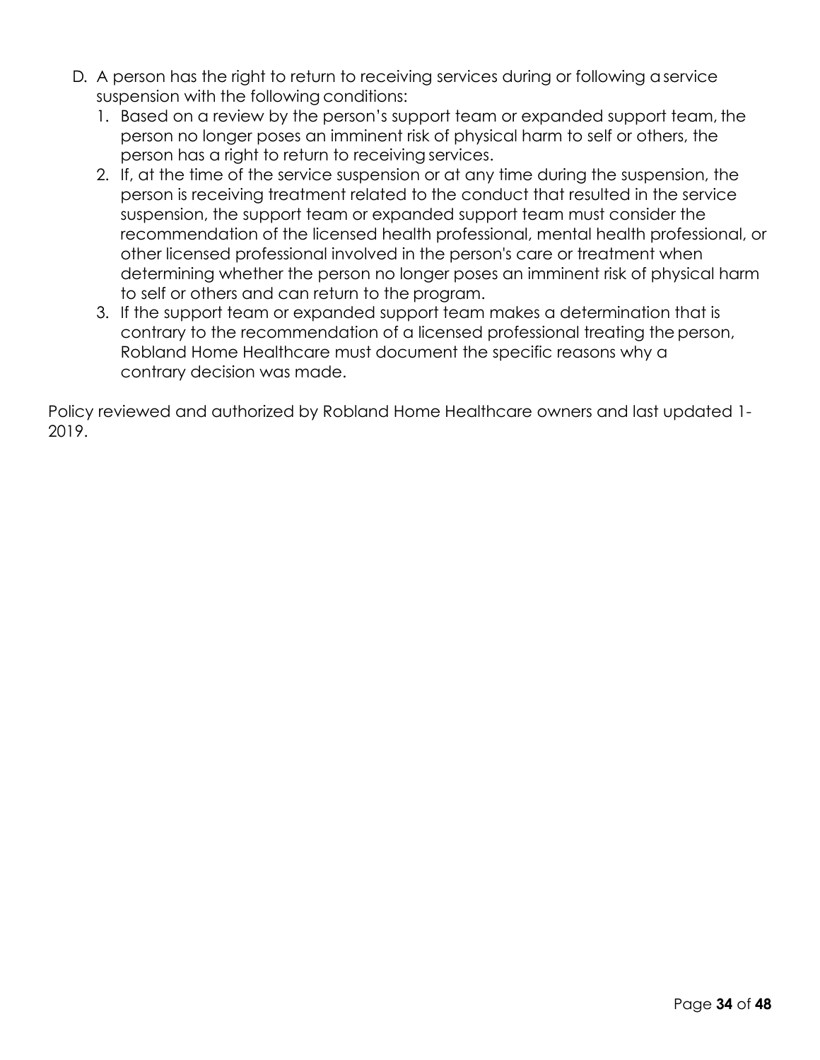D. A person has the right to return to receiving services during or following a service suspension with the following conditions:
   1. Based on a review by the person's support team or expanded support team, the person no longer poses an imminent risk of physical harm to self or others, the person has a right to return to receiving services.
   2. If, at the time of the service suspension or at any time during the suspension, the person is receiving treatment related to the conduct that resulted in the service suspension, the support team or expanded support team must consider the recommendation of the licensed health professional, mental health professional, or other licensed professional involved in the person's care or treatment when determining whether the person no longer poses an imminent risk of physical harm to self or others and can return to the program.
   3. If the support team or expanded support team makes a determination that is contrary to the recommendation of a licensed professional treating the person, Robland Home Healthcare must document the specific reasons why a contrary decision was made.

Policy reviewed and authorized by Robland Home Healthcare owners and last updated 1-2019.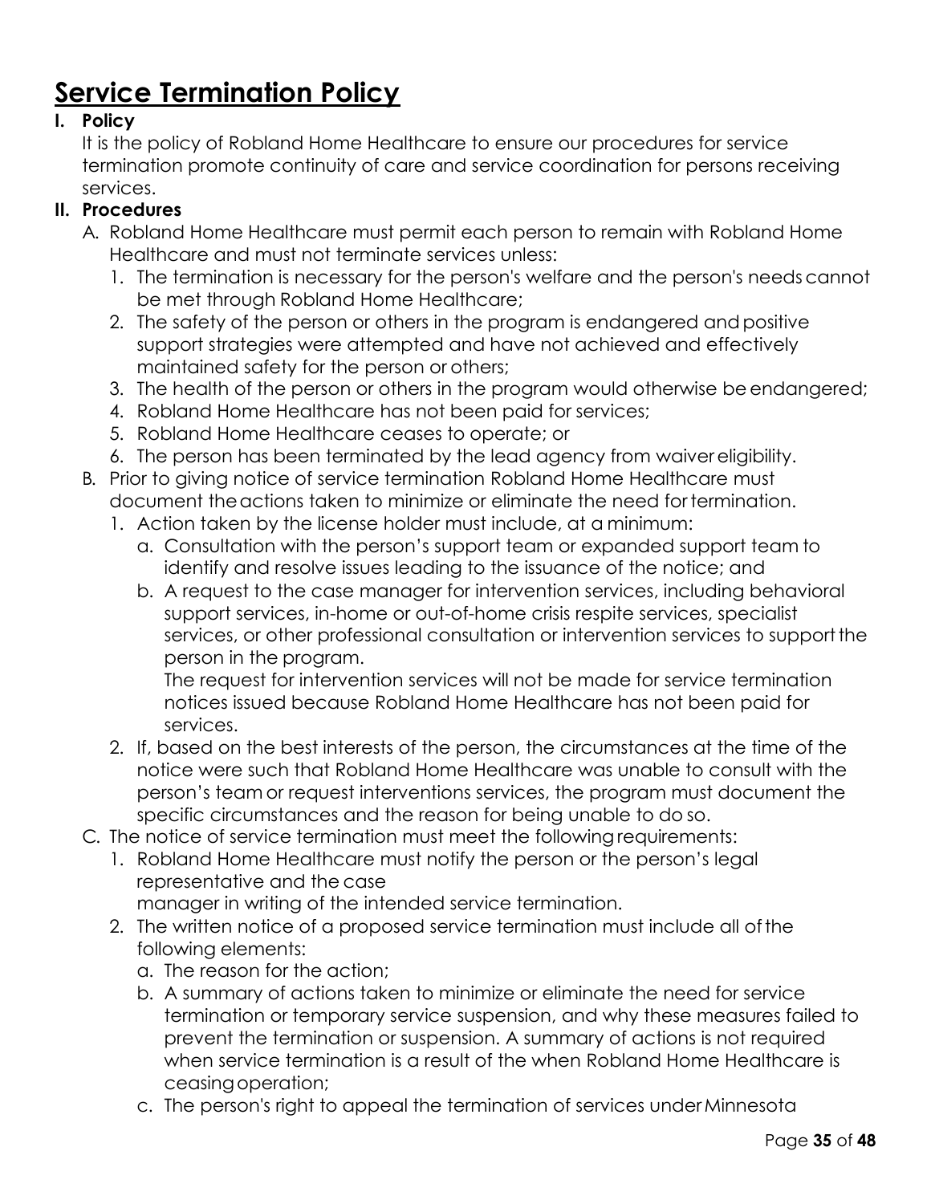# Service Termination Policy

**I. Policy**

It is the policy of Robland Home Healthcare to ensure our procedures for service termination promote continuity of care and service coordination for persons receiving services.

**II. Procedures**

A. Robland Home Healthcare must permit each person to remain with Robland Home Healthcare and must not terminate services unless:
   1. The termination is necessary for the person's welfare and the person's needs cannot be met through Robland Home Healthcare;
   2. The safety of the person or others in the program is endangered and positive support strategies were attempted and have not achieved and effectively maintained safety for the person or others;
   3. The health of the person or others in the program would otherwise be endangered;
   4. Robland Home Healthcare has not been paid for services;
   5. Robland Home Healthcare ceases to operate; or
   6. The person has been terminated by the lead agency from waiver eligibility.

B. Prior to giving notice of service termination Robland Home Healthcare must document the actions taken to minimize or eliminate the need for termination.
   1. Action taken by the license holder must include, at a minimum:
      a. Consultation with the person's support team or expanded support team to identify and resolve issues leading to the issuance of the notice; and
      b. A request to the case manager for intervention services, including behavioral support services, in-home or out-of-home crisis respite services, specialist services, or other professional consultation or intervention services to support the person in the program.

      The request for intervention services will not be made for service termination notices issued because Robland Home Healthcare has not been paid for services.
   2. If, based on the best interests of the person, the circumstances at the time of the notice were such that Robland Home Healthcare was unable to consult with the person's team or request interventions services, the program must document the specific circumstances and the reason for being unable to do so.

C. The notice of service termination must meet the following requirements:
   1. Robland Home Healthcare must notify the person or the person's legal representative and the case manager in writing of the intended service termination.
   2. The written notice of a proposed service termination must include all of the following elements:
      a. The reason for the action;
      b. A summary of actions taken to minimize or eliminate the need for service termination or temporary service suspension, and why these measures failed to prevent the termination or suspension. A summary of actions is not required when service termination is a result of the when Robland Home Healthcare is ceasing operation;
      c. The person's right to appeal the termination of services under Minnesota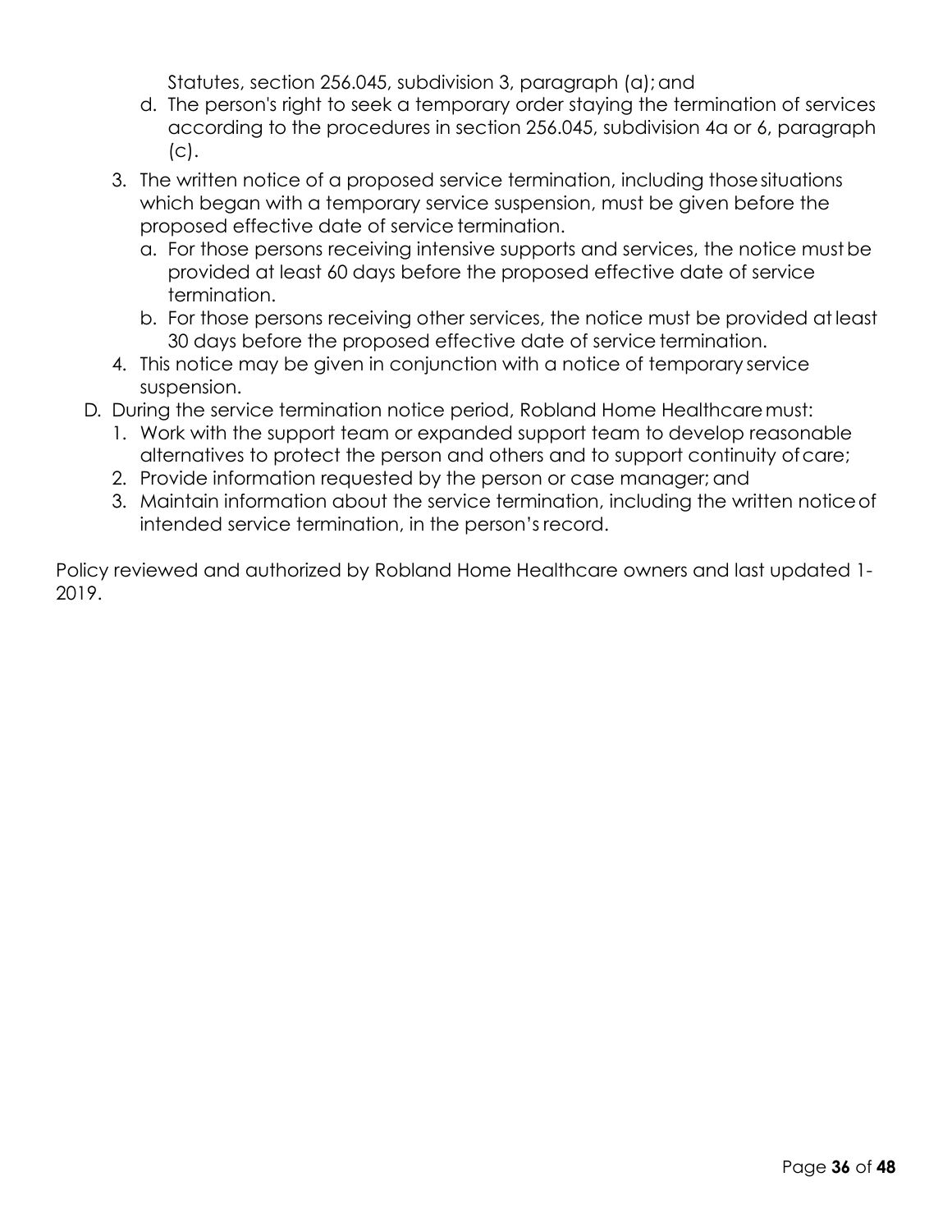Statutes, section 256.045, subdivision 3, paragraph (a); and

d. The person's right to seek a temporary order staying the termination of services according to the procedures in section 256.045, subdivision 4a or 6, paragraph (c).

3. The written notice of a proposed service termination, including those situations which began with a temporary service suspension, must be given before the proposed effective date of service termination.
   a. For those persons receiving intensive supports and services, the notice must be provided at least 60 days before the proposed effective date of service termination.
   b. For those persons receiving other services, the notice must be provided at least 30 days before the proposed effective date of service termination.
4. This notice may be given in conjunction with a notice of temporary service suspension.

D. During the service termination notice period, Robland Home Healthcare must:
   1. Work with the support team or expanded support team to develop reasonable alternatives to protect the person and others and to support continuity of care;
   2. Provide information requested by the person or case manager; and
   3. Maintain information about the service termination, including the written notice of intended service termination, in the person's record.

Policy reviewed and authorized by Robland Home Healthcare owners and last updated 1-2019.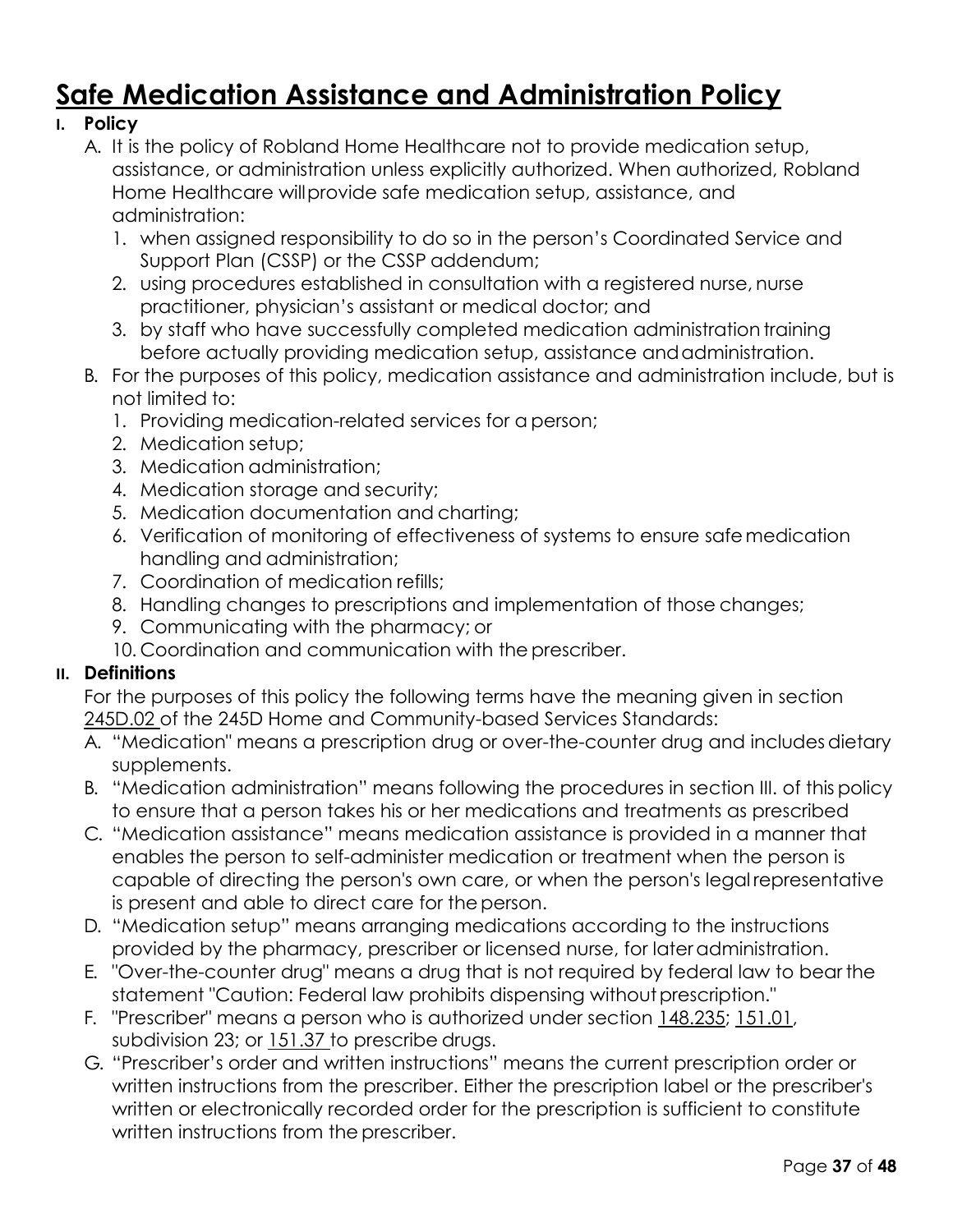# Safe Medication Assistance and Administration Policy

## I. Policy

A. It is the policy of Robland Home Healthcare not to provide medication setup, assistance, or administration unless explicitly authorized. When authorized, Robland Home Healthcare will provide safe medication setup, assistance, and administration:

1. when assigned responsibility to do so in the person's Coordinated Service and Support Plan (CSSP) or the CSSP addendum;
2. using procedures established in consultation with a registered nurse, nurse practitioner, physician's assistant or medical doctor; and
3. by staff who have successfully completed medication administration training before actually providing medication setup, assistance and administration.

B. For the purposes of this policy, medication assistance and administration include, but is not limited to:

1. Providing medication-related services for a person;
2. Medication setup;
3. Medication administration;
4. Medication storage and security;
5. Medication documentation and charting;
6. Verification of monitoring of effectiveness of systems to ensure safe medication handling and administration;
7. Coordination of medication refills;
8. Handling changes to prescriptions and implementation of those changes;
9. Communicating with the pharmacy; or
10. Coordination and communication with the prescriber.

## II. Definitions

For the purposes of this policy the following terms have the meaning given in section 245D.02 of the 245D Home and Community-based Services Standards:

A. "Medication" means a prescription drug or over-the-counter drug and includes dietary supplements.

B. "Medication administration" means following the procedures in section III. of this policy to ensure that a person takes his or her medications and treatments as prescribed

C. "Medication assistance" means medication assistance is provided in a manner that enables the person to self-administer medication or treatment when the person is capable of directing the person's own care, or when the person's legal representative is present and able to direct care for the person.

D. "Medication setup" means arranging medications according to the instructions provided by the pharmacy, prescriber or licensed nurse, for later administration.

E. "Over-the-counter drug" means a drug that is not required by federal law to bear the statement "Caution: Federal law prohibits dispensing without prescription."

F. "Prescriber" means a person who is authorized under section 148.235; 151.01, subdivision 23; or 151.37 to prescribe drugs.

G. "Prescriber's order and written instructions" means the current prescription order or written instructions from the prescriber. Either the prescription label or the prescriber's written or electronically recorded order for the prescription is sufficient to constitute written instructions from the prescriber.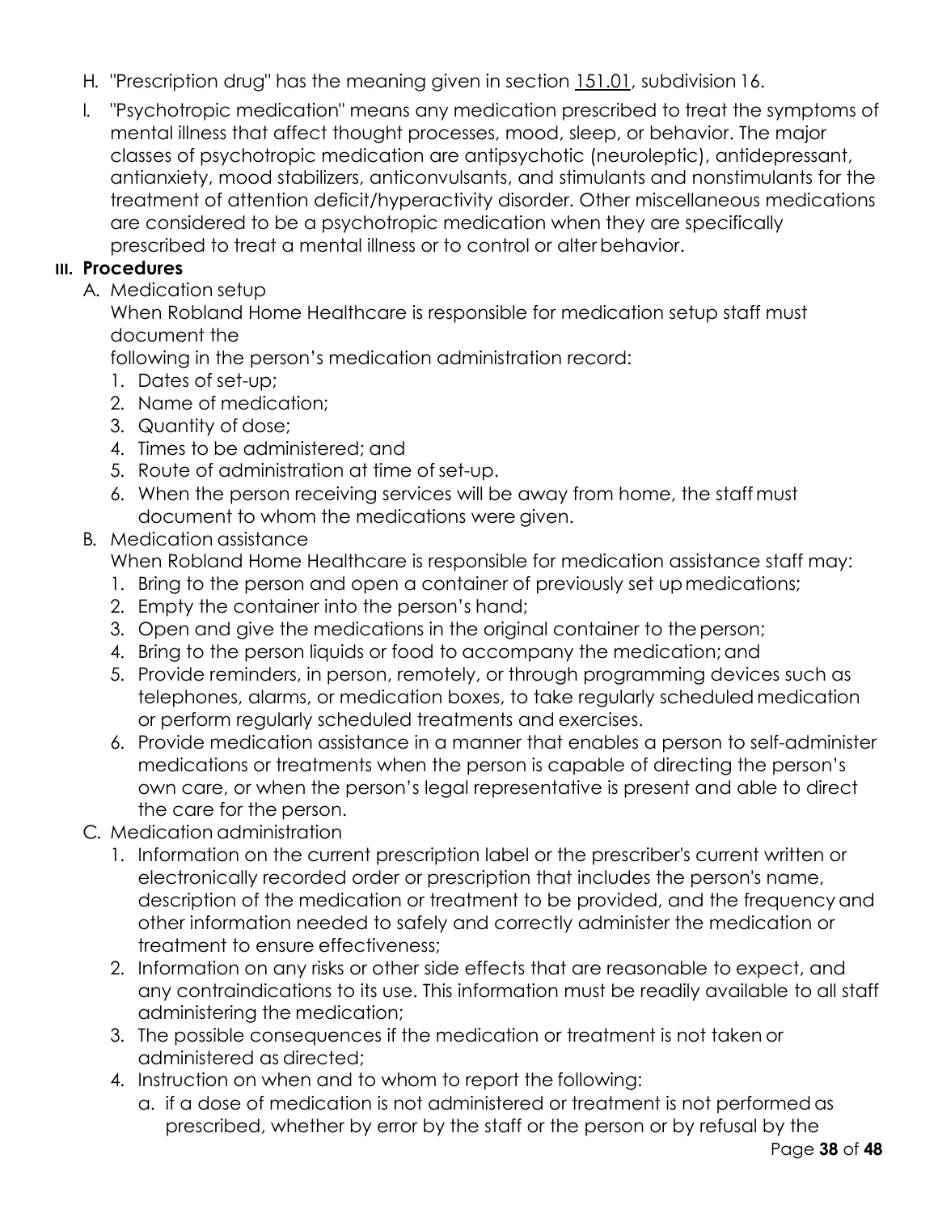H. "Prescription drug" has the meaning given in section 151.01, subdivision 16.

I. "Psychotropic medication" means any medication prescribed to treat the symptoms of mental illness that affect thought processes, mood, sleep, or behavior. The major classes of psychotropic medication are antipsychotic (neuroleptic), antidepressant, antianxiety, mood stabilizers, anticonvulsants, and stimulants and nonstimulants for the treatment of attention deficit/hyperactivity disorder. Other miscellaneous medications are considered to be a psychotropic medication when they are specifically prescribed to treat a mental illness or to control or alter behavior.

## III. Procedures

A. Medication setup

When Robland Home Healthcare is responsible for medication setup staff must document the following in the person's medication administration record:

1. Dates of set-up;
2. Name of medication;
3. Quantity of dose;
4. Times to be administered; and
5. Route of administration at time of set-up.
6. When the person receiving services will be away from home, the staff must document to whom the medications were given.

B. Medication assistance

When Robland Home Healthcare is responsible for medication assistance staff may:

1. Bring to the person and open a container of previously set up medications;
2. Empty the container into the person's hand;
3. Open and give the medications in the original container to the person;
4. Bring to the person liquids or food to accompany the medication; and
5. Provide reminders, in person, remotely, or through programming devices such as telephones, alarms, or medication boxes, to take regularly scheduled medication or perform regularly scheduled treatments and exercises.
6. Provide medication assistance in a manner that enables a person to self-administer medications or treatments when the person is capable of directing the person's own care, or when the person's legal representative is present and able to direct the care for the person.

C. Medication administration

1. Information on the current prescription label or the prescriber's current written or electronically recorded order or prescription that includes the person's name, description of the medication or treatment to be provided, and the frequency and other information needed to safely and correctly administer the medication or treatment to ensure effectiveness;
2. Information on any risks or other side effects that are reasonable to expect, and any contraindications to its use. This information must be readily available to all staff administering the medication;
3. The possible consequences if the medication or treatment is not taken or administered as directed;
4. Instruction on when and to whom to report the following:
   a. if a dose of medication is not administered or treatment is not performed as prescribed, whether by error by the staff or the person or by refusal by the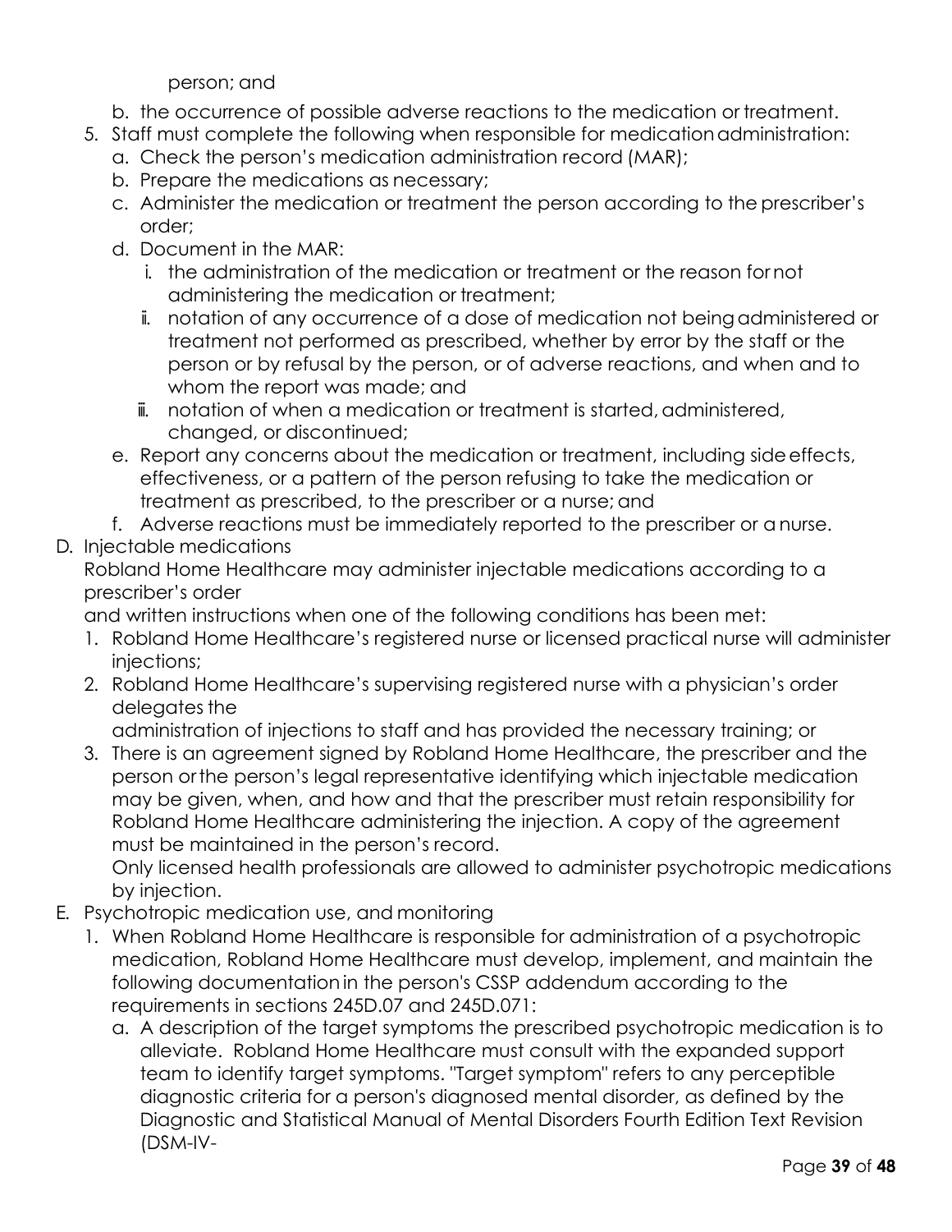person; and

   b. the occurrence of possible adverse reactions to the medication or treatment.
5. Staff must complete the following when responsible for medication administration:
   a. Check the person's medication administration record (MAR);
   b. Prepare the medications as necessary;
   c. Administer the medication or treatment the person according to the prescriber's order;
   d. Document in the MAR:
      i. the administration of the medication or treatment or the reason for not administering the medication or treatment;
      ii. notation of any occurrence of a dose of medication not being administered or treatment not performed as prescribed, whether by error by the staff or the person or by refusal by the person, or of adverse reactions, and when and to whom the report was made; and
      iii. notation of when a medication or treatment is started, administered, changed, or discontinued;
   e. Report any concerns about the medication or treatment, including side effects, effectiveness, or a pattern of the person refusing to take the medication or treatment as prescribed, to the prescriber or a nurse; and
   f. Adverse reactions must be immediately reported to the prescriber or a nurse.

D. Injectable medications

Robland Home Healthcare may administer injectable medications according to a prescriber's order
and written instructions when one of the following conditions has been met:

1. Robland Home Healthcare's registered nurse or licensed practical nurse will administer injections;
2. Robland Home Healthcare's supervising registered nurse with a physician's order delegates the
   administration of injections to staff and has provided the necessary training; or
3. There is an agreement signed by Robland Home Healthcare, the prescriber and the person or the person's legal representative identifying which injectable medication may be given, when, and how and that the prescriber must retain responsibility for Robland Home Healthcare administering the injection. A copy of the agreement must be maintained in the person's record.
   Only licensed health professionals are allowed to administer psychotropic medications by injection.

E. Psychotropic medication use, and monitoring

1. When Robland Home Healthcare is responsible for administration of a psychotropic medication, Robland Home Healthcare must develop, implement, and maintain the following documentation in the person's CSSP addendum according to the requirements in sections 245D.07 and 245D.071:
   a. A description of the target symptoms the prescribed psychotropic medication is to alleviate. Robland Home Healthcare must consult with the expanded support team to identify target symptoms. "Target symptom" refers to any perceptible diagnostic criteria for a person's diagnosed mental disorder, as defined by the Diagnostic and Statistical Manual of Mental Disorders Fourth Edition Text Revision (DSM-IV-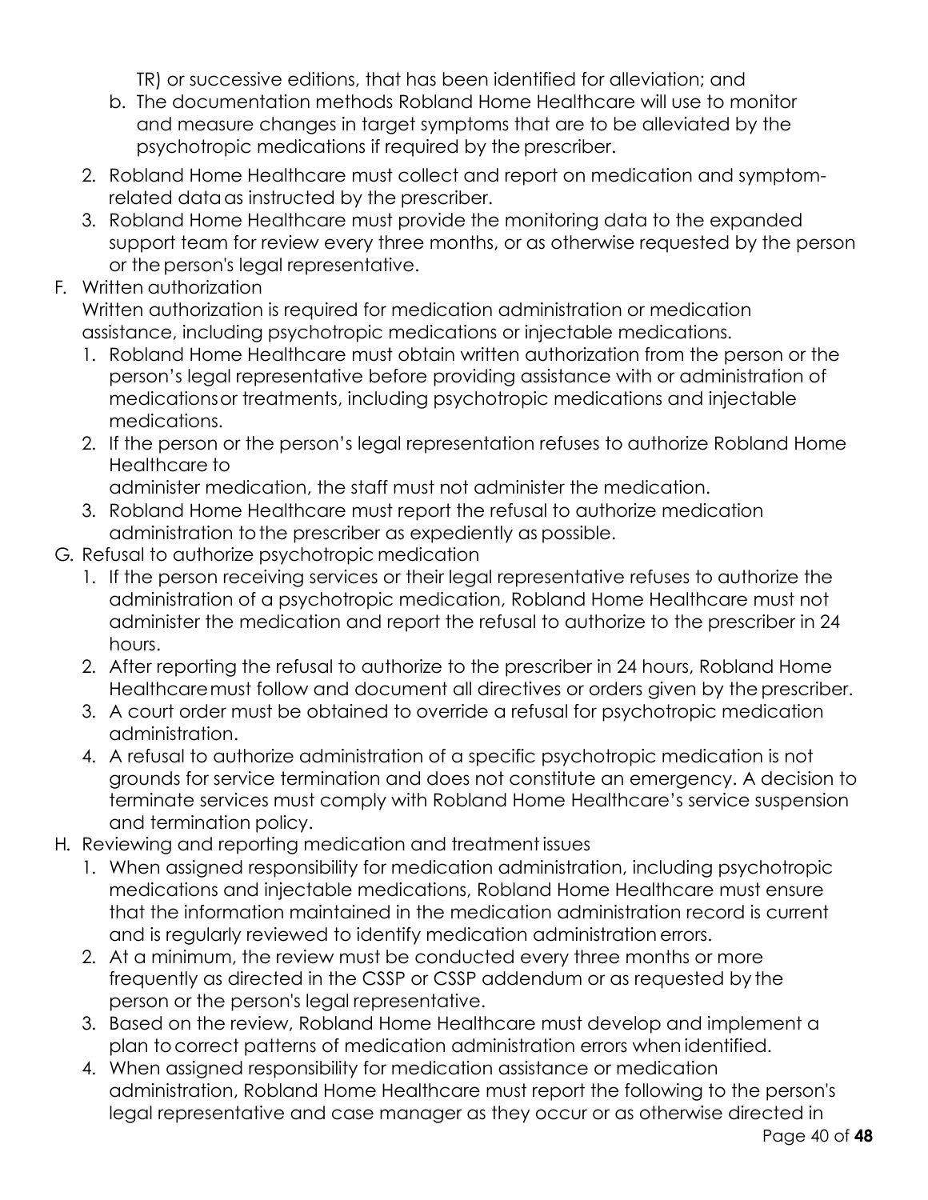TR) or successive editions, that has been identified for alleviation; and

   b. The documentation methods Robland Home Healthcare will use to monitor and measure changes in target symptoms that are to be alleviated by the psychotropic medications if required by the prescriber.

2. Robland Home Healthcare must collect and report on medication and symptom-related data as instructed by the prescriber.
3. Robland Home Healthcare must provide the monitoring data to the expanded support team for review every three months, or as otherwise requested by the person or the person's legal representative.

F. Written authorization

Written authorization is required for medication administration or medication assistance, including psychotropic medications or injectable medications.

1. Robland Home Healthcare must obtain written authorization from the person or the person's legal representative before providing assistance with or administration of medications or treatments, including psychotropic medications and injectable medications.
2. If the person or the person's legal representation refuses to authorize Robland Home Healthcare to
   administer medication, the staff must not administer the medication.
3. Robland Home Healthcare must report the refusal to authorize medication administration to the prescriber as expediently as possible.

G. Refusal to authorize psychotropic medication

1. If the person receiving services or their legal representative refuses to authorize the administration of a psychotropic medication, Robland Home Healthcare must not administer the medication and report the refusal to authorize to the prescriber in 24 hours.
2. After reporting the refusal to authorize to the prescriber in 24 hours, Robland Home Healthcare must follow and document all directives or orders given by the prescriber.
3. A court order must be obtained to override a refusal for psychotropic medication administration.
4. A refusal to authorize administration of a specific psychotropic medication is not grounds for service termination and does not constitute an emergency. A decision to terminate services must comply with Robland Home Healthcare's service suspension and termination policy.

H. Reviewing and reporting medication and treatment issues

1. When assigned responsibility for medication administration, including psychotropic medications and injectable medications, Robland Home Healthcare must ensure that the information maintained in the medication administration record is current and is regularly reviewed to identify medication administration errors.
2. At a minimum, the review must be conducted every three months or more frequently as directed in the CSSP or CSSP addendum or as requested by the person or the person's legal representative.
3. Based on the review, Robland Home Healthcare must develop and implement a plan to correct patterns of medication administration errors when identified.
4. When assigned responsibility for medication assistance or medication administration, Robland Home Healthcare must report the following to the person's legal representative and case manager as they occur or as otherwise directed in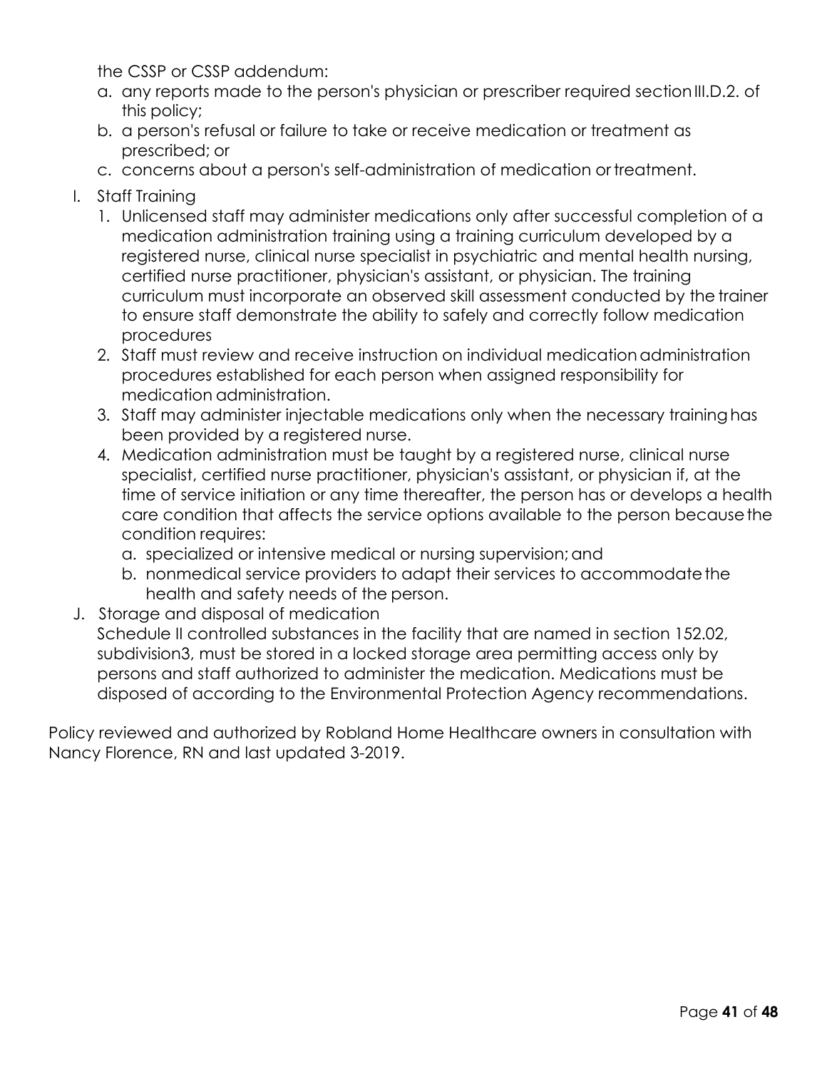the CSSP or CSSP addendum:

a. any reports made to the person's physician or prescriber required section III.D.2. of this policy;
b. a person's refusal or failure to take or receive medication or treatment as prescribed; or
c. concerns about a person's self-administration of medication or treatment.

I. Staff Training

1. Unlicensed staff may administer medications only after successful completion of a medication administration training using a training curriculum developed by a registered nurse, clinical nurse specialist in psychiatric and mental health nursing, certified nurse practitioner, physician's assistant, or physician. The training curriculum must incorporate an observed skill assessment conducted by the trainer to ensure staff demonstrate the ability to safely and correctly follow medication procedures
2. Staff must review and receive instruction on individual medication administration procedures established for each person when assigned responsibility for medication administration.
3. Staff may administer injectable medications only when the necessary training has been provided by a registered nurse.
4. Medication administration must be taught by a registered nurse, clinical nurse specialist, certified nurse practitioner, physician's assistant, or physician if, at the time of service initiation or any time thereafter, the person has or develops a health care condition that affects the service options available to the person because the condition requires:
   a. specialized or intensive medical or nursing supervision; and
   b. nonmedical service providers to adapt their services to accommodate the health and safety needs of the person.

J. Storage and disposal of medication

Schedule II controlled substances in the facility that are named in section 152.02, subdivision3, must be stored in a locked storage area permitting access only by persons and staff authorized to administer the medication. Medications must be disposed of according to the Environmental Protection Agency recommendations.

Policy reviewed and authorized by Robland Home Healthcare owners in consultation with Nancy Florence, RN and last updated 3-2019.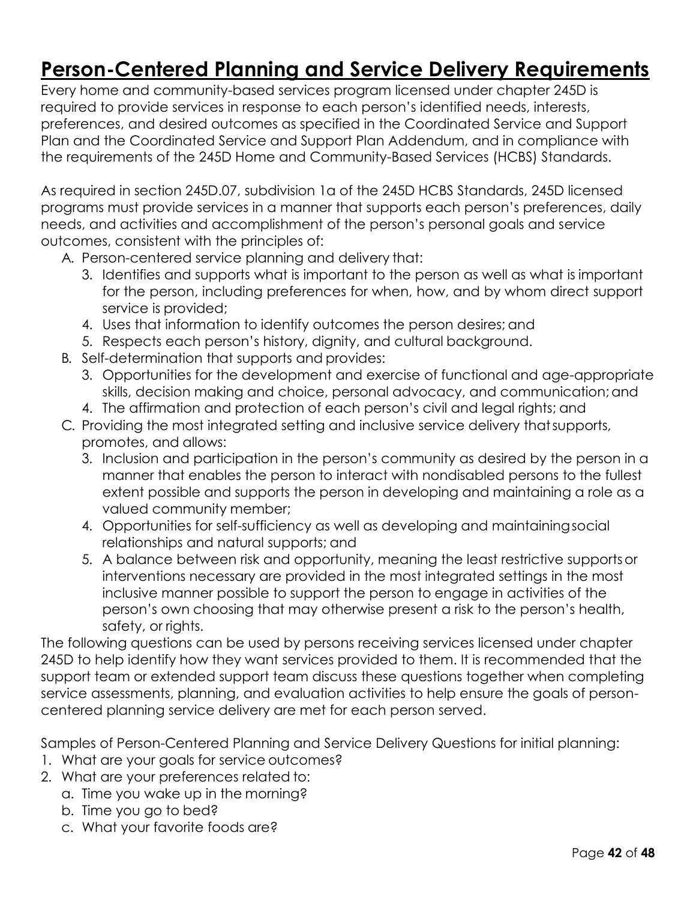# Person-Centered Planning and Service Delivery Requirements

Every home and community-based services program licensed under chapter 245D is required to provide services in response to each person's identified needs, interests, preferences, and desired outcomes as specified in the Coordinated Service and Support Plan and the Coordinated Service and Support Plan Addendum, and in compliance with the requirements of the 245D Home and Community-Based Services (HCBS) Standards.

As required in section 245D.07, subdivision 1a of the 245D HCBS Standards, 245D licensed programs must provide services in a manner that supports each person's preferences, daily needs, and activities and accomplishment of the person's personal goals and service outcomes, consistent with the principles of:

A. Person-centered service planning and delivery that:
   3. Identifies and supports what is important to the person as well as what is important for the person, including preferences for when, how, and by whom direct support service is provided;
   4. Uses that information to identify outcomes the person desires; and
   5. Respects each person's history, dignity, and cultural background.
B. Self-determination that supports and provides:
   3. Opportunities for the development and exercise of functional and age-appropriate skills, decision making and choice, personal advocacy, and communication; and
   4. The affirmation and protection of each person's civil and legal rights; and
C. Providing the most integrated setting and inclusive service delivery that supports, promotes, and allows:
   3. Inclusion and participation in the person's community as desired by the person in a manner that enables the person to interact with nondisabled persons to the fullest extent possible and supports the person in developing and maintaining a role as a valued community member;
   4. Opportunities for self-sufficiency as well as developing and maintaining social relationships and natural supports; and
   5. A balance between risk and opportunity, meaning the least restrictive supports or interventions necessary are provided in the most integrated settings in the most inclusive manner possible to support the person to engage in activities of the person's own choosing that may otherwise present a risk to the person's health, safety, or rights.

The following questions can be used by persons receiving services licensed under chapter 245D to help identify how they want services provided to them. It is recommended that the support team or extended support team discuss these questions together when completing service assessments, planning, and evaluation activities to help ensure the goals of person-centered planning service delivery are met for each person served.

Samples of Person-Centered Planning and Service Delivery Questions for initial planning:

1. What are your goals for service outcomes?
2. What are your preferences related to:
   a. Time you wake up in the morning?
   b. Time you go to bed?
   c. What your favorite foods are?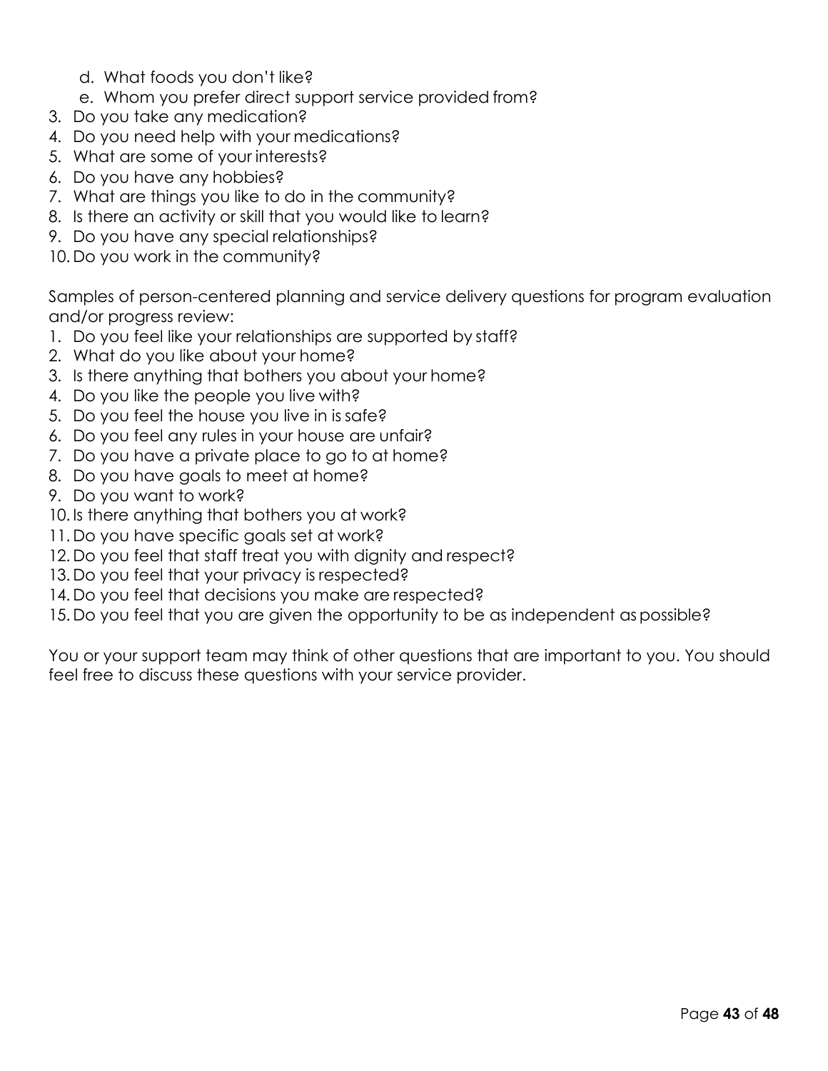d. What foods you don't like?
   e. Whom you prefer direct support service provided from?
3. Do you take any medication?
4. Do you need help with your medications?
5. What are some of your interests?
6. Do you have any hobbies?
7. What are things you like to do in the community?
8. Is there an activity or skill that you would like to learn?
9. Do you have any special relationships?
10. Do you work in the community?

Samples of person-centered planning and service delivery questions for program evaluation and/or progress review:

1. Do you feel like your relationships are supported by staff?
2. What do you like about your home?
3. Is there anything that bothers you about your home?
4. Do you like the people you live with?
5. Do you feel the house you live in is safe?
6. Do you feel any rules in your house are unfair?
7. Do you have a private place to go to at home?
8. Do you have goals to meet at home?
9. Do you want to work?
10. Is there anything that bothers you at work?
11. Do you have specific goals set at work?
12. Do you feel that staff treat you with dignity and respect?
13. Do you feel that your privacy is respected?
14. Do you feel that decisions you make are respected?
15. Do you feel that you are given the opportunity to be as independent as possible?

You or your support team may think of other questions that are important to you. You should feel free to discuss these questions with your service provider.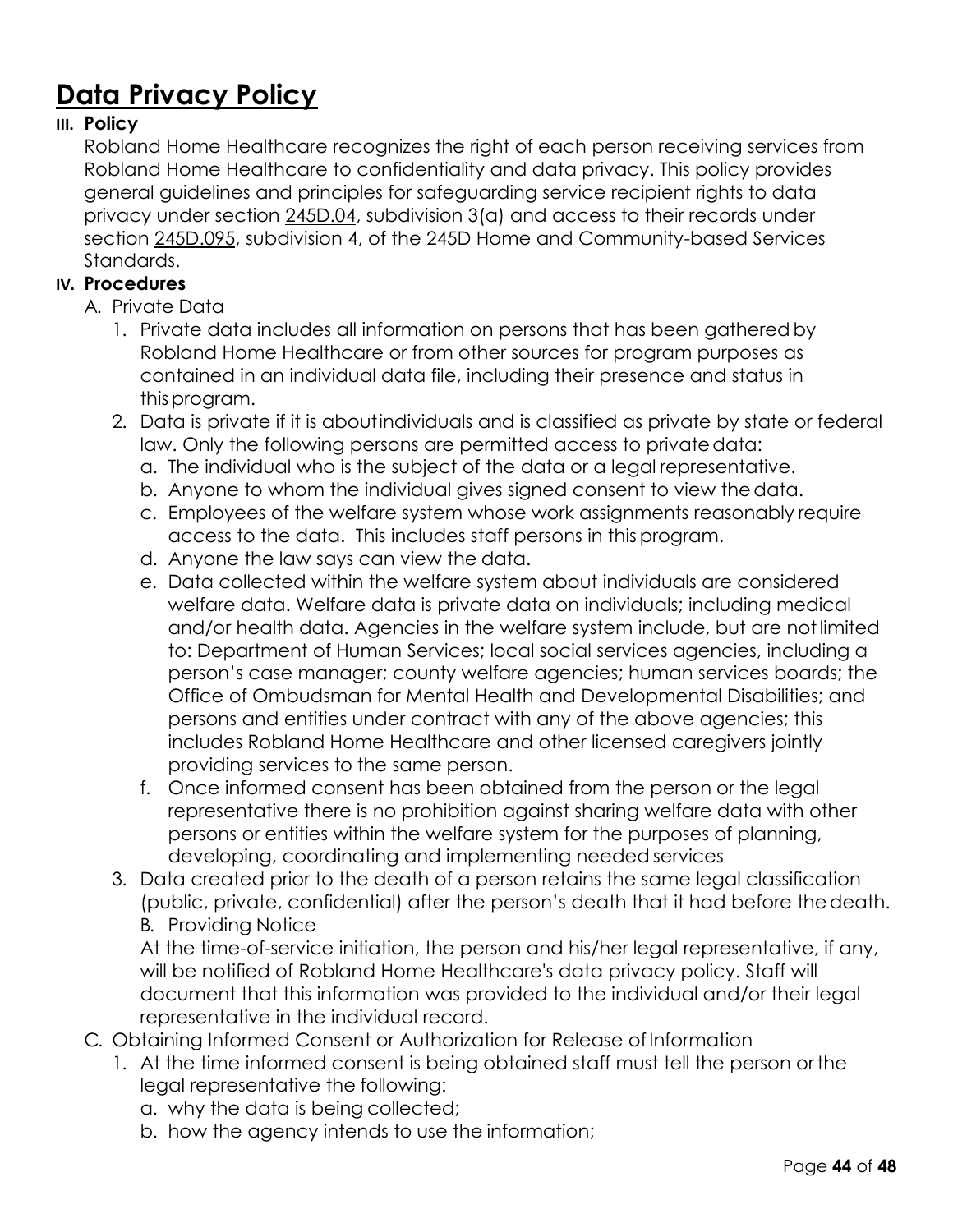# Data Privacy Policy

**III. Policy**

Robland Home Healthcare recognizes the right of each person receiving services from Robland Home Healthcare to confidentiality and data privacy. This policy provides general guidelines and principles for safeguarding service recipient rights to data privacy under section 245D.04, subdivision 3(a) and access to their records under section 245D.095, subdivision 4, of the 245D Home and Community-based Services Standards.

**IV. Procedures**

A. Private Data

1. Private data includes all information on persons that has been gathered by Robland Home Healthcare or from other sources for program purposes as contained in an individual data file, including their presence and status in this program.
2. Data is private if it is about individuals and is classified as private by state or federal law. Only the following persons are permitted access to private data:
   a. The individual who is the subject of the data or a legal representative.
   b. Anyone to whom the individual gives signed consent to view the data.
   c. Employees of the welfare system whose work assignments reasonably require access to the data. This includes staff persons in this program.
   d. Anyone the law says can view the data.
   e. Data collected within the welfare system about individuals are considered welfare data. Welfare data is private data on individuals; including medical and/or health data. Agencies in the welfare system include, but are not limited to: Department of Human Services; local social services agencies, including a person's case manager; county welfare agencies; human services boards; the Office of Ombudsman for Mental Health and Developmental Disabilities; and persons and entities under contract with any of the above agencies; this includes Robland Home Healthcare and other licensed caregivers jointly providing services to the same person.
   f. Once informed consent has been obtained from the person or the legal representative there is no prohibition against sharing welfare data with other persons or entities within the welfare system for the purposes of planning, developing, coordinating and implementing needed services
3. Data created prior to the death of a person retains the same legal classification (public, private, confidential) after the person's death that it had before the death.

B. Providing Notice

At the time-of-service initiation, the person and his/her legal representative, if any, will be notified of Robland Home Healthcare's data privacy policy. Staff will document that this information was provided to the individual and/or their legal representative in the individual record.

C. Obtaining Informed Consent or Authorization for Release of Information

1. At the time informed consent is being obtained staff must tell the person or the legal representative the following:
   a. why the data is being collected;
   b. how the agency intends to use the information;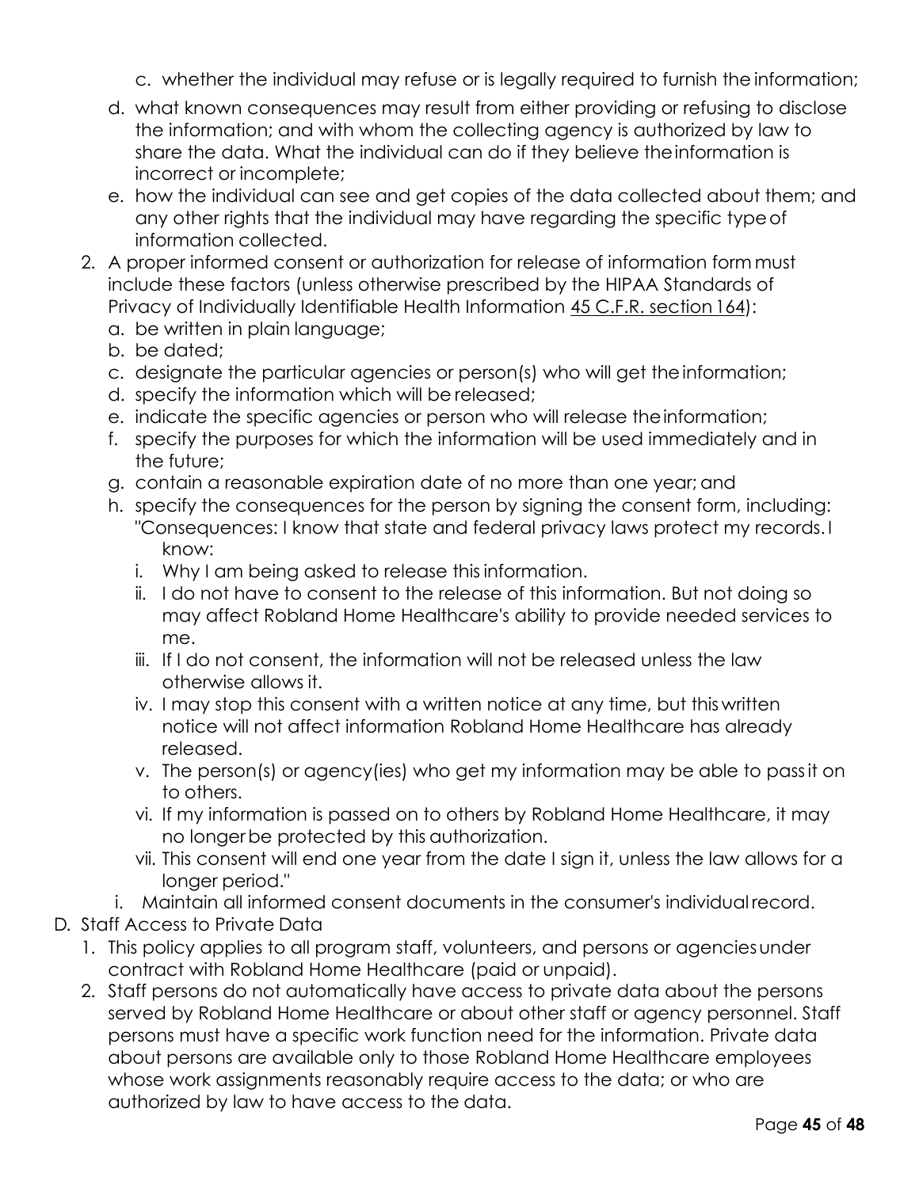c. whether the individual may refuse or is legally required to furnish the information;
d. what known consequences may result from either providing or refusing to disclose the information; and with whom the collecting agency is authorized by law to share the data. What the individual can do if they believe the information is incorrect or incomplete;
e. how the individual can see and get copies of the data collected about them; and any other rights that the individual may have regarding the specific type of information collected.

2. A proper informed consent or authorization for release of information form must include these factors (unless otherwise prescribed by the HIPAA Standards of Privacy of Individually Identifiable Health Information 45 C.F.R. section 164):
   a. be written in plain language;
   b. be dated;
   c. designate the particular agencies or person(s) who will get the information;
   d. specify the information which will be released;
   e. indicate the specific agencies or person who will release the information;
   f. specify the purposes for which the information will be used immediately and in the future;
   g. contain a reasonable expiration date of no more than one year; and
   h. specify the consequences for the person by signing the consent form, including: "Consequences: I know that state and federal privacy laws protect my records. I know:
      i. Why I am being asked to release this information.
      ii. I do not have to consent to the release of this information. But not doing so may affect Robland Home Healthcare's ability to provide needed services to me.
      iii. If I do not consent, the information will not be released unless the law otherwise allows it.
      iv. I may stop this consent with a written notice at any time, but this written notice will not affect information Robland Home Healthcare has already released.
      v. The person(s) or agency(ies) who get my information may be able to pass it on to others.
      vi. If my information is passed on to others by Robland Home Healthcare, it may no longer be protected by this authorization.
      vii. This consent will end one year from the date I sign it, unless the law allows for a longer period."
   i. Maintain all informed consent documents in the consumer's individual record.

D. Staff Access to Private Data
1. This policy applies to all program staff, volunteers, and persons or agencies under contract with Robland Home Healthcare (paid or unpaid).
2. Staff persons do not automatically have access to private data about the persons served by Robland Home Healthcare or about other staff or agency personnel. Staff persons must have a specific work function need for the information. Private data about persons are available only to those Robland Home Healthcare employees whose work assignments reasonably require access to the data; or who are authorized by law to have access to the data.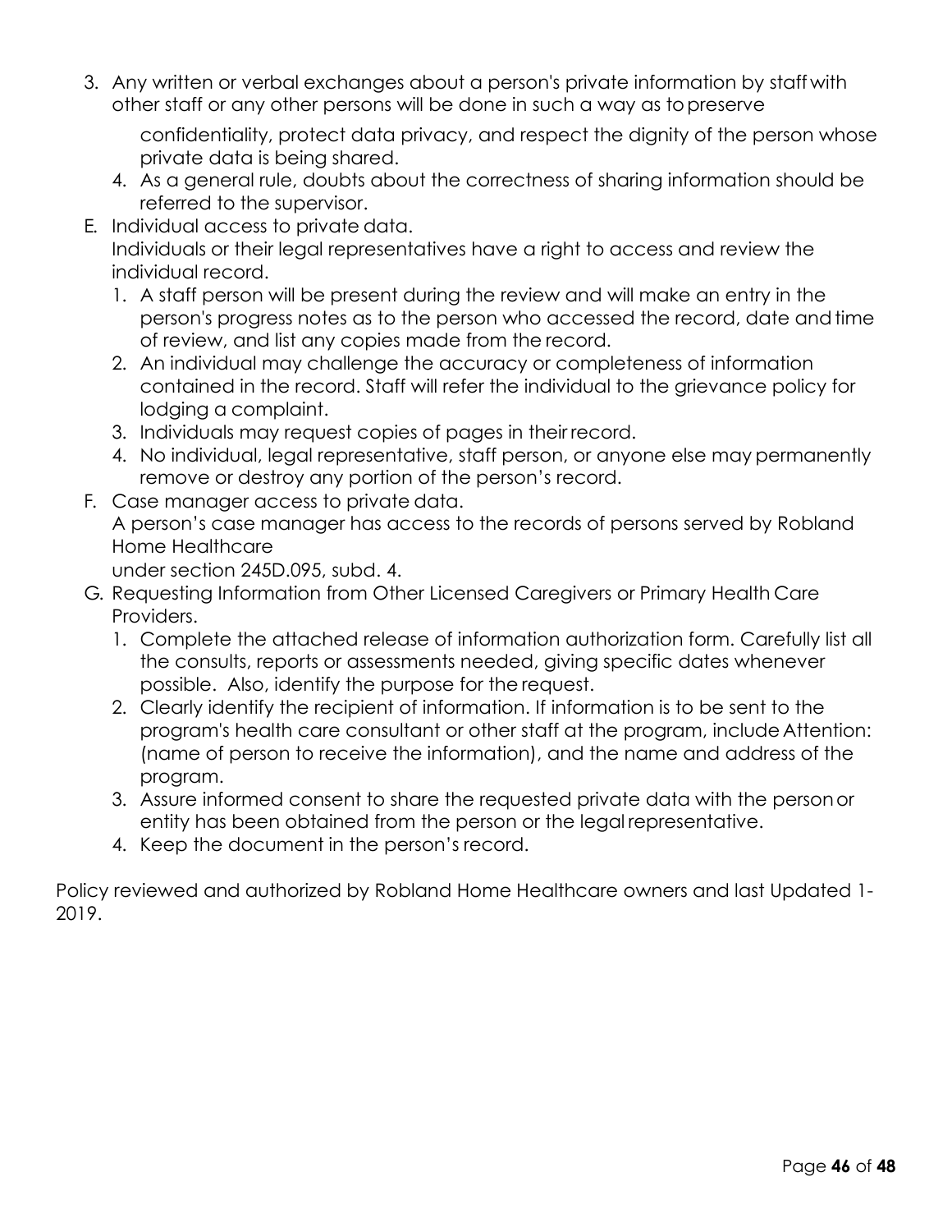3. Any written or verbal exchanges about a person's private information by staff with other staff or any other persons will be done in such a way as to preserve confidentiality, protect data privacy, and respect the dignity of the person whose private data is being shared.
4. As a general rule, doubts about the correctness of sharing information should be referred to the supervisor.

E. Individual access to private data.
Individuals or their legal representatives have a right to access and review the individual record.
   1. A staff person will be present during the review and will make an entry in the person's progress notes as to the person who accessed the record, date and time of review, and list any copies made from the record.
   2. An individual may challenge the accuracy or completeness of information contained in the record. Staff will refer the individual to the grievance policy for lodging a complaint.
   3. Individuals may request copies of pages in their record.
   4. No individual, legal representative, staff person, or anyone else may permanently remove or destroy any portion of the person's record.

F. Case manager access to private data.
A person's case manager has access to the records of persons served by Robland Home Healthcare
under section 245D.095, subd. 4.

G. Requesting Information from Other Licensed Caregivers or Primary Health Care Providers.
   1. Complete the attached release of information authorization form. Carefully list all the consults, reports or assessments needed, giving specific dates whenever possible. Also, identify the purpose for the request.
   2. Clearly identify the recipient of information. If information is to be sent to the program's health care consultant or other staff at the program, include Attention: (name of person to receive the information), and the name and address of the program.
   3. Assure informed consent to share the requested private data with the person or entity has been obtained from the person or the legal representative.
   4. Keep the document in the person's record.

Policy reviewed and authorized by Robland Home Healthcare owners and last Updated 1-2019.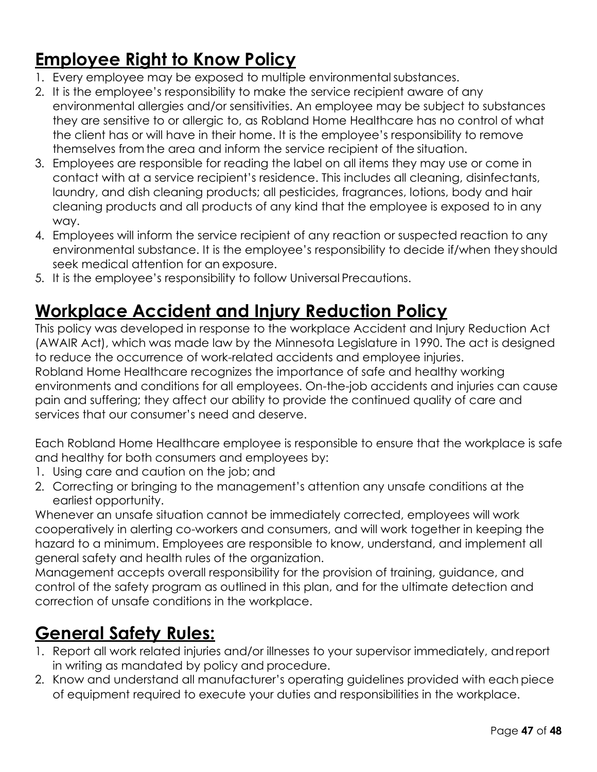## Employee Right to Know Policy

1. Every employee may be exposed to multiple environmental substances.
2. It is the employee's responsibility to make the service recipient aware of any environmental allergies and/or sensitivities. An employee may be subject to substances they are sensitive to or allergic to, as Robland Home Healthcare has no control of what the client has or will have in their home. It is the employee's responsibility to remove themselves from the area and inform the service recipient of the situation.
3. Employees are responsible for reading the label on all items they may use or come in contact with at a service recipient's residence. This includes all cleaning, disinfectants, laundry, and dish cleaning products; all pesticides, fragrances, lotions, body and hair cleaning products and all products of any kind that the employee is exposed to in any way.
4. Employees will inform the service recipient of any reaction or suspected reaction to any environmental substance. It is the employee's responsibility to decide if/when they should seek medical attention for an exposure.
5. It is the employee's responsibility to follow Universal Precautions.

## Workplace Accident and Injury Reduction Policy

This policy was developed in response to the workplace Accident and Injury Reduction Act (AWAIR Act), which was made law by the Minnesota Legislature in 1990. The act is designed to reduce the occurrence of work-related accidents and employee injuries.
Robland Home Healthcare recognizes the importance of safe and healthy working environments and conditions for all employees. On-the-job accidents and injuries can cause pain and suffering; they affect our ability to provide the continued quality of care and services that our consumer's need and deserve.

Each Robland Home Healthcare employee is responsible to ensure that the workplace is safe and healthy for both consumers and employees by:

1. Using care and caution on the job; and
2. Correcting or bringing to the management's attention any unsafe conditions at the earliest opportunity.

Whenever an unsafe situation cannot be immediately corrected, employees will work cooperatively in alerting co-workers and consumers, and will work together in keeping the hazard to a minimum. Employees are responsible to know, understand, and implement all general safety and health rules of the organization.
Management accepts overall responsibility for the provision of training, guidance, and control of the safety program as outlined in this plan, and for the ultimate detection and correction of unsafe conditions in the workplace.

## General Safety Rules:

1. Report all work related injuries and/or illnesses to your supervisor immediately, and report in writing as mandated by policy and procedure.
2. Know and understand all manufacturer's operating guidelines provided with each piece of equipment required to execute your duties and responsibilities in the workplace.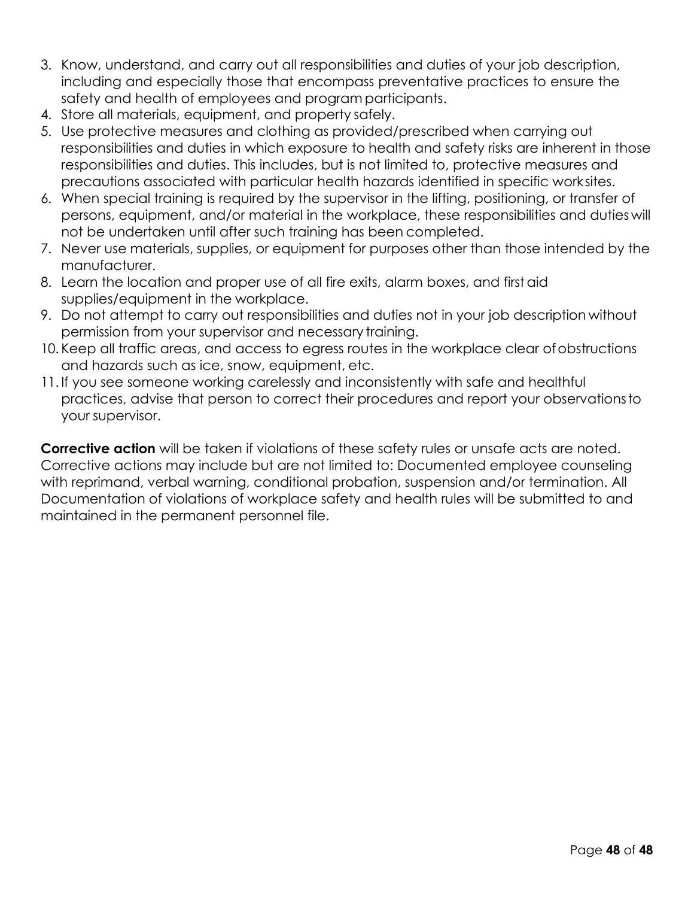3. Know, understand, and carry out all responsibilities and duties of your job description, including and especially those that encompass preventative practices to ensure the safety and health of employees and program participants.
4. Store all materials, equipment, and property safely.
5. Use protective measures and clothing as provided/prescribed when carrying out responsibilities and duties in which exposure to health and safety risks are inherent in those responsibilities and duties. This includes, but is not limited to, protective measures and precautions associated with particular health hazards identified in specific worksites.
6. When special training is required by the supervisor in the lifting, positioning, or transfer of persons, equipment, and/or material in the workplace, these responsibilities and duties will not be undertaken until after such training has been completed.
7. Never use materials, supplies, or equipment for purposes other than those intended by the manufacturer.
8. Learn the location and proper use of all fire exits, alarm boxes, and first aid supplies/equipment in the workplace.
9. Do not attempt to carry out responsibilities and duties not in your job description without permission from your supervisor and necessary training.
10. Keep all traffic areas, and access to egress routes in the workplace clear of obstructions and hazards such as ice, snow, equipment, etc.
11. If you see someone working carelessly and inconsistently with safe and healthful practices, advise that person to correct their procedures and report your observations to your supervisor.

**Corrective action** will be taken if violations of these safety rules or unsafe acts are noted. Corrective actions may include but are not limited to: Documented employee counseling with reprimand, verbal warning, conditional probation, suspension and/or termination. All Documentation of violations of workplace safety and health rules will be submitted to and maintained in the permanent personnel file.